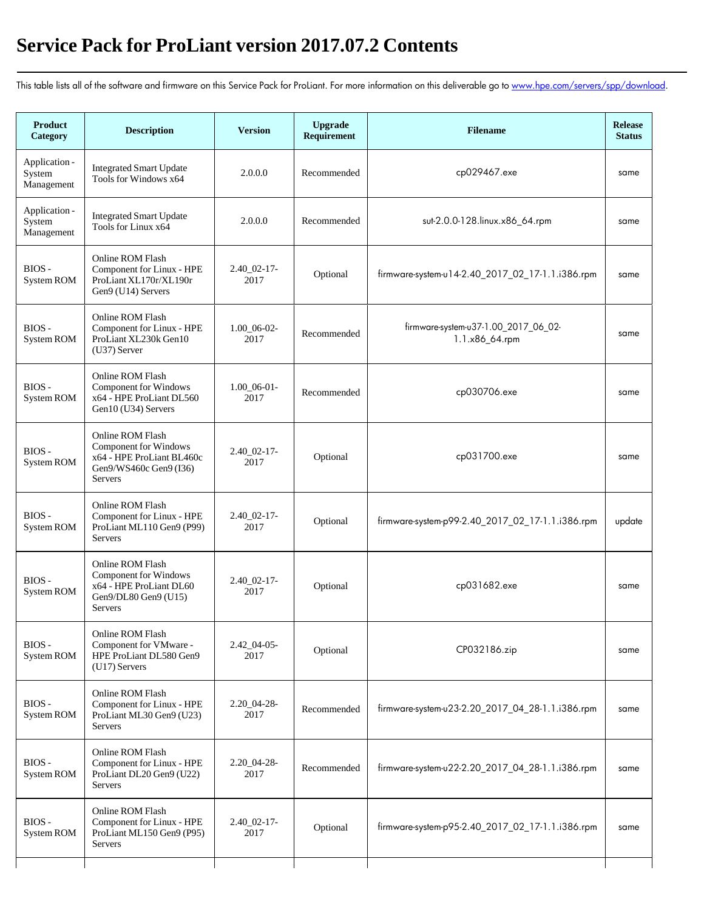# Service Pack for ProLiant version 2017.07.2 Contents

This table lists all of the software and firmware on this Service Pack for ProLiant. For more information on this deliverable go to www.hpe.com/servers/spp/download.

| Product Category | Description | Version | Upgrade Requirement | Filename | Release Status |
| --- | --- | --- | --- | --- | --- |
| Application - System Management | Integrated Smart Update Tools for Windows x64 | 2.0.0.0 | Recommended | cp029467.exe | same |
| Application - System Management | Integrated Smart Update Tools for Linux x64 | 2.0.0.0 | Recommended | sut-2.0.0-128.linux.x86_64.rpm | same |
| BIOS - System ROM | Online ROM Flash Component for Linux - HPE ProLiant XL170r/XL190r Gen9 (U14) Servers | 2.40_02-17-2017 | Optional | firmware-system-u14-2.40_2017_02_17-1.1.i386.rpm | same |
| BIOS - System ROM | Online ROM Flash Component for Linux - HPE ProLiant XL230k Gen10 (U37) Server | 1.00_06-02-2017 | Recommended | firmware-system-u37-1.00_2017_06_02-1.1.x86_64.rpm | same |
| BIOS - System ROM | Online ROM Flash Component for Windows x64 - HPE ProLiant DL560 Gen10 (U34) Servers | 1.00_06-01-2017 | Recommended | cp030706.exe | same |
| BIOS - System ROM | Online ROM Flash Component for Windows x64 - HPE ProLiant BL460c Gen9/WS460c Gen9 (I36) Servers | 2.40_02-17-2017 | Optional | cp031700.exe | same |
| BIOS - System ROM | Online ROM Flash Component for Linux - HPE ProLiant ML110 Gen9 (P99) Servers | 2.40_02-17-2017 | Optional | firmware-system-p99-2.40_2017_02_17-1.1.i386.rpm | update |
| BIOS - System ROM | Online ROM Flash Component for Windows x64 - HPE ProLiant DL60 Gen9/DL80 Gen9 (U15) Servers | 2.40_02-17-2017 | Optional | cp031682.exe | same |
| BIOS - System ROM | Online ROM Flash Component for VMware - HPE ProLiant DL580 Gen9 (U17) Servers | 2.42_04-05-2017 | Optional | CP032186.zip | same |
| BIOS - System ROM | Online ROM Flash Component for Linux - HPE ProLiant ML30 Gen9 (U23) Servers | 2.20_04-28-2017 | Recommended | firmware-system-u23-2.20_2017_04_28-1.1.i386.rpm | same |
| BIOS - System ROM | Online ROM Flash Component for Linux - HPE ProLiant DL20 Gen9 (U22) Servers | 2.20_04-28-2017 | Recommended | firmware-system-u22-2.20_2017_04_28-1.1.i386.rpm | same |
| BIOS - System ROM | Online ROM Flash Component for Linux - HPE ProLiant ML150 Gen9 (P95) Servers | 2.40_02-17-2017 | Optional | firmware-system-p95-2.40_2017_02_17-1.1.i386.rpm | same |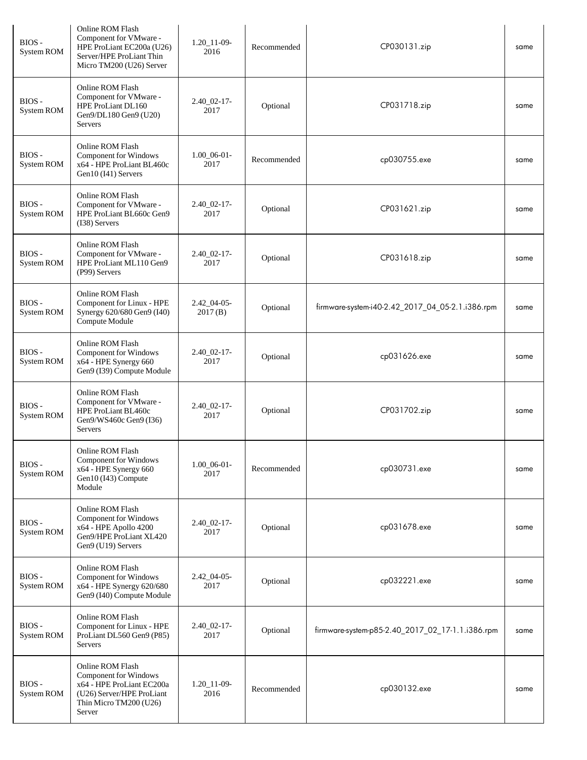| | | | | | |
|---|---|---|---|---|---|
| BIOS - System ROM | Online ROM Flash Component for VMware - HPE ProLiant EC200a (U26) Server/HPE ProLiant Thin Micro TM200 (U26) Server | 1.20_11-09-2016 | Recommended | CP030131.zip | same |
| BIOS - System ROM | Online ROM Flash Component for VMware - HPE ProLiant DL160 Gen9/DL180 Gen9 (U20) Servers | 2.40_02-17-2017 | Optional | CP031718.zip | same |
| BIOS - System ROM | Online ROM Flash Component for Windows x64 - HPE ProLiant BL460c Gen10 (I41) Servers | 1.00_06-01-2017 | Recommended | cp030755.exe | same |
| BIOS - System ROM | Online ROM Flash Component for VMware - HPE ProLiant BL660c Gen9 (I38) Servers | 2.40_02-17-2017 | Optional | CP031621.zip | same |
| BIOS - System ROM | Online ROM Flash Component for VMware - HPE ProLiant ML110 Gen9 (P99) Servers | 2.40_02-17-2017 | Optional | CP031618.zip | same |
| BIOS - System ROM | Online ROM Flash Component for Linux - HPE Synergy 620/680 Gen9 (I40) Compute Module | 2.42_04-05-2017 (B) | Optional | firmware-system-i40-2.42_2017_04_05-2.1.i386.rpm | same |
| BIOS - System ROM | Online ROM Flash Component for Windows x64 - HPE Synergy 660 Gen9 (I39) Compute Module | 2.40_02-17-2017 | Optional | cp031626.exe | same |
| BIOS - System ROM | Online ROM Flash Component for VMware - HPE ProLiant BL460c Gen9/WS460c Gen9 (I36) Servers | 2.40_02-17-2017 | Optional | CP031702.zip | same |
| BIOS - System ROM | Online ROM Flash Component for Windows x64 - HPE Synergy 660 Gen10 (I43) Compute Module | 1.00_06-01-2017 | Recommended | cp030731.exe | same |
| BIOS - System ROM | Online ROM Flash Component for Windows x64 - HPE Apollo 4200 Gen9/HPE ProLiant XL420 Gen9 (U19) Servers | 2.40_02-17-2017 | Optional | cp031678.exe | same |
| BIOS - System ROM | Online ROM Flash Component for Windows x64 - HPE Synergy 620/680 Gen9 (I40) Compute Module | 2.42_04-05-2017 | Optional | cp032221.exe | same |
| BIOS - System ROM | Online ROM Flash Component for Linux - HPE ProLiant DL560 Gen9 (P85) Servers | 2.40_02-17-2017 | Optional | firmware-system-p85-2.40_2017_02_17-1.1.i386.rpm | same |
| BIOS - System ROM | Online ROM Flash Component for Windows x64 - HPE ProLiant EC200a (U26) Server/HPE ProLiant Thin Micro TM200 (U26) Server | 1.20_11-09-2016 | Recommended | cp030132.exe | same |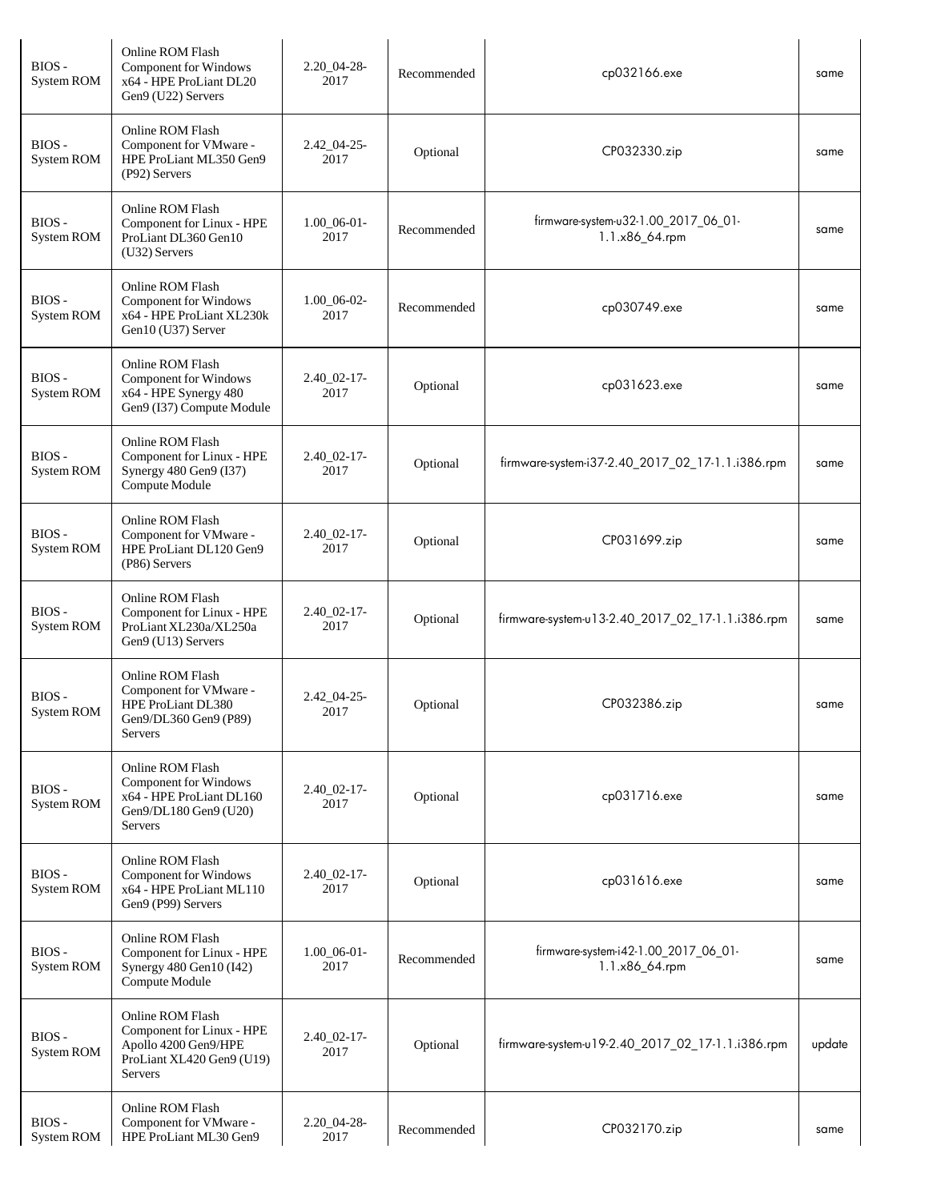| | | | | | |
|---|---|---|---|---|---|
| BIOS - System ROM | Online ROM Flash Component for Windows x64 - HPE ProLiant DL20 Gen9 (U22) Servers | 2.20_04-28-2017 | Recommended | cp032166.exe | same |
| BIOS - System ROM | Online ROM Flash Component for VMware - HPE ProLiant ML350 Gen9 (P92) Servers | 2.42_04-25-2017 | Optional | CP032330.zip | same |
| BIOS - System ROM | Online ROM Flash Component for Linux - HPE ProLiant DL360 Gen10 (U32) Servers | 1.00_06-01-2017 | Recommended | firmware-system-u32-1.00_2017_06_01-1.1.x86_64.rpm | same |
| BIOS - System ROM | Online ROM Flash Component for Windows x64 - HPE ProLiant XL230k Gen10 (U37) Server | 1.00_06-02-2017 | Recommended | cp030749.exe | same |
| BIOS - System ROM | Online ROM Flash Component for Windows x64 - HPE Synergy 480 Gen9 (I37) Compute Module | 2.40_02-17-2017 | Optional | cp031623.exe | same |
| BIOS - System ROM | Online ROM Flash Component for Linux - HPE Synergy 480 Gen9 (I37) Compute Module | 2.40_02-17-2017 | Optional | firmware-system-i37-2.40_2017_02_17-1.1.i386.rpm | same |
| BIOS - System ROM | Online ROM Flash Component for VMware - HPE ProLiant DL120 Gen9 (P86) Servers | 2.40_02-17-2017 | Optional | CP031699.zip | same |
| BIOS - System ROM | Online ROM Flash Component for Linux - HPE ProLiant XL230a/XL250a Gen9 (U13) Servers | 2.40_02-17-2017 | Optional | firmware-system-u13-2.40_2017_02_17-1.1.i386.rpm | same |
| BIOS - System ROM | Online ROM Flash Component for VMware - HPE ProLiant DL380 Gen9/DL360 Gen9 (P89) Servers | 2.42_04-25-2017 | Optional | CP032386.zip | same |
| BIOS - System ROM | Online ROM Flash Component for Windows x64 - HPE ProLiant DL160 Gen9/DL180 Gen9 (U20) Servers | 2.40_02-17-2017 | Optional | cp031716.exe | same |
| BIOS - System ROM | Online ROM Flash Component for Windows x64 - HPE ProLiant ML110 Gen9 (P99) Servers | 2.40_02-17-2017 | Optional | cp031616.exe | same |
| BIOS - System ROM | Online ROM Flash Component for Linux - HPE Synergy 480 Gen10 (I42) Compute Module | 1.00_06-01-2017 | Recommended | firmware-system-i42-1.00_2017_06_01-1.1.x86_64.rpm | same |
| BIOS - System ROM | Online ROM Flash Component for Linux - HPE Apollo 4200 Gen9/HPE ProLiant XL420 Gen9 (U19) Servers | 2.40_02-17-2017 | Optional | firmware-system-u19-2.40_2017_02_17-1.1.i386.rpm | update |
| BIOS - System ROM | Online ROM Flash Component for VMware - HPE ProLiant ML30 Gen9 | 2.20_04-28-2017 | Recommended | CP032170.zip | same |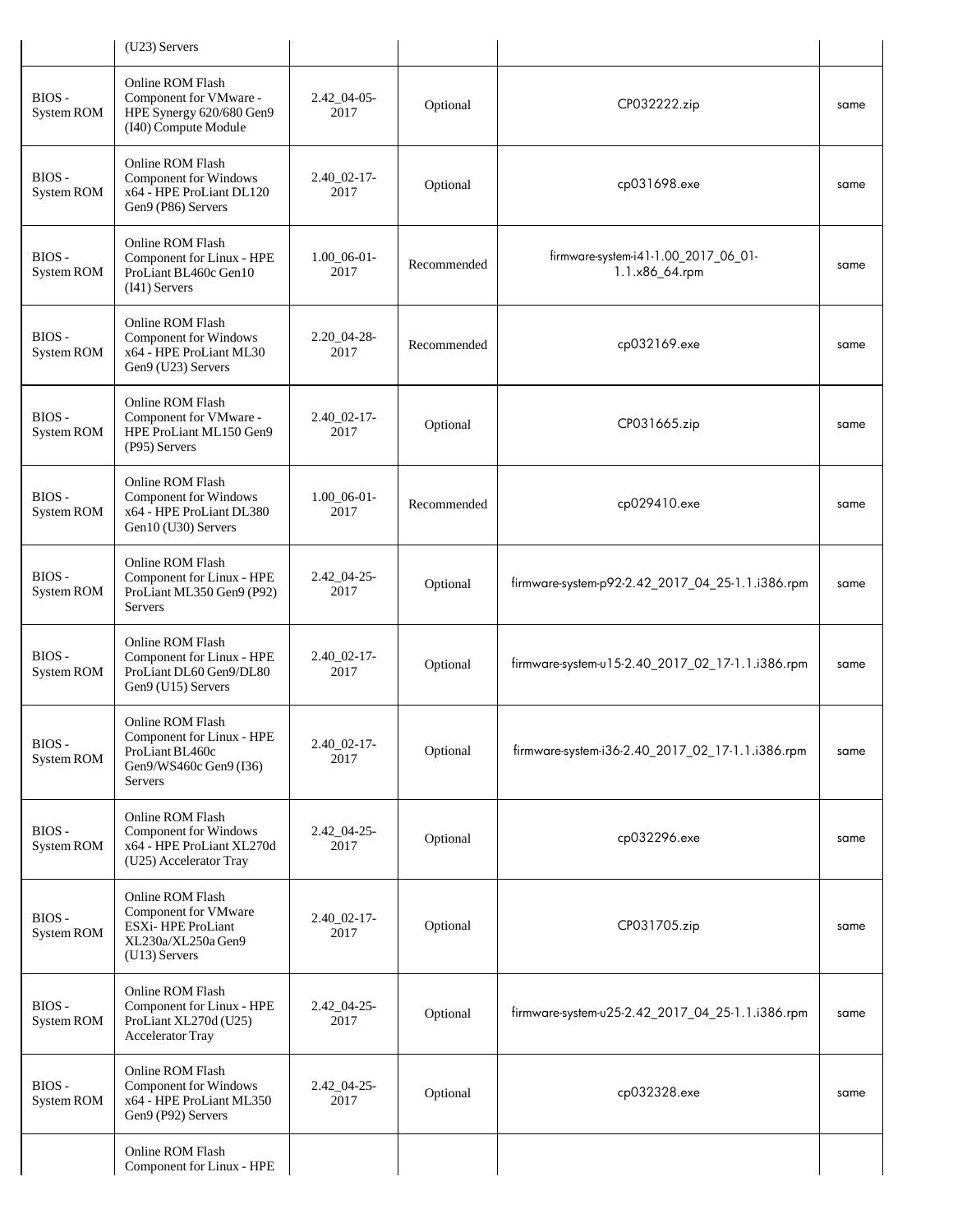| | | | | | |
|---|---|---|---|---|---|
| | (U23) Servers | | | | |
| BIOS - System ROM | Online ROM Flash Component for VMware - HPE Synergy 620/680 Gen9 (I40) Compute Module | 2.42_04-05-2017 | Optional | CP032222.zip | same |
| BIOS - System ROM | Online ROM Flash Component for Windows x64 - HPE ProLiant DL120 Gen9 (P86) Servers | 2.40_02-17-2017 | Optional | cp031698.exe | same |
| BIOS - System ROM | Online ROM Flash Component for Linux - HPE ProLiant BL460c Gen10 (I41) Servers | 1.00_06-01-2017 | Recommended | firmware-system-i41-1.00_2017_06_01-1.1.x86_64.rpm | same |
| BIOS - System ROM | Online ROM Flash Component for Windows x64 - HPE ProLiant ML30 Gen9 (U23) Servers | 2.20_04-28-2017 | Recommended | cp032169.exe | same |
| BIOS - System ROM | Online ROM Flash Component for VMware - HPE ProLiant ML150 Gen9 (P95) Servers | 2.40_02-17-2017 | Optional | CP031665.zip | same |
| BIOS - System ROM | Online ROM Flash Component for Windows x64 - HPE ProLiant DL380 Gen10 (U30) Servers | 1.00_06-01-2017 | Recommended | cp029410.exe | same |
| BIOS - System ROM | Online ROM Flash Component for Linux - HPE ProLiant ML350 Gen9 (P92) Servers | 2.42_04-25-2017 | Optional | firmware-system-p92-2.42_2017_04_25-1.1.i386.rpm | same |
| BIOS - System ROM | Online ROM Flash Component for Linux - HPE ProLiant DL60 Gen9/DL80 Gen9 (U15) Servers | 2.40_02-17-2017 | Optional | firmware-system-u15-2.40_2017_02_17-1.1.i386.rpm | same |
| BIOS - System ROM | Online ROM Flash Component for Linux - HPE ProLiant BL460c Gen9/WS460c Gen9 (I36) Servers | 2.40_02-17-2017 | Optional | firmware-system-i36-2.40_2017_02_17-1.1.i386.rpm | same |
| BIOS - System ROM | Online ROM Flash Component for Windows x64 - HPE ProLiant XL270d (U25) Accelerator Tray | 2.42_04-25-2017 | Optional | cp032296.exe | same |
| BIOS - System ROM | Online ROM Flash Component for VMware ESXi- HPE ProLiant XL230a/XL250a Gen9 (U13) Servers | 2.40_02-17-2017 | Optional | CP031705.zip | same |
| BIOS - System ROM | Online ROM Flash Component for Linux - HPE ProLiant XL270d (U25) Accelerator Tray | 2.42_04-25-2017 | Optional | firmware-system-u25-2.42_2017_04_25-1.1.i386.rpm | same |
| BIOS - System ROM | Online ROM Flash Component for Windows x64 - HPE ProLiant ML350 Gen9 (P92) Servers | 2.42_04-25-2017 | Optional | cp032328.exe | same |
| | Online ROM Flash Component for Linux - HPE | | | | |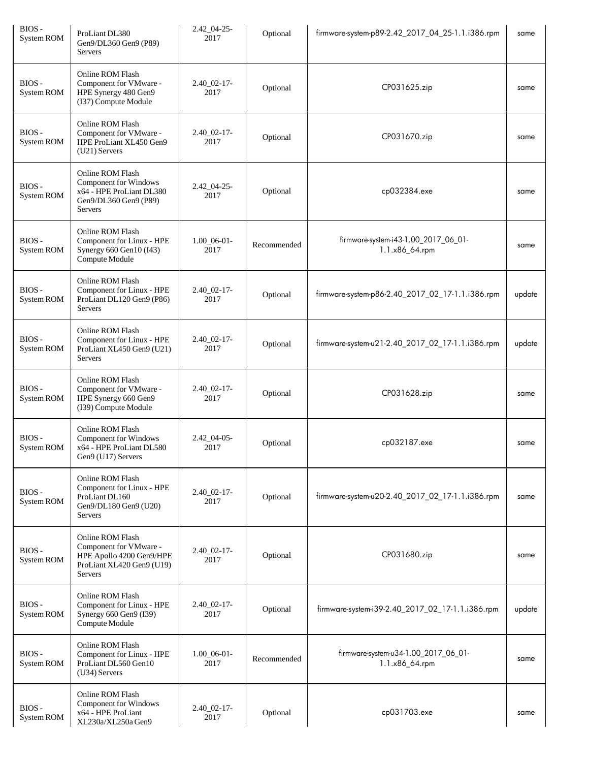| | | | | | |
|---|---|---|---|---|---|
| BIOS - System ROM | ProLiant DL380 Gen9/DL360 Gen9 (P89) Servers | 2.42_04-25-2017 | Optional | firmware-system-p89-2.42_2017_04_25-1.1.i386.rpm | same |
| BIOS - System ROM | Online ROM Flash Component for VMware - HPE Synergy 480 Gen9 (I37) Compute Module | 2.40_02-17-2017 | Optional | CP031625.zip | same |
| BIOS - System ROM | Online ROM Flash Component for VMware - HPE ProLiant XL450 Gen9 (U21) Servers | 2.40_02-17-2017 | Optional | CP031670.zip | same |
| BIOS - System ROM | Online ROM Flash Component for Windows x64 - HPE ProLiant DL380 Gen9/DL360 Gen9 (P89) Servers | 2.42_04-25-2017 | Optional | cp032384.exe | same |
| BIOS - System ROM | Online ROM Flash Component for Linux - HPE Synergy 660 Gen10 (I43) Compute Module | 1.00_06-01-2017 | Recommended | firmware-system-i43-1.00_2017_06_01-1.1.x86_64.rpm | same |
| BIOS - System ROM | Online ROM Flash Component for Linux - HPE ProLiant DL120 Gen9 (P86) Servers | 2.40_02-17-2017 | Optional | firmware-system-p86-2.40_2017_02_17-1.1.i386.rpm | update |
| BIOS - System ROM | Online ROM Flash Component for Linux - HPE ProLiant XL450 Gen9 (U21) Servers | 2.40_02-17-2017 | Optional | firmware-system-u21-2.40_2017_02_17-1.1.i386.rpm | update |
| BIOS - System ROM | Online ROM Flash Component for VMware - HPE Synergy 660 Gen9 (I39) Compute Module | 2.40_02-17-2017 | Optional | CP031628.zip | same |
| BIOS - System ROM | Online ROM Flash Component for Windows x64 - HPE ProLiant DL580 Gen9 (U17) Servers | 2.42_04-05-2017 | Optional | cp032187.exe | same |
| BIOS - System ROM | Online ROM Flash Component for Linux - HPE ProLiant DL160 Gen9/DL180 Gen9 (U20) Servers | 2.40_02-17-2017 | Optional | firmware-system-u20-2.40_2017_02_17-1.1.i386.rpm | same |
| BIOS - System ROM | Online ROM Flash Component for VMware - HPE Apollo 4200 Gen9/HPE ProLiant XL420 Gen9 (U19) Servers | 2.40_02-17-2017 | Optional | CP031680.zip | same |
| BIOS - System ROM | Online ROM Flash Component for Linux - HPE Synergy 660 Gen9 (I39) Compute Module | 2.40_02-17-2017 | Optional | firmware-system-i39-2.40_2017_02_17-1.1.i386.rpm | update |
| BIOS - System ROM | Online ROM Flash Component for Linux - HPE ProLiant DL560 Gen10 (U34) Servers | 1.00_06-01-2017 | Recommended | firmware-system-u34-1.00_2017_06_01-1.1.x86_64.rpm | same |
| BIOS - System ROM | Online ROM Flash Component for Windows x64 - HPE ProLiant XL230a/XL250a Gen9 | 2.40_02-17-2017 | Optional | cp031703.exe | same |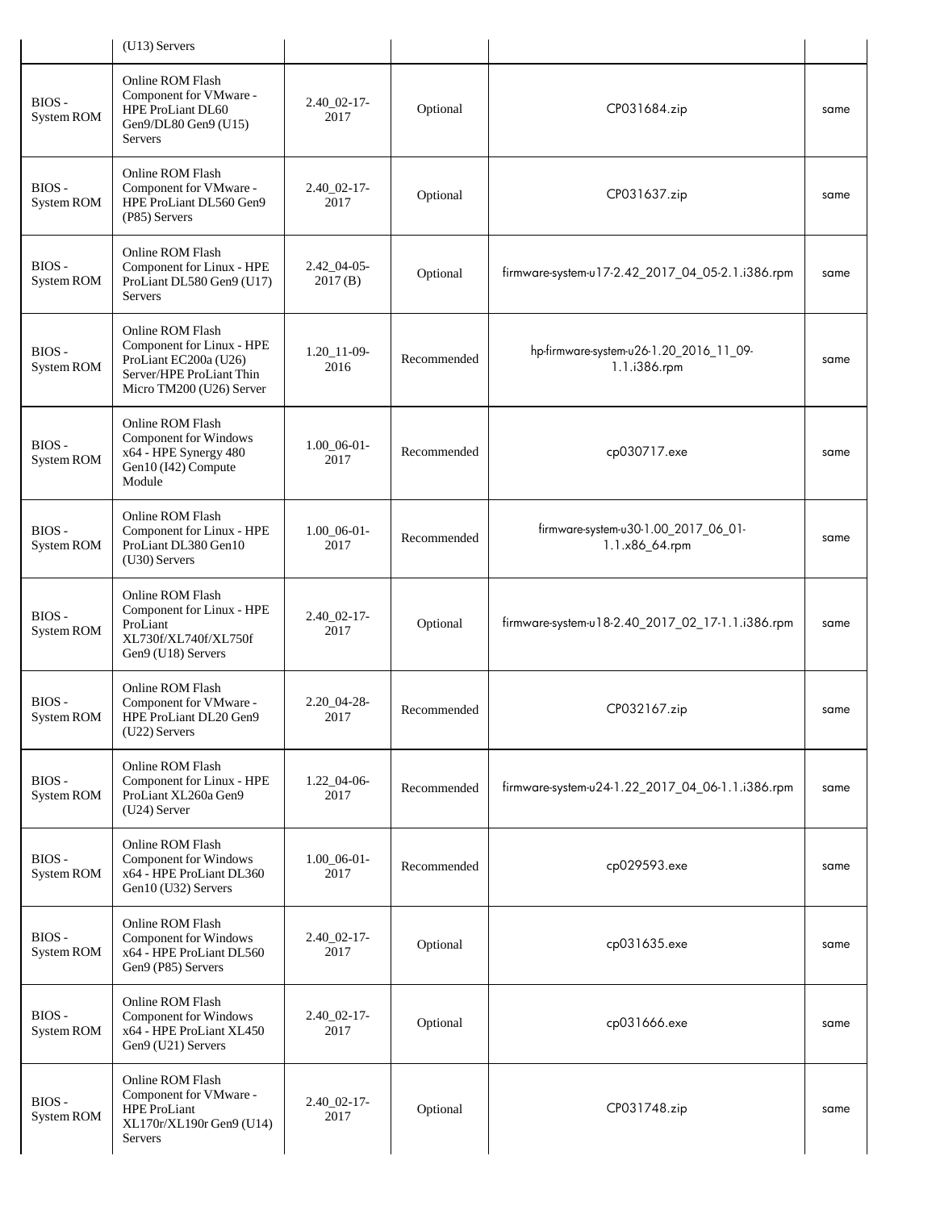|  | (U13) Servers |  |  |  |  |
| --- | --- | --- | --- | --- | --- |
| BIOS - System ROM | Online ROM Flash Component for VMware - HPE ProLiant DL60 Gen9/DL80 Gen9 (U15) Servers | 2.40_02-17-2017 | Optional | CP031684.zip | same |
| BIOS - System ROM | Online ROM Flash Component for VMware - HPE ProLiant DL560 Gen9 (P85) Servers | 2.40_02-17-2017 | Optional | CP031637.zip | same |
| BIOS - System ROM | Online ROM Flash Component for Linux - HPE ProLiant DL580 Gen9 (U17) Servers | 2.42_04-05-2017 (B) | Optional | firmware-system-u17-2.42_2017_04_05-2.1.i386.rpm | same |
| BIOS - System ROM | Online ROM Flash Component for Linux - HPE ProLiant EC200a (U26) Server/HPE ProLiant Thin Micro TM200 (U26) Server | 1.20_11-09-2016 | Recommended | hp-firmware-system-u26-1.20_2016_11_09-1.1.i386.rpm | same |
| BIOS - System ROM | Online ROM Flash Component for Windows x64 - HPE Synergy 480 Gen10 (I42) Compute Module | 1.00_06-01-2017 | Recommended | cp030717.exe | same |
| BIOS - System ROM | Online ROM Flash Component for Linux - HPE ProLiant DL380 Gen10 (U30) Servers | 1.00_06-01-2017 | Recommended | firmware-system-u30-1.00_2017_06_01-1.1.x86_64.rpm | same |
| BIOS - System ROM | Online ROM Flash Component for Linux - HPE ProLiant XL730f/XL740f/XL750f Gen9 (U18) Servers | 2.40_02-17-2017 | Optional | firmware-system-u18-2.40_2017_02_17-1.1.i386.rpm | same |
| BIOS - System ROM | Online ROM Flash Component for VMware - HPE ProLiant DL20 Gen9 (U22) Servers | 2.20_04-28-2017 | Recommended | CP032167.zip | same |
| BIOS - System ROM | Online ROM Flash Component for Linux - HPE ProLiant XL260a Gen9 (U24) Server | 1.22_04-06-2017 | Recommended | firmware-system-u24-1.22_2017_04_06-1.1.i386.rpm | same |
| BIOS - System ROM | Online ROM Flash Component for Windows x64 - HPE ProLiant DL360 Gen10 (U32) Servers | 1.00_06-01-2017 | Recommended | cp029593.exe | same |
| BIOS - System ROM | Online ROM Flash Component for Windows x64 - HPE ProLiant DL560 Gen9 (P85) Servers | 2.40_02-17-2017 | Optional | cp031635.exe | same |
| BIOS - System ROM | Online ROM Flash Component for Windows x64 - HPE ProLiant XL450 Gen9 (U21) Servers | 2.40_02-17-2017 | Optional | cp031666.exe | same |
| BIOS - System ROM | Online ROM Flash Component for VMware - HPE ProLiant XL170r/XL190r Gen9 (U14) Servers | 2.40_02-17-2017 | Optional | CP031748.zip | same |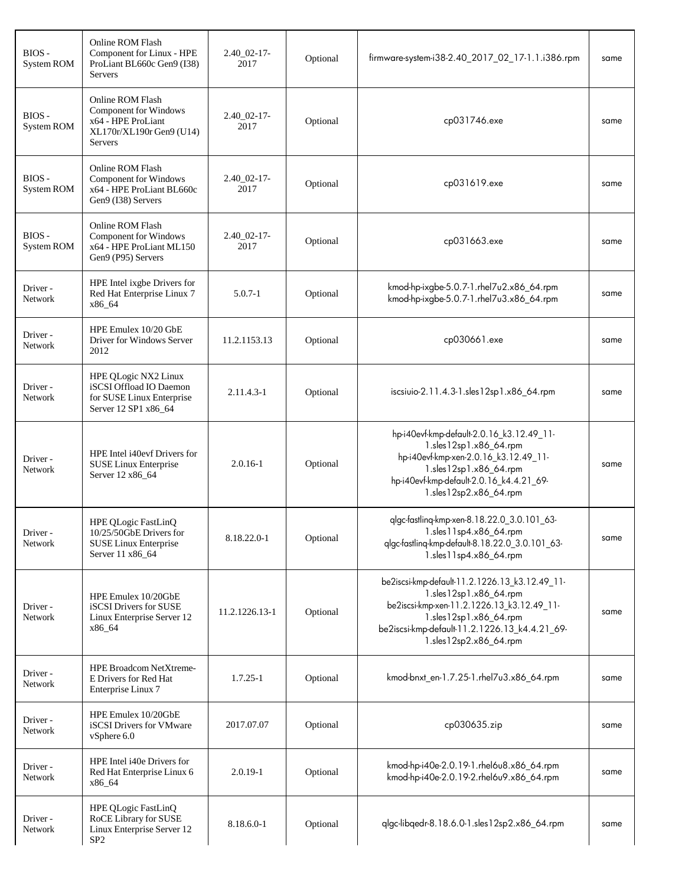| | | | | | |
|---|---|---|---|---|---|
| BIOS - System ROM | Online ROM Flash Component for Linux - HPE ProLiant BL660c Gen9 (I38) Servers | 2.40_02-17-2017 | Optional | firmware-system-i38-2.40_2017_02_17-1.1.i386.rpm | same |
| BIOS - System ROM | Online ROM Flash Component for Windows x64 - HPE ProLiant XL170r/XL190r Gen9 (U14) Servers | 2.40_02-17-2017 | Optional | cp031746.exe | same |
| BIOS - System ROM | Online ROM Flash Component for Windows x64 - HPE ProLiant BL660c Gen9 (I38) Servers | 2.40_02-17-2017 | Optional | cp031619.exe | same |
| BIOS - System ROM | Online ROM Flash Component for Windows x64 - HPE ProLiant ML150 Gen9 (P95) Servers | 2.40_02-17-2017 | Optional | cp031663.exe | same |
| Driver - Network | HPE Intel ixgbe Drivers for Red Hat Enterprise Linux 7 x86_64 | 5.0.7-1 | Optional | kmod-hp-ixgbe-5.0.7-1.rhel7u2.x86_64.rpm kmod-hp-ixgbe-5.0.7-1.rhel7u3.x86_64.rpm | same |
| Driver - Network | HPE Emulex 10/20 GbE Driver for Windows Server 2012 | 11.2.1153.13 | Optional | cp030661.exe | same |
| Driver - Network | HPE QLogic NX2 Linux iSCSI Offload IO Daemon for SUSE Linux Enterprise Server 12 SP1 x86_64 | 2.11.4.3-1 | Optional | iscsiuio-2.11.4.3-1.sles12sp1.x86_64.rpm | same |
| Driver - Network | HPE Intel i40evf Drivers for SUSE Linux Enterprise Server 12 x86_64 | 2.0.16-1 | Optional | hp-i40evf-kmp-default-2.0.16_k3.12.49_11-1.sles12sp1.x86_64.rpm hp-i40evf-kmp-xen-2.0.16_k3.12.49_11-1.sles12sp1.x86_64.rpm hp-i40evf-kmp-default-2.0.16_k4.4.21_69-1.sles12sp2.x86_64.rpm | same |
| Driver - Network | HPE QLogic FastLinQ 10/25/50GbE Drivers for SUSE Linux Enterprise Server 11 x86_64 | 8.18.22.0-1 | Optional | qlgc-fastlinq-kmp-xen-8.18.22.0_3.0.101_63-1.sles11sp4.x86_64.rpm qlgc-fastlinq-kmp-default-8.18.22.0_3.0.101_63-1.sles11sp4.x86_64.rpm | same |
| Driver - Network | HPE Emulex 10/20GbE iSCSI Drivers for SUSE Linux Enterprise Server 12 x86_64 | 11.2.1226.13-1 | Optional | be2iscsi-kmp-default-11.2.1226.13_k3.12.49_11-1.sles12sp1.x86_64.rpm be2iscsi-kmp-xen-11.2.1226.13_k3.12.49_11-1.sles12sp1.x86_64.rpm be2iscsi-kmp-default-11.2.1226.13_k4.4.21_69-1.sles12sp2.x86_64.rpm | same |
| Driver - Network | HPE Broadcom NetXtreme-E Drivers for Red Hat Enterprise Linux 7 | 1.7.25-1 | Optional | kmod-bnxt_en-1.7.25-1.rhel7u3.x86_64.rpm | same |
| Driver - Network | HPE Emulex 10/20GbE iSCSI Drivers for VMware vSphere 6.0 | 2017.07.07 | Optional | cp030635.zip | same |
| Driver - Network | HPE Intel i40e Drivers for Red Hat Enterprise Linux 6 x86_64 | 2.0.19-1 | Optional | kmod-hp-i40e-2.0.19-1.rhel6u8.x86_64.rpm kmod-hp-i40e-2.0.19-2.rhel6u9.x86_64.rpm | same |
| Driver - Network | HPE QLogic FastLinQ RoCE Library for SUSE Linux Enterprise Server 12 SP2 | 8.18.6.0-1 | Optional | qlgc-libqedr-8.18.6.0-1.sles12sp2.x86_64.rpm | same |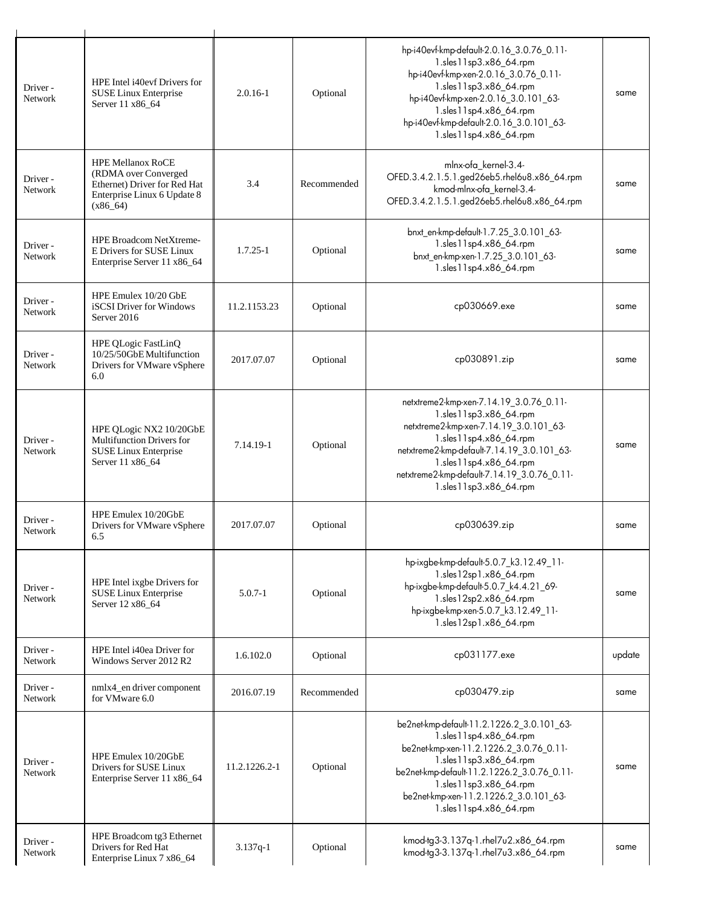| | | | | | |
|---|---|---|---|---|---|
| Driver - Network | HPE Intel i40evf Drivers for SUSE Linux Enterprise Server 11 x86_64 | 2.0.16-1 | Optional | hp-i40evf-kmp-default-2.0.16_3.0.76_0.11-1.sles11sp3.x86_64.rpm hp-i40evf-kmp-xen-2.0.16_3.0.76_0.11-1.sles11sp3.x86_64.rpm hp-i40evf-kmp-xen-2.0.16_3.0.101_63-1.sles11sp4.x86_64.rpm hp-i40evf-kmp-default-2.0.16_3.0.101_63-1.sles11sp4.x86_64.rpm | same |
| Driver - Network | HPE Mellanox RoCE (RDMA over Converged Ethernet) Driver for Red Hat Enterprise Linux 6 Update 8 (x86_64) | 3.4 | Recommended | mlnx-ofa_kernel-3.4-OFED.3.4.2.1.5.1.ged26eb5.rhel6u8.x86_64.rpm kmod-mlnx-ofa_kernel-3.4-OFED.3.4.2.1.5.1.ged26eb5.rhel6u8.x86_64.rpm | same |
| Driver - Network | HPE Broadcom NetXtreme-E Drivers for SUSE Linux Enterprise Server 11 x86_64 | 1.7.25-1 | Optional | bnxt_en-kmp-default-1.7.25_3.0.101_63-1.sles11sp4.x86_64.rpm bnxt_en-kmp-xen-1.7.25_3.0.101_63-1.sles11sp4.x86_64.rpm | same |
| Driver - Network | HPE Emulex 10/20 GbE iSCSI Driver for Windows Server 2016 | 11.2.1153.23 | Optional | cp030669.exe | same |
| Driver - Network | HPE QLogic FastLinQ 10/25/50GbE Multifunction Drivers for VMware vSphere 6.0 | 2017.07.07 | Optional | cp030891.zip | same |
| Driver - Network | HPE QLogic NX2 10/20GbE Multifunction Drivers for SUSE Linux Enterprise Server 11 x86_64 | 7.14.19-1 | Optional | netxtreme2-kmp-xen-7.14.19_3.0.76_0.11-1.sles11sp3.x86_64.rpm netxtreme2-kmp-xen-7.14.19_3.0.101_63-1.sles11sp4.x86_64.rpm netxtreme2-kmp-default-7.14.19_3.0.101_63-1.sles11sp4.x86_64.rpm netxtreme2-kmp-default-7.14.19_3.0.76_0.11-1.sles11sp3.x86_64.rpm | same |
| Driver - Network | HPE Emulex 10/20GbE Drivers for VMware vSphere 6.5 | 2017.07.07 | Optional | cp030639.zip | same |
| Driver - Network | HPE Intel ixgbe Drivers for SUSE Linux Enterprise Server 12 x86_64 | 5.0.7-1 | Optional | hp-ixgbe-kmp-default-5.0.7_k3.12.49_11-1.sles12sp1.x86_64.rpm hp-ixgbe-kmp-default-5.0.7_k4.4.21_69-1.sles12sp2.x86_64.rpm hp-ixgbe-kmp-xen-5.0.7_k3.12.49_11-1.sles12sp1.x86_64.rpm | same |
| Driver - Network | HPE Intel i40ea Driver for Windows Server 2012 R2 | 1.6.102.0 | Optional | cp031177.exe | update |
| Driver - Network | nmlx4_en driver component for VMware 6.0 | 2016.07.19 | Recommended | cp030479.zip | same |
| Driver - Network | HPE Emulex 10/20GbE Drivers for SUSE Linux Enterprise Server 11 x86_64 | 11.2.1226.2-1 | Optional | be2net-kmp-default-11.2.1226.2_3.0.101_63-1.sles11sp4.x86_64.rpm be2net-kmp-xen-11.2.1226.2_3.0.76_0.11-1.sles11sp3.x86_64.rpm be2net-kmp-default-11.2.1226.2_3.0.76_0.11-1.sles11sp3.x86_64.rpm be2net-kmp-xen-11.2.1226.2_3.0.101_63-1.sles11sp4.x86_64.rpm | same |
| Driver - Network | HPE Broadcom tg3 Ethernet Drivers for Red Hat Enterprise Linux 7 x86_64 | 3.137q-1 | Optional | kmod-tg3-3.137q-1.rhel7u2.x86_64.rpm kmod-tg3-3.137q-1.rhel7u3.x86_64.rpm | same |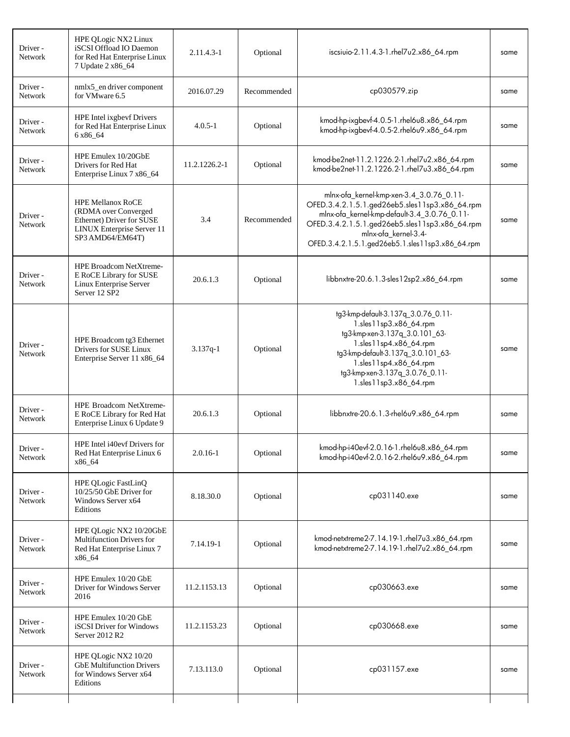| Driver - Network | HPE QLogic NX2 Linux iSCSI Offload IO Daemon for Red Hat Enterprise Linux 7 Update 2 x86_64 | 2.11.4.3-1 | Optional | iscsiuio-2.11.4.3-1.rhel7u2.x86_64.rpm | same |
|---|---|---|---|---|---|
| Driver - Network | nmlx5_en driver component for VMware 6.5 | 2016.07.29 | Recommended | cp030579.zip | same |
| Driver - Network | HPE Intel ixgbevf Drivers for Red Hat Enterprise Linux 6 x86_64 | 4.0.5-1 | Optional | kmod-hp-ixgbevf-4.0.5-1.rhel6u8.x86_64.rpm kmod-hp-ixgbevf-4.0.5-2.rhel6u9.x86_64.rpm | same |
| Driver - Network | HPE Emulex 10/20GbE Drivers for Red Hat Enterprise Linux 7 x86_64 | 11.2.1226.2-1 | Optional | kmod-be2net-11.2.1226.2-1.rhel7u2.x86_64.rpm kmod-be2net-11.2.1226.2-1.rhel7u3.x86_64.rpm | same |
| Driver - Network | HPE Mellanox RoCE (RDMA over Converged Ethernet) Driver for SUSE LINUX Enterprise Server 11 SP3 AMD64/EM64T) | 3.4 | Recommended | mlnx-ofa_kernel-kmp-xen-3.4_3.0.76_0.11-OFED.3.4.2.1.5.1.ged26eb5.sles11sp3.x86_64.rpm mlnx-ofa_kernel-kmp-default-3.4_3.0.76_0.11-OFED.3.4.2.1.5.1.ged26eb5.sles11sp3.x86_64.rpm mlnx-ofa_kernel-3.4-OFED.3.4.2.1.5.1.ged26eb5.1.sles11sp3.x86_64.rpm | same |
| Driver - Network | HPE Broadcom NetXtreme-E RoCE Library for SUSE Linux Enterprise Server Server 12 SP2 | 20.6.1.3 | Optional | libbnxtre-20.6.1.3-sles12sp2.x86_64.rpm | same |
| Driver - Network | HPE Broadcom tg3 Ethernet Drivers for SUSE Linux Enterprise Server 11 x86_64 | 3.137q-1 | Optional | tg3-kmp-default-3.137q_3.0.76_0.11-1.sles11sp3.x86_64.rpm tg3-kmp-xen-3.137q_3.0.101_63-1.sles11sp4.x86_64.rpm tg3-kmp-default-3.137q_3.0.101_63-1.sles11sp4.x86_64.rpm tg3-kmp-xen-3.137q_3.0.76_0.11-1.sles11sp3.x86_64.rpm | same |
| Driver - Network | HPE Broadcom NetXtreme-E RoCE Library for Red Hat Enterprise Linux 6 Update 9 | 20.6.1.3 | Optional | libbnxtre-20.6.1.3-rhel6u9.x86_64.rpm | same |
| Driver - Network | HPE Intel i40evf Drivers for Red Hat Enterprise Linux 6 x86_64 | 2.0.16-1 | Optional | kmod-hp-i40evf-2.0.16-1.rhel6u8.x86_64.rpm kmod-hp-i40evf-2.0.16-2.rhel6u9.x86_64.rpm | same |
| Driver - Network | HPE QLogic FastLinQ 10/25/50 GbE Driver for Windows Server x64 Editions | 8.18.30.0 | Optional | cp031140.exe | same |
| Driver - Network | HPE QLogic NX2 10/20GbE Multifunction Drivers for Red Hat Enterprise Linux 7 x86_64 | 7.14.19-1 | Optional | kmod-netxtreme2-7.14.19-1.rhel7u3.x86_64.rpm kmod-netxtreme2-7.14.19-1.rhel7u2.x86_64.rpm | same |
| Driver - Network | HPE Emulex 10/20 GbE Driver for Windows Server 2016 | 11.2.1153.13 | Optional | cp030663.exe | same |
| Driver - Network | HPE Emulex 10/20 GbE iSCSI Driver for Windows Server 2012 R2 | 11.2.1153.23 | Optional | cp030668.exe | same |
| Driver - Network | HPE QLogic NX2 10/20 GbE Multifunction Drivers for Windows Server x64 Editions | 7.13.113.0 | Optional | cp031157.exe | same |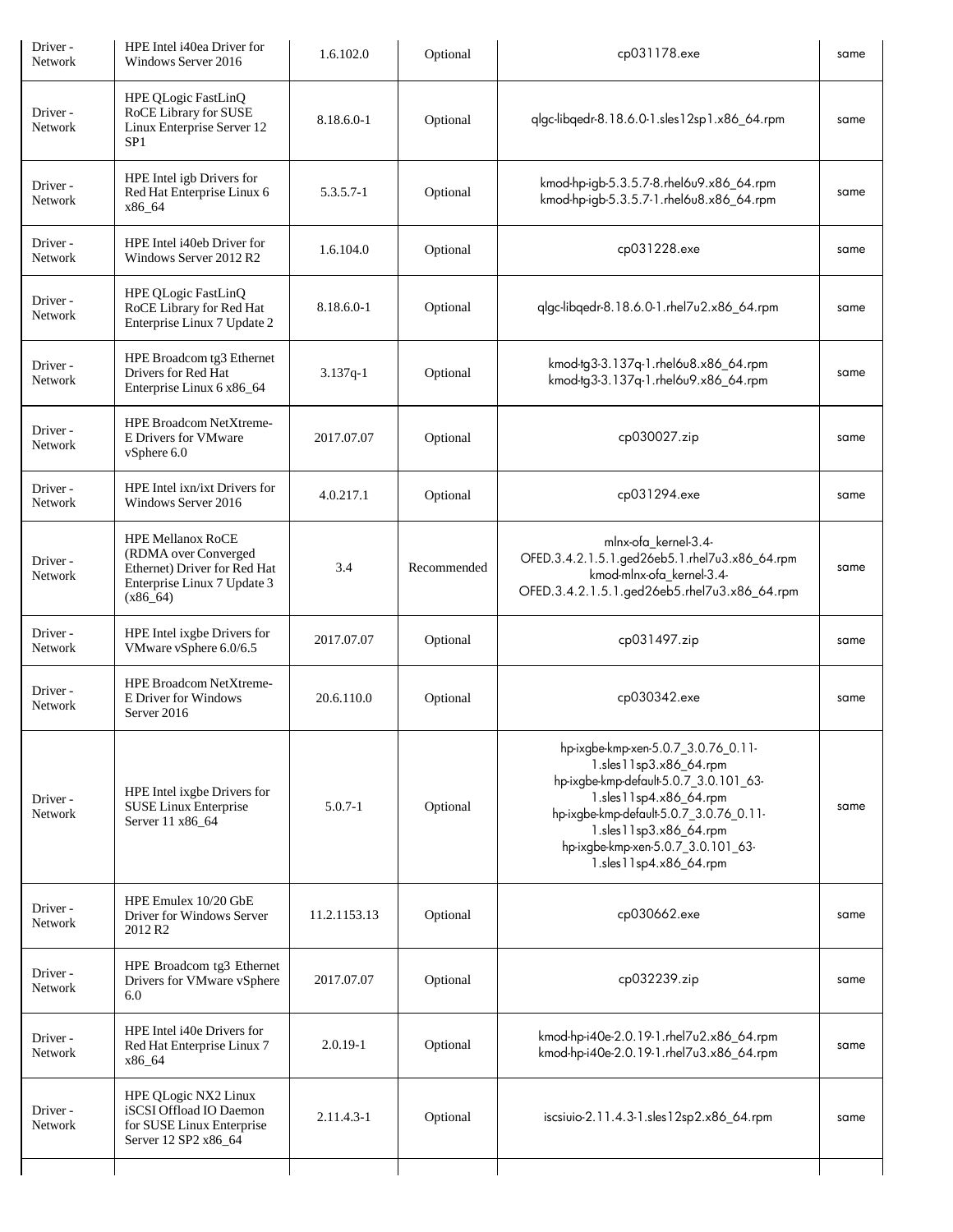| | | | | | |
|---|---|---|---|---|---|
| Driver - Network | HPE Intel i40ea Driver for Windows Server 2016 | 1.6.102.0 | Optional | cp031178.exe | same |
| Driver - Network | HPE QLogic FastLinQ RoCE Library for SUSE Linux Enterprise Server 12 SP1 | 8.18.6.0-1 | Optional | qlgc-libqedr-8.18.6.0-1.sles12sp1.x86_64.rpm | same |
| Driver - Network | HPE Intel igb Drivers for Red Hat Enterprise Linux 6 x86_64 | 5.3.5.7-1 | Optional | kmod-hp-igb-5.3.5.7-8.rhel6u9.x86_64.rpm kmod-hp-igb-5.3.5.7-1.rhel6u8.x86_64.rpm | same |
| Driver - Network | HPE Intel i40eb Driver for Windows Server 2012 R2 | 1.6.104.0 | Optional | cp031228.exe | same |
| Driver - Network | HPE QLogic FastLinQ RoCE Library for Red Hat Enterprise Linux 7 Update 2 | 8.18.6.0-1 | Optional | qlgc-libqedr-8.18.6.0-1.rhel7u2.x86_64.rpm | same |
| Driver - Network | HPE Broadcom tg3 Ethernet Drivers for Red Hat Enterprise Linux 6 x86_64 | 3.137q-1 | Optional | kmod-tg3-3.137q-1.rhel6u8.x86_64.rpm kmod-tg3-3.137q-1.rhel6u9.x86_64.rpm | same |
| Driver - Network | HPE Broadcom NetXtreme-E Drivers for VMware vSphere 6.0 | 2017.07.07 | Optional | cp030027.zip | same |
| Driver - Network | HPE Intel ixn/ixt Drivers for Windows Server 2016 | 4.0.217.1 | Optional | cp031294.exe | same |
| Driver - Network | HPE Mellanox RoCE (RDMA over Converged Ethernet) Driver for Red Hat Enterprise Linux 7 Update 3 (x86_64) | 3.4 | Recommended | mlnx-ofa_kernel-3.4-OFED.3.4.2.1.5.1.ged26eb5.1.rhel7u3.x86_64.rpm kmod-mlnx-ofa_kernel-3.4-OFED.3.4.2.1.5.1.ged26eb5.rhel7u3.x86_64.rpm | same |
| Driver - Network | HPE Intel ixgbe Drivers for VMware vSphere 6.0/6.5 | 2017.07.07 | Optional | cp031497.zip | same |
| Driver - Network | HPE Broadcom NetXtreme-E Driver for Windows Server 2016 | 20.6.110.0 | Optional | cp030342.exe | same |
| Driver - Network | HPE Intel ixgbe Drivers for SUSE Linux Enterprise Server 11 x86_64 | 5.0.7-1 | Optional | hp-ixgbe-kmp-xen-5.0.7_3.0.76_0.11-1.sles11sp3.x86_64.rpm hp-ixgbe-kmp-default-5.0.7_3.0.101_63-1.sles11sp4.x86_64.rpm hp-ixgbe-kmp-default-5.0.7_3.0.76_0.11-1.sles11sp3.x86_64.rpm hp-ixgbe-kmp-xen-5.0.7_3.0.101_63-1.sles11sp4.x86_64.rpm | same |
| Driver - Network | HPE Emulex 10/20 GbE Driver for Windows Server 2012 R2 | 11.2.1153.13 | Optional | cp030662.exe | same |
| Driver - Network | HPE Broadcom tg3 Ethernet Drivers for VMware vSphere 6.0 | 2017.07.07 | Optional | cp032239.zip | same |
| Driver - Network | HPE Intel i40e Drivers for Red Hat Enterprise Linux 7 x86_64 | 2.0.19-1 | Optional | kmod-hp-i40e-2.0.19-1.rhel7u2.x86_64.rpm kmod-hp-i40e-2.0.19-1.rhel7u3.x86_64.rpm | same |
| Driver - Network | HPE QLogic NX2 Linux iSCSI Offload IO Daemon for SUSE Linux Enterprise Server 12 SP2 x86_64 | 2.11.4.3-1 | Optional | iscsiuio-2.11.4.3-1.sles12sp2.x86_64.rpm | same |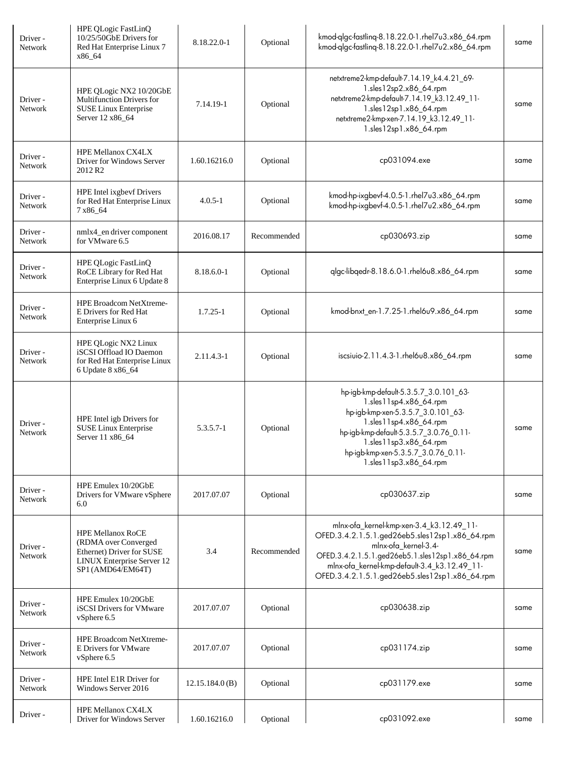| Driver - Network | HPE QLogic FastLinQ 10/25/50GbE Drivers for Red Hat Enterprise Linux 7 x86_64 | 8.18.22.0-1 | Optional | kmod-qlgc-fastlinq-8.18.22.0-1.rhel7u3.x86_64.rpm kmod-qlgc-fastlinq-8.18.22.0-1.rhel7u2.x86_64.rpm | same |
|---|---|---|---|---|---|
| Driver - Network | HPE QLogic NX2 10/20GbE Multifunction Drivers for SUSE Linux Enterprise Server 12 x86_64 | 7.14.19-1 | Optional | netxtreme2-kmp-default-7.14.19_k4.4.21_69-1.sles12sp2.x86_64.rpm netxtreme2-kmp-default-7.14.19_k3.12.49_11-1.sles12sp1.x86_64.rpm netxtreme2-kmp-xen-7.14.19_k3.12.49_11-1.sles12sp1.x86_64.rpm | same |
| Driver - Network | HPE Mellanox CX4LX Driver for Windows Server 2012 R2 | 1.60.16216.0 | Optional | cp031094.exe | same |
| Driver - Network | HPE Intel ixgbevf Drivers for Red Hat Enterprise Linux 7 x86_64 | 4.0.5-1 | Optional | kmod-hp-ixgbevf-4.0.5-1.rhel7u3.x86_64.rpm kmod-hp-ixgbevf-4.0.5-1.rhel7u2.x86_64.rpm | same |
| Driver - Network | nmlx4_en driver component for VMware 6.5 | 2016.08.17 | Recommended | cp030693.zip | same |
| Driver - Network | HPE QLogic FastLinQ RoCE Library for Red Hat Enterprise Linux 6 Update 8 | 8.18.6.0-1 | Optional | qlgc-libqedr-8.18.6.0-1.rhel6u8.x86_64.rpm | same |
| Driver - Network | HPE Broadcom NetXtreme-E Drivers for Red Hat Enterprise Linux 6 | 1.7.25-1 | Optional | kmod-bnxt_en-1.7.25-1.rhel6u9.x86_64.rpm | same |
| Driver - Network | HPE QLogic NX2 Linux iSCSI Offload IO Daemon for Red Hat Enterprise Linux 6 Update 8 x86_64 | 2.11.4.3-1 | Optional | iscsiuio-2.11.4.3-1.rhel6u8.x86_64.rpm | same |
| Driver - Network | HPE Intel igb Drivers for SUSE Linux Enterprise Server 11 x86_64 | 5.3.5.7-1 | Optional | hp-igb-kmp-default-5.3.5.7_3.0.101_63-1.sles11sp4.x86_64.rpm hp-igb-kmp-xen-5.3.5.7_3.0.101_63-1.sles11sp4.x86_64.rpm hp-igb-kmp-default-5.3.5.7_3.0.76_0.11-1.sles11sp3.x86_64.rpm hp-igb-kmp-xen-5.3.5.7_3.0.76_0.11-1.sles11sp3.x86_64.rpm | same |
| Driver - Network | HPE Emulex 10/20GbE Drivers for VMware vSphere 6.0 | 2017.07.07 | Optional | cp030637.zip | same |
| Driver - Network | HPE Mellanox RoCE (RDMA over Converged Ethernet) Driver for SUSE LINUX Enterprise Server 12 SP1 (AMD64/EM64T) | 3.4 | Recommended | mlnx-ofa_kernel-kmp-xen-3.4_k3.12.49_11-OFED.3.4.2.1.5.1.ged26eb5.sles12sp1.x86_64.rpm mlnx-ofa_kernel-3.4-OFED.3.4.2.1.5.1.ged26eb5.1.sles12sp1.x86_64.rpm mlnx-ofa_kernel-kmp-default-3.4_k3.12.49_11-OFED.3.4.2.1.5.1.ged26eb5.sles12sp1.x86_64.rpm | same |
| Driver - Network | HPE Emulex 10/20GbE iSCSI Drivers for VMware vSphere 6.5 | 2017.07.07 | Optional | cp030638.zip | same |
| Driver - Network | HPE Broadcom NetXtreme-E Drivers for VMware vSphere 6.5 | 2017.07.07 | Optional | cp031174.zip | same |
| Driver - Network | HPE Intel E1R Driver for Windows Server 2016 | 12.15.184.0 (B) | Optional | cp031179.exe | same |
| Driver - | HPE Mellanox CX4LX Driver for Windows Server | 1.60.16216.0 | Optional | cp031092.exe | same |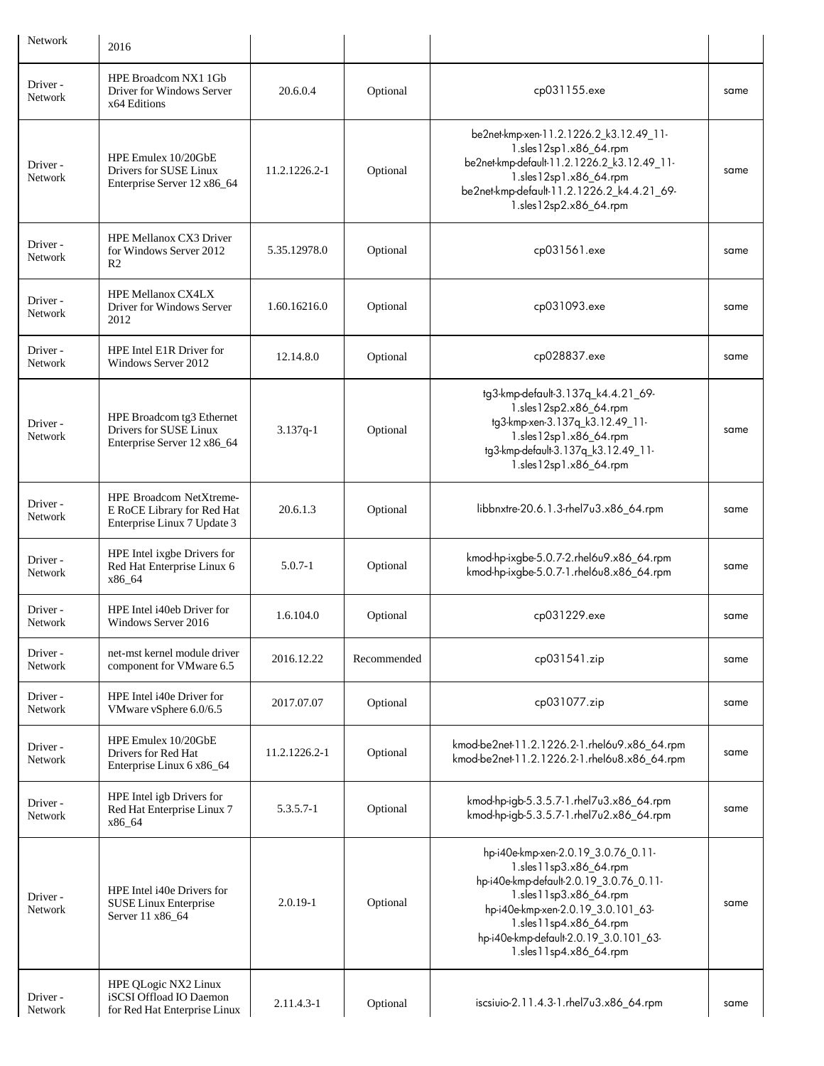| Network | 2016 | | | | |
|---|---|---|---|---|---|
| Driver - Network | HPE Broadcom NX1 1Gb Driver for Windows Server x64 Editions | 20.6.0.4 | Optional | cp031155.exe | same |
| Driver - Network | HPE Emulex 10/20GbE Drivers for SUSE Linux Enterprise Server 12 x86_64 | 11.2.1226.2-1 | Optional | be2net-kmp-xen-11.2.1226.2_k3.12.49_11-1.sles12sp1.x86_64.rpm<br>be2net-kmp-default-11.2.1226.2_k3.12.49_11-1.sles12sp1.x86_64.rpm<br>be2net-kmp-default-11.2.1226.2_k4.4.21_69-1.sles12sp2.x86_64.rpm | same |
| Driver - Network | HPE Mellanox CX3 Driver for Windows Server 2012 R2 | 5.35.12978.0 | Optional | cp031561.exe | same |
| Driver - Network | HPE Mellanox CX4LX Driver for Windows Server 2012 | 1.60.16216.0 | Optional | cp031093.exe | same |
| Driver - Network | HPE Intel E1R Driver for Windows Server 2012 | 12.14.8.0 | Optional | cp028837.exe | same |
| Driver - Network | HPE Broadcom tg3 Ethernet Drivers for SUSE Linux Enterprise Server 12 x86_64 | 3.137q-1 | Optional | tg3-kmp-default-3.137q_k4.4.21_69-1.sles12sp2.x86_64.rpm<br>tg3-kmp-xen-3.137q_k3.12.49_11-1.sles12sp1.x86_64.rpm<br>tg3-kmp-default-3.137q_k3.12.49_11-1.sles12sp1.x86_64.rpm | same |
| Driver - Network | HPE Broadcom NetXtreme-E RoCE Library for Red Hat Enterprise Linux 7 Update 3 | 20.6.1.3 | Optional | libbnxtre-20.6.1.3-rhel7u3.x86_64.rpm | same |
| Driver - Network | HPE Intel ixgbe Drivers for Red Hat Enterprise Linux 6 x86_64 | 5.0.7-1 | Optional | kmod-hp-ixgbe-5.0.7-2.rhel6u9.x86_64.rpm<br>kmod-hp-ixgbe-5.0.7-1.rhel6u8.x86_64.rpm | same |
| Driver - Network | HPE Intel i40eb Driver for Windows Server 2016 | 1.6.104.0 | Optional | cp031229.exe | same |
| Driver - Network | net-mst kernel module driver component for VMware 6.5 | 2016.12.22 | Recommended | cp031541.zip | same |
| Driver - Network | HPE Intel i40e Driver for VMware vSphere 6.0/6.5 | 2017.07.07 | Optional | cp031077.zip | same |
| Driver - Network | HPE Emulex 10/20GbE Drivers for Red Hat Enterprise Linux 6 x86_64 | 11.2.1226.2-1 | Optional | kmod-be2net-11.2.1226.2-1.rhel6u9.x86_64.rpm<br>kmod-be2net-11.2.1226.2-1.rhel6u8.x86_64.rpm | same |
| Driver - Network | HPE Intel igb Drivers for Red Hat Enterprise Linux 7 x86_64 | 5.3.5.7-1 | Optional | kmod-hp-igb-5.3.5.7-1.rhel7u3.x86_64.rpm<br>kmod-hp-igb-5.3.5.7-1.rhel7u2.x86_64.rpm | same |
| Driver - Network | HPE Intel i40e Drivers for SUSE Linux Enterprise Server 11 x86_64 | 2.0.19-1 | Optional | hp-i40e-kmp-xen-2.0.19_3.0.76_0.11-1.sles11sp3.x86_64.rpm<br>hp-i40e-kmp-default-2.0.19_3.0.76_0.11-1.sles11sp3.x86_64.rpm<br>hp-i40e-kmp-xen-2.0.19_3.0.101_63-1.sles11sp4.x86_64.rpm<br>hp-i40e-kmp-default-2.0.19_3.0.101_63-1.sles11sp4.x86_64.rpm | same |
| Driver - Network | HPE QLogic NX2 Linux iSCSI Offload IO Daemon for Red Hat Enterprise Linux | 2.11.4.3-1 | Optional | iscsiuio-2.11.4.3-1.rhel7u3.x86_64.rpm | same |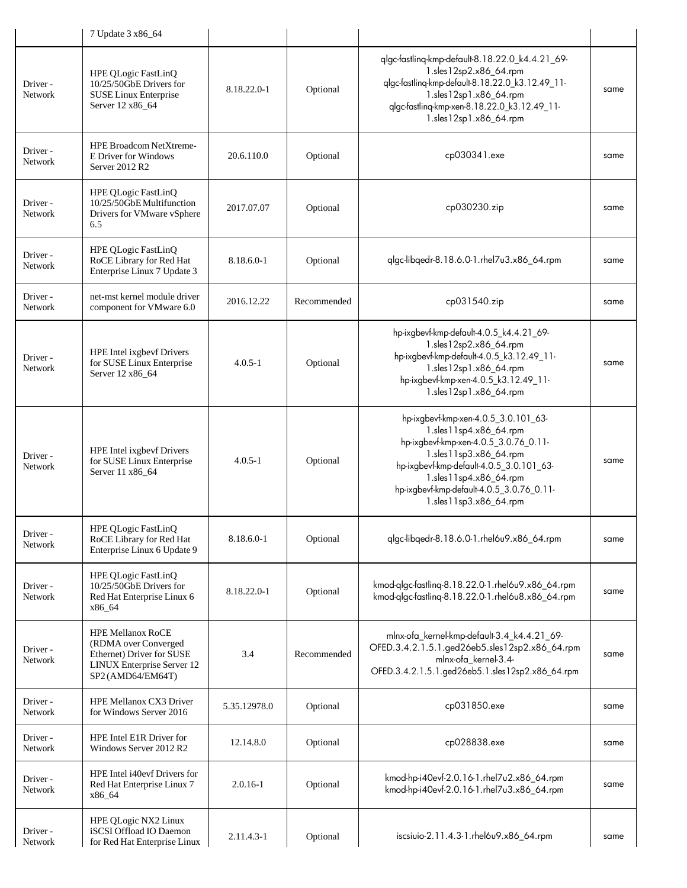| | 7 Update 3 x86_64 | | | | |
|---|---|---|---|---|---|
| Driver - Network | HPE QLogic FastLinQ 10/25/50GbE Drivers for SUSE Linux Enterprise Server 12 x86_64 | 8.18.22.0-1 | Optional | qlgc-fastlinq-kmp-default-8.18.22.0_k4.4.21_69-1.sles12sp2.x86_64.rpm qlgc-fastlinq-kmp-default-8.18.22.0_k3.12.49_11-1.sles12sp1.x86_64.rpm qlgc-fastlinq-kmp-xen-8.18.22.0_k3.12.49_11-1.sles12sp1.x86_64.rpm | same |
| Driver - Network | HPE Broadcom NetXtreme-E Driver for Windows Server 2012 R2 | 20.6.110.0 | Optional | cp030341.exe | same |
| Driver - Network | HPE QLogic FastLinQ 10/25/50GbE Multifunction Drivers for VMware vSphere 6.5 | 2017.07.07 | Optional | cp030230.zip | same |
| Driver - Network | HPE QLogic FastLinQ RoCE Library for Red Hat Enterprise Linux 7 Update 3 | 8.18.6.0-1 | Optional | qlgc-libqedr-8.18.6.0-1.rhel7u3.x86_64.rpm | same |
| Driver - Network | net-mst kernel module driver component for VMware 6.0 | 2016.12.22 | Recommended | cp031540.zip | same |
| Driver - Network | HPE Intel ixgbevf Drivers for SUSE Linux Enterprise Server 12 x86_64 | 4.0.5-1 | Optional | hp-ixgbevf-kmp-default-4.0.5_k4.4.21_69-1.sles12sp2.x86_64.rpm hp-ixgbevf-kmp-default-4.0.5_k3.12.49_11-1.sles12sp1.x86_64.rpm hp-ixgbevf-kmp-xen-4.0.5_k3.12.49_11-1.sles12sp1.x86_64.rpm | same |
| Driver - Network | HPE Intel ixgbevf Drivers for SUSE Linux Enterprise Server 11 x86_64 | 4.0.5-1 | Optional | hp-ixgbevf-kmp-xen-4.0.5_3.0.101_63-1.sles11sp4.x86_64.rpm hp-ixgbevf-kmp-xen-4.0.5_3.0.76_0.11-1.sles11sp3.x86_64.rpm hp-ixgbevf-kmp-default-4.0.5_3.0.101_63-1.sles11sp4.x86_64.rpm hp-ixgbevf-kmp-default-4.0.5_3.0.76_0.11-1.sles11sp3.x86_64.rpm | same |
| Driver - Network | HPE QLogic FastLinQ RoCE Library for Red Hat Enterprise Linux 6 Update 9 | 8.18.6.0-1 | Optional | qlgc-libqedr-8.18.6.0-1.rhel6u9.x86_64.rpm | same |
| Driver - Network | HPE QLogic FastLinQ 10/25/50GbE Drivers for Red Hat Enterprise Linux 6 x86_64 | 8.18.22.0-1 | Optional | kmod-qlgc-fastlinq-8.18.22.0-1.rhel6u9.x86_64.rpm kmod-qlgc-fastlinq-8.18.22.0-1.rhel6u8.x86_64.rpm | same |
| Driver - Network | HPE Mellanox RoCE (RDMA over Converged Ethernet) Driver for SUSE LINUX Enterprise Server 12 SP2 (AMD64/EM64T) | 3.4 | Recommended | mlnx-ofa_kernel-kmp-default-3.4_k4.4.21_69-OFED.3.4.2.1.5.1.ged26eb5.sles12sp2.x86_64.rpm mlnx-ofa_kernel-3.4-OFED.3.4.2.1.5.1.ged26eb5.1.sles12sp2.x86_64.rpm | same |
| Driver - Network | HPE Mellanox CX3 Driver for Windows Server 2016 | 5.35.12978.0 | Optional | cp031850.exe | same |
| Driver - Network | HPE Intel E1R Driver for Windows Server 2012 R2 | 12.14.8.0 | Optional | cp028838.exe | same |
| Driver - Network | HPE Intel i40evf Drivers for Red Hat Enterprise Linux 7 x86_64 | 2.0.16-1 | Optional | kmod-hp-i40evf-2.0.16-1.rhel7u2.x86_64.rpm kmod-hp-i40evf-2.0.16-1.rhel7u3.x86_64.rpm | same |
| Driver - Network | HPE QLogic NX2 Linux iSCSI Offload IO Daemon for Red Hat Enterprise Linux | 2.11.4.3-1 | Optional | iscsiuio-2.11.4.3-1.rhel6u9.x86_64.rpm | same |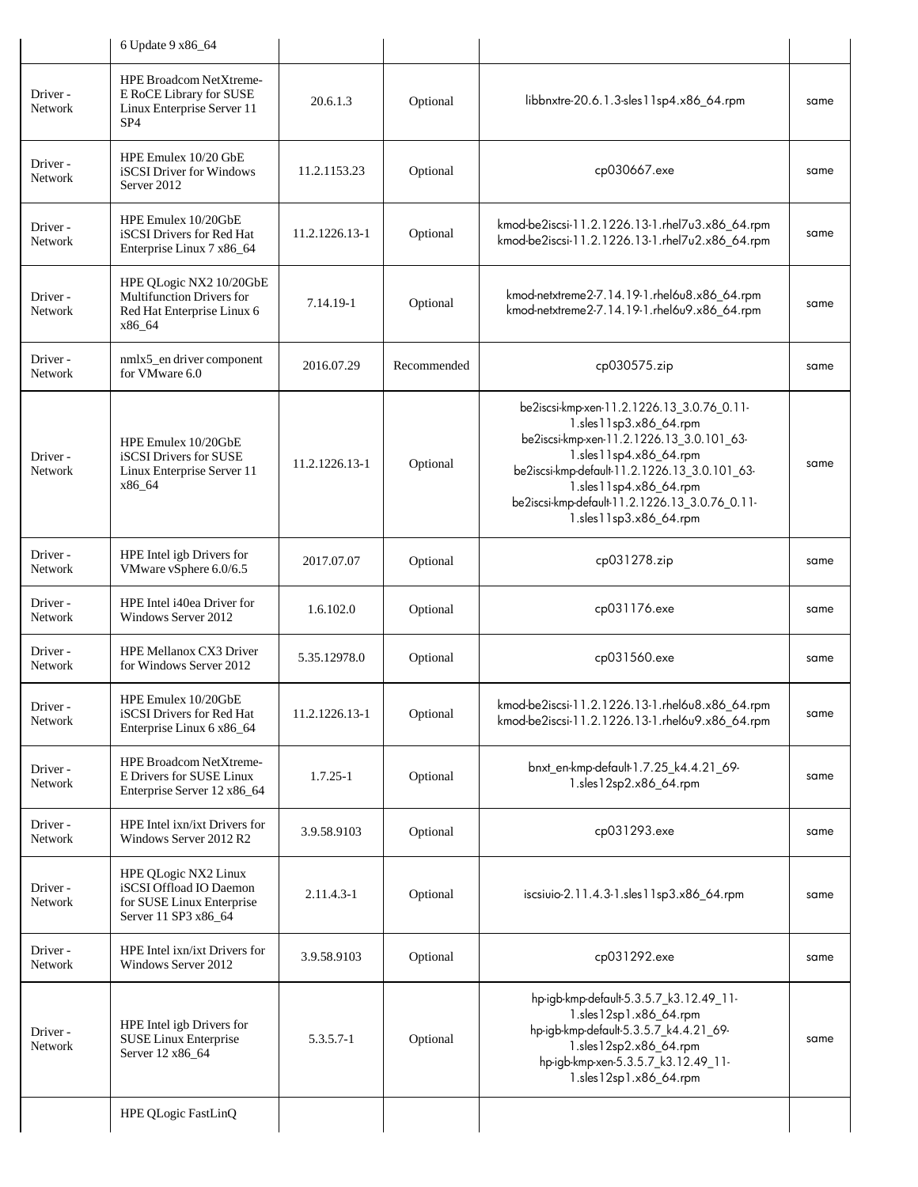| | 6 Update 9 x86_64 | | | | |
|---|---|---|---|---|---|
| Driver - Network | HPE Broadcom NetXtreme-E RoCE Library for SUSE Linux Enterprise Server 11 SP4 | 20.6.1.3 | Optional | libbnxtre-20.6.1.3-sles11sp4.x86_64.rpm | same |
| Driver - Network | HPE Emulex 10/20 GbE iSCSI Driver for Windows Server 2012 | 11.2.1153.23 | Optional | cp030667.exe | same |
| Driver - Network | HPE Emulex 10/20GbE iSCSI Drivers for Red Hat Enterprise Linux 7 x86_64 | 11.2.1226.13-1 | Optional | kmod-be2iscsi-11.2.1226.13-1.rhel7u3.x86_64.rpm kmod-be2iscsi-11.2.1226.13-1.rhel7u2.x86_64.rpm | same |
| Driver - Network | HPE QLogic NX2 10/20GbE Multifunction Drivers for Red Hat Enterprise Linux 6 x86_64 | 7.14.19-1 | Optional | kmod-netxtreme2-7.14.19-1.rhel6u8.x86_64.rpm kmod-netxtreme2-7.14.19-1.rhel6u9.x86_64.rpm | same |
| Driver - Network | nmlx5_en driver component for VMware 6.0 | 2016.07.29 | Recommended | cp030575.zip | same |
| Driver - Network | HPE Emulex 10/20GbE iSCSI Drivers for SUSE Linux Enterprise Server 11 x86_64 | 11.2.1226.13-1 | Optional | be2iscsi-kmp-xen-11.2.1226.13_3.0.76_0.11-1.sles11sp3.x86_64.rpm be2iscsi-kmp-xen-11.2.1226.13_3.0.101_63-1.sles11sp4.x86_64.rpm be2iscsi-kmp-default-11.2.1226.13_3.0.101_63-1.sles11sp4.x86_64.rpm be2iscsi-kmp-default-11.2.1226.13_3.0.76_0.11-1.sles11sp3.x86_64.rpm | same |
| Driver - Network | HPE Intel igb Drivers for VMware vSphere 6.0/6.5 | 2017.07.07 | Optional | cp031278.zip | same |
| Driver - Network | HPE Intel i40ea Driver for Windows Server 2012 | 1.6.102.0 | Optional | cp031176.exe | same |
| Driver - Network | HPE Mellanox CX3 Driver for Windows Server 2012 | 5.35.12978.0 | Optional | cp031560.exe | same |
| Driver - Network | HPE Emulex 10/20GbE iSCSI Drivers for Red Hat Enterprise Linux 6 x86_64 | 11.2.1226.13-1 | Optional | kmod-be2iscsi-11.2.1226.13-1.rhel6u8.x86_64.rpm kmod-be2iscsi-11.2.1226.13-1.rhel6u9.x86_64.rpm | same |
| Driver - Network | HPE Broadcom NetXtreme-E Drivers for SUSE Linux Enterprise Server 12 x86_64 | 1.7.25-1 | Optional | bnxt_en-kmp-default-1.7.25_k4.4.21_69-1.sles12sp2.x86_64.rpm | same |
| Driver - Network | HPE Intel ixn/ixt Drivers for Windows Server 2012 R2 | 3.9.58.9103 | Optional | cp031293.exe | same |
| Driver - Network | HPE QLogic NX2 Linux iSCSI Offload IO Daemon for SUSE Linux Enterprise Server 11 SP3 x86_64 | 2.11.4.3-1 | Optional | iscsiuio-2.11.4.3-1.sles11sp3.x86_64.rpm | same |
| Driver - Network | HPE Intel ixn/ixt Drivers for Windows Server 2012 | 3.9.58.9103 | Optional | cp031292.exe | same |
| Driver - Network | HPE Intel igb Drivers for SUSE Linux Enterprise Server 12 x86_64 | 5.3.5.7-1 | Optional | hp-igb-kmp-default-5.3.5.7_k3.12.49_11-1.sles12sp1.x86_64.rpm hp-igb-kmp-default-5.3.5.7_k4.4.21_69-1.sles12sp2.x86_64.rpm hp-igb-kmp-xen-5.3.5.7_k3.12.49_11-1.sles12sp1.x86_64.rpm | same |
| | HPE QLogic FastLinQ | | | | |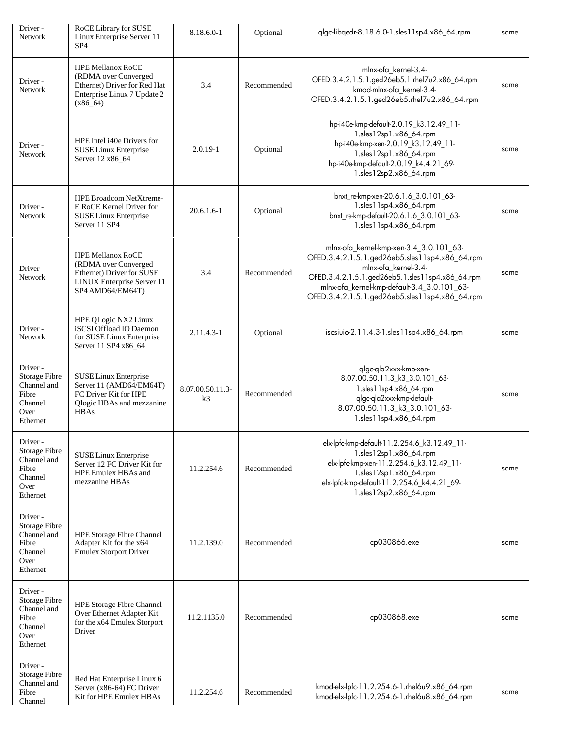| Driver - Network | RoCE Library for SUSE Linux Enterprise Server 11 SP4 | 8.18.6.0-1 | Optional | qlgc-libqedr-8.18.6.0-1.sles11sp4.x86_64.rpm | same |
|---|---|---|---|---|---|
| Driver - Network | HPE Mellanox RoCE (RDMA over Converged Ethernet) Driver for Red Hat Enterprise Linux 7 Update 2 (x86_64) | 3.4 | Recommended | mlnx-ofa_kernel-3.4-OFED.3.4.2.1.5.1.ged26eb5.1.rhel7u2.x86_64.rpm kmod-mlnx-ofa_kernel-3.4-OFED.3.4.2.1.5.1.ged26eb5.rhel7u2.x86_64.rpm | same |
| Driver - Network | HPE Intel i40e Drivers for SUSE Linux Enterprise Server 12 x86_64 | 2.0.19-1 | Optional | hp-i40e-kmp-default-2.0.19_k3.12.49_11-1.sles12sp1.x86_64.rpm hp-i40e-kmp-xen-2.0.19_k3.12.49_11-1.sles12sp1.x86_64.rpm hp-i40e-kmp-default-2.0.19_k4.4.21_69-1.sles12sp2.x86_64.rpm | same |
| Driver - Network | HPE Broadcom NetXtreme-E RoCE Kernel Driver for SUSE Linux Enterprise Server 11 SP4 | 20.6.1.6-1 | Optional | bnxt_re-kmp-xen-20.6.1.6_3.0.101_63-1.sles11sp4.x86_64.rpm bnxt_re-kmp-default-20.6.1.6_3.0.101_63-1.sles11sp4.x86_64.rpm | same |
| Driver - Network | HPE Mellanox RoCE (RDMA over Converged Ethernet) Driver for SUSE LINUX Enterprise Server 11 SP4 AMD64/EM64T) | 3.4 | Recommended | mlnx-ofa_kernel-kmp-xen-3.4_3.0.101_63-OFED.3.4.2.1.5.1.ged26eb5.sles11sp4.x86_64.rpm mlnx-ofa_kernel-3.4-OFED.3.4.2.1.5.1.ged26eb5.1.sles11sp4.x86_64.rpm mlnx-ofa_kernel-kmp-default-3.4_3.0.101_63-OFED.3.4.2.1.5.1.ged26eb5.sles11sp4.x86_64.rpm | same |
| Driver - Network | HPE QLogic NX2 Linux iSCSI Offload IO Daemon for SUSE Linux Enterprise Server 11 SP4 x86_64 | 2.11.4.3-1 | Optional | iscsiuio-2.11.4.3-1.sles11sp4.x86_64.rpm | same |
| Driver - Storage Fibre Channel and Fibre Channel Over Ethernet | SUSE Linux Enterprise Server 11 (AMD64/EM64T) FC Driver Kit for HPE Qlogic HBAs and mezzanine HBAs | 8.07.00.50.11.3-k3 | Recommended | qlgc-qla2xxx-kmp-xen-8.07.00.50.11.3_k3_3.0.101_63-1.sles11sp4.x86_64.rpm qlgc-qla2xxx-kmp-default-8.07.00.50.11.3_k3_3.0.101_63-1.sles11sp4.x86_64.rpm | same |
| Driver - Storage Fibre Channel and Fibre Channel Over Ethernet | SUSE Linux Enterprise Server 12 FC Driver Kit for HPE Emulex HBAs and mezzanine HBAs | 11.2.254.6 | Recommended | elx-lpfc-kmp-default-11.2.254.6_k3.12.49_11-1.sles12sp1.x86_64.rpm elx-lpfc-kmp-xen-11.2.254.6_k3.12.49_11-1.sles12sp1.x86_64.rpm elx-lpfc-kmp-default-11.2.254.6_k4.4.21_69-1.sles12sp2.x86_64.rpm | same |
| Driver - Storage Fibre Channel and Fibre Channel Over Ethernet | HPE Storage Fibre Channel Adapter Kit for the x64 Emulex Storport Driver | 11.2.139.0 | Recommended | cp030866.exe | same |
| Driver - Storage Fibre Channel and Fibre Channel Over Ethernet | HPE Storage Fibre Channel Over Ethernet Adapter Kit for the x64 Emulex Storport Driver | 11.2.1135.0 | Recommended | cp030868.exe | same |
| Driver - Storage Fibre Channel and Fibre Channel | Red Hat Enterprise Linux 6 Server (x86-64) FC Driver Kit for HPE Emulex HBAs | 11.2.254.6 | Recommended | kmod-elx-lpfc-11.2.254.6-1.rhel6u9.x86_64.rpm kmod-elx-lpfc-11.2.254.6-1.rhel6u8.x86_64.rpm | same |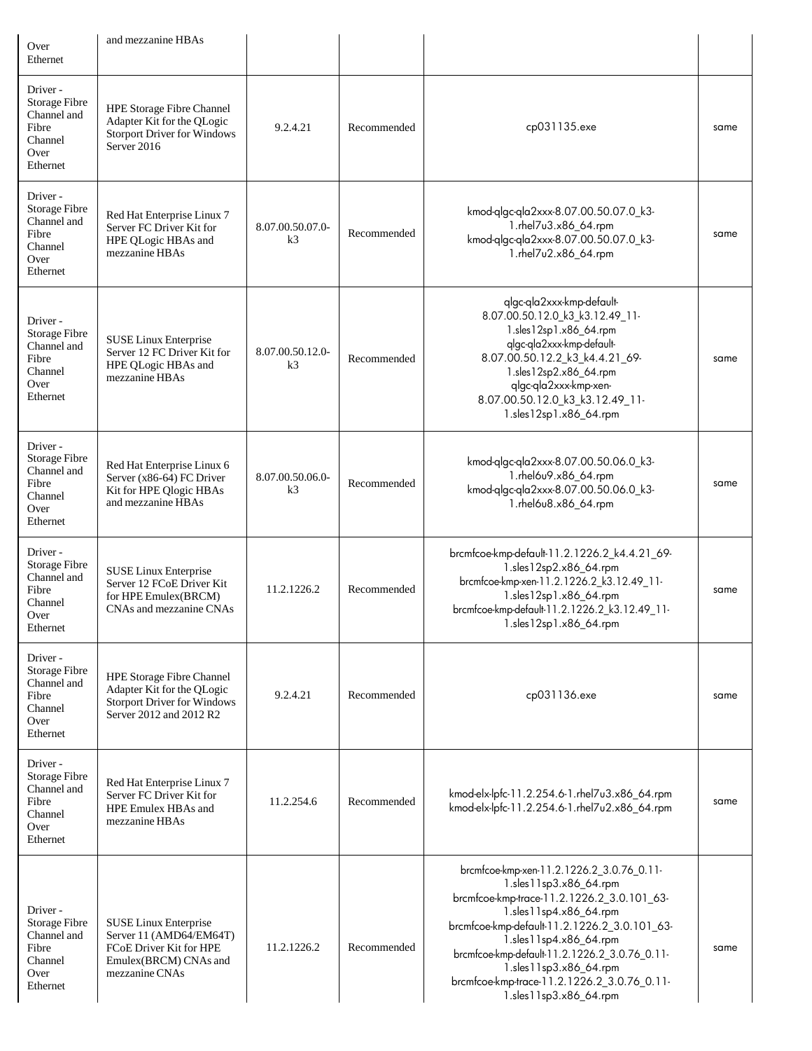| | | | | | |
|---|---|---|---|---|---|
| Over Ethernet | and mezzanine HBAs | | | | |
| Driver - Storage Fibre Channel and Fibre Channel Over Ethernet | HPE Storage Fibre Channel Adapter Kit for the QLogic Storport Driver for Windows Server 2016 | 9.2.4.21 | Recommended | cp031135.exe | same |
| Driver - Storage Fibre Channel and Fibre Channel Over Ethernet | Red Hat Enterprise Linux 7 Server FC Driver Kit for HPE QLogic HBAs and mezzanine HBAs | 8.07.00.50.07.0-k3 | Recommended | kmod-qlgc-qla2xxx-8.07.00.50.07.0_k3-1.rhel7u3.x86_64.rpm kmod-qlgc-qla2xxx-8.07.00.50.07.0_k3-1.rhel7u2.x86_64.rpm | same |
| Driver - Storage Fibre Channel and Fibre Channel Over Ethernet | SUSE Linux Enterprise Server 12 FC Driver Kit for HPE QLogic HBAs and mezzanine HBAs | 8.07.00.50.12.0-k3 | Recommended | qlgc-qla2xxx-kmp-default-8.07.00.50.12.0_k3_k3.12.49_11-1.sles12sp1.x86_64.rpm qlgc-qla2xxx-kmp-default-8.07.00.50.12.2_k3_k4.4.21_69-1.sles12sp2.x86_64.rpm qlgc-qla2xxx-kmp-xen-8.07.00.50.12.0_k3_k3.12.49_11-1.sles12sp1.x86_64.rpm | same |
| Driver - Storage Fibre Channel and Fibre Channel Over Ethernet | Red Hat Enterprise Linux 6 Server (x86-64) FC Driver Kit for HPE Qlogic HBAs and mezzanine HBAs | 8.07.00.50.06.0-k3 | Recommended | kmod-qlgc-qla2xxx-8.07.00.50.06.0_k3-1.rhel6u9.x86_64.rpm kmod-qlgc-qla2xxx-8.07.00.50.06.0_k3-1.rhel6u8.x86_64.rpm | same |
| Driver - Storage Fibre Channel and Fibre Channel Over Ethernet | SUSE Linux Enterprise Server 12 FCoE Driver Kit for HPE Emulex(BRCM) CNAs and mezzanine CNAs | 11.2.1226.2 | Recommended | brcmfcoe-kmp-default-11.2.1226.2_k4.4.21_69-1.sles12sp2.x86_64.rpm brcmfcoe-kmp-xen-11.2.1226.2_k3.12.49_11-1.sles12sp1.x86_64.rpm brcmfcoe-kmp-default-11.2.1226.2_k3.12.49_11-1.sles12sp1.x86_64.rpm | same |
| Driver - Storage Fibre Channel and Fibre Channel Over Ethernet | HPE Storage Fibre Channel Adapter Kit for the QLogic Storport Driver for Windows Server 2012 and 2012 R2 | 9.2.4.21 | Recommended | cp031136.exe | same |
| Driver - Storage Fibre Channel and Fibre Channel Over Ethernet | Red Hat Enterprise Linux 7 Server FC Driver Kit for HPE Emulex HBAs and mezzanine HBAs | 11.2.254.6 | Recommended | kmod-elx-lpfc-11.2.254.6-1.rhel7u3.x86_64.rpm kmod-elx-lpfc-11.2.254.6-1.rhel7u2.x86_64.rpm | same |
| Driver - Storage Fibre Channel and Fibre Channel Over Ethernet | SUSE Linux Enterprise Server 11 (AMD64/EM64T) FCoE Driver Kit for HPE Emulex(BRCM) CNAs and mezzanine CNAs | 11.2.1226.2 | Recommended | brcmfcoe-kmp-xen-11.2.1226.2_3.0.76_0.11-1.sles11sp3.x86_64.rpm brcmfcoe-kmp-trace-11.2.1226.2_3.0.101_63-1.sles11sp4.x86_64.rpm brcmfcoe-kmp-default-11.2.1226.2_3.0.101_63-1.sles11sp4.x86_64.rpm brcmfcoe-kmp-default-11.2.1226.2_3.0.76_0.11-1.sles11sp3.x86_64.rpm brcmfcoe-kmp-trace-11.2.1226.2_3.0.76_0.11-1.sles11sp3.x86_64.rpm | same |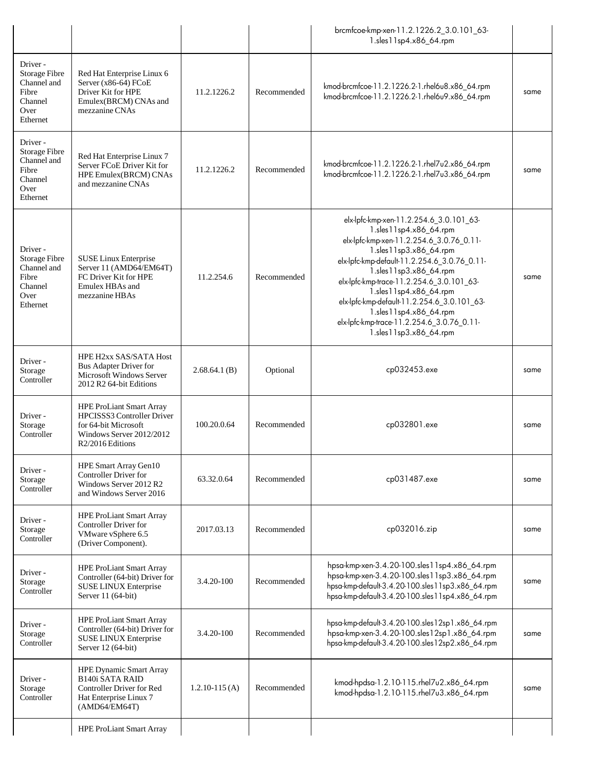| | | | | | |
|---|---|---|---|---|---|
| | | | | brcmfcoe-kmp-xen-11.2.1226.2_3.0.101_63-1.sles11sp4.x86_64.rpm | |
| Driver - Storage Fibre Channel and Fibre Channel Over Ethernet | Red Hat Enterprise Linux 6 Server (x86-64) FCoE Driver Kit for HPE Emulex(BRCM) CNAs and mezzanine CNAs | 11.2.1226.2 | Recommended | kmod-brcmfcoe-11.2.1226.2-1.rhel6u8.x86_64.rpm<br>kmod-brcmfcoe-11.2.1226.2-1.rhel6u9.x86_64.rpm | same |
| Driver - Storage Fibre Channel and Fibre Channel Over Ethernet | Red Hat Enterprise Linux 7 Server FCoE Driver Kit for HPE Emulex(BRCM) CNAs and mezzanine CNAs | 11.2.1226.2 | Recommended | kmod-brcmfcoe-11.2.1226.2-1.rhel7u2.x86_64.rpm<br>kmod-brcmfcoe-11.2.1226.2-1.rhel7u3.x86_64.rpm | same |
| Driver - Storage Fibre Channel and Fibre Channel Over Ethernet | SUSE Linux Enterprise Server 11 (AMD64/EM64T) FC Driver Kit for HPE Emulex HBAs and mezzanine HBAs | 11.2.254.6 | Recommended | elx-lpfc-kmp-xen-11.2.254.6_3.0.101_63-1.sles11sp4.x86_64.rpm<br>elx-lpfc-kmp-xen-11.2.254.6_3.0.76_0.11-1.sles11sp3.x86_64.rpm<br>elx-lpfc-kmp-default-11.2.254.6_3.0.76_0.11-1.sles11sp3.x86_64.rpm<br>elx-lpfc-kmp-trace-11.2.254.6_3.0.101_63-1.sles11sp4.x86_64.rpm<br>elx-lpfc-kmp-default-11.2.254.6_3.0.101_63-1.sles11sp4.x86_64.rpm<br>elx-lpfc-kmp-trace-11.2.254.6_3.0.76_0.11-1.sles11sp3.x86_64.rpm | same |
| Driver - Storage Controller | HPE H2xx SAS/SATA Host Bus Adapter Driver for Microsoft Windows Server 2012 R2 64-bit Editions | 2.68.64.1 (B) | Optional | cp032453.exe | same |
| Driver - Storage Controller | HPE ProLiant Smart Array HPCISSS3 Controller Driver for 64-bit Microsoft Windows Server 2012/2012 R2/2016 Editions | 100.20.0.64 | Recommended | cp032801.exe | same |
| Driver - Storage Controller | HPE Smart Array Gen10 Controller Driver for Windows Server 2012 R2 and Windows Server 2016 | 63.32.0.64 | Recommended | cp031487.exe | same |
| Driver - Storage Controller | HPE ProLiant Smart Array Controller Driver for VMware vSphere 6.5 (Driver Component). | 2017.03.13 | Recommended | cp032016.zip | same |
| Driver - Storage Controller | HPE ProLiant Smart Array Controller (64-bit) Driver for SUSE LINUX Enterprise Server 11 (64-bit) | 3.4.20-100 | Recommended | hpsa-kmp-xen-3.4.20-100.sles11sp4.x86_64.rpm<br>hpsa-kmp-xen-3.4.20-100.sles11sp3.x86_64.rpm<br>hpsa-kmp-default-3.4.20-100.sles11sp3.x86_64.rpm<br>hpsa-kmp-default-3.4.20-100.sles11sp4.x86_64.rpm | same |
| Driver - Storage Controller | HPE ProLiant Smart Array Controller (64-bit) Driver for SUSE LINUX Enterprise Server 12 (64-bit) | 3.4.20-100 | Recommended | hpsa-kmp-default-3.4.20-100.sles12sp1.x86_64.rpm<br>hpsa-kmp-xen-3.4.20-100.sles12sp1.x86_64.rpm<br>hpsa-kmp-default-3.4.20-100.sles12sp2.x86_64.rpm | same |
| Driver - Storage Controller | HPE Dynamic Smart Array B140i SATA RAID Controller Driver for Red Hat Enterprise Linux 7 (AMD64/EM64T) | 1.2.10-115 (A) | Recommended | kmod-hpdsa-1.2.10-115.rhel7u2.x86_64.rpm<br>kmod-hpdsa-1.2.10-115.rhel7u3.x86_64.rpm | same |
| | HPE ProLiant Smart Array | | | | |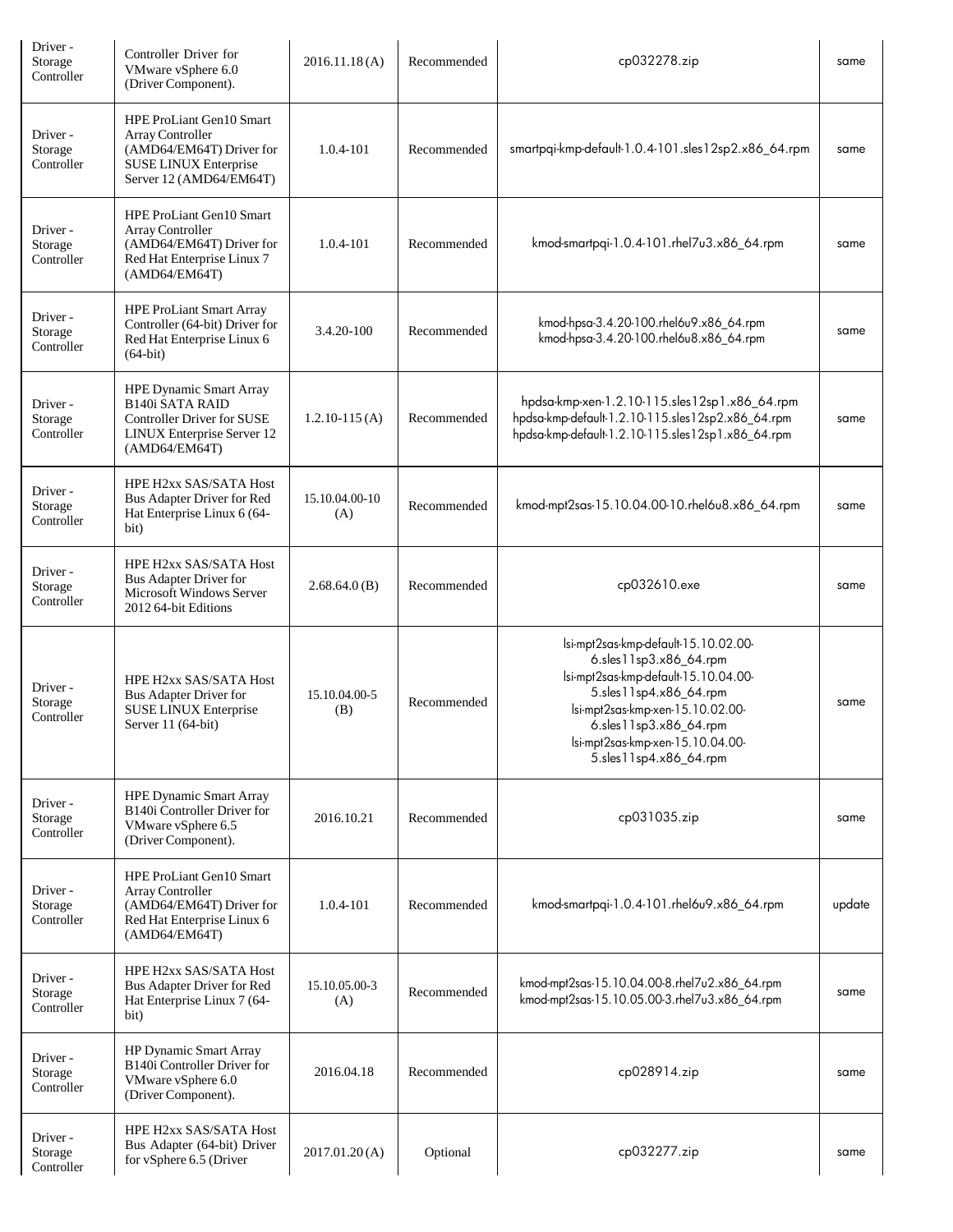| Driver - Storage Controller | Controller Driver for VMware vSphere 6.0 (Driver Component). | 2016.11.18 (A) | Recommended | cp032278.zip | same |
|---|---|---|---|---|---|
| Driver - Storage Controller | HPE ProLiant Gen10 Smart Array Controller (AMD64/EM64T) Driver for SUSE LINUX Enterprise Server 12 (AMD64/EM64T) | 1.0.4-101 | Recommended | smartpqi-kmp-default-1.0.4-101.sles12sp2.x86_64.rpm | same |
| Driver - Storage Controller | HPE ProLiant Gen10 Smart Array Controller (AMD64/EM64T) Driver for Red Hat Enterprise Linux 7 (AMD64/EM64T) | 1.0.4-101 | Recommended | kmod-smartpqi-1.0.4-101.rhel7u3.x86_64.rpm | same |
| Driver - Storage Controller | HPE ProLiant Smart Array Controller (64-bit) Driver for Red Hat Enterprise Linux 6 (64-bit) | 3.4.20-100 | Recommended | kmod-hpsa-3.4.20-100.rhel6u9.x86_64.rpm kmod-hpsa-3.4.20-100.rhel6u8.x86_64.rpm | same |
| Driver - Storage Controller | HPE Dynamic Smart Array B140i SATA RAID Controller Driver for SUSE LINUX Enterprise Server 12 (AMD64/EM64T) | 1.2.10-115 (A) | Recommended | hpdsa-kmp-xen-1.2.10-115.sles12sp1.x86_64.rpm hpdsa-kmp-default-1.2.10-115.sles12sp2.x86_64.rpm hpdsa-kmp-default-1.2.10-115.sles12sp1.x86_64.rpm | same |
| Driver - Storage Controller | HPE H2xx SAS/SATA Host Bus Adapter Driver for Red Hat Enterprise Linux 6 (64-bit) | 15.10.04.00-10 (A) | Recommended | kmod-mpt2sas-15.10.04.00-10.rhel6u8.x86_64.rpm | same |
| Driver - Storage Controller | HPE H2xx SAS/SATA Host Bus Adapter Driver for Microsoft Windows Server 2012 64-bit Editions | 2.68.64.0 (B) | Recommended | cp032610.exe | same |
| Driver - Storage Controller | HPE H2xx SAS/SATA Host Bus Adapter Driver for SUSE LINUX Enterprise Server 11 (64-bit) | 15.10.04.00-5 (B) | Recommended | lsi-mpt2sas-kmp-default-15.10.02.00-6.sles11sp3.x86_64.rpm lsi-mpt2sas-kmp-default-15.10.04.00-5.sles11sp4.x86_64.rpm lsi-mpt2sas-kmp-xen-15.10.02.00-6.sles11sp3.x86_64.rpm lsi-mpt2sas-kmp-xen-15.10.04.00-5.sles11sp4.x86_64.rpm | same |
| Driver - Storage Controller | HPE Dynamic Smart Array B140i Controller Driver for VMware vSphere 6.5 (Driver Component). | 2016.10.21 | Recommended | cp031035.zip | same |
| Driver - Storage Controller | HPE ProLiant Gen10 Smart Array Controller (AMD64/EM64T) Driver for Red Hat Enterprise Linux 6 (AMD64/EM64T) | 1.0.4-101 | Recommended | kmod-smartpqi-1.0.4-101.rhel6u9.x86_64.rpm | update |
| Driver - Storage Controller | HPE H2xx SAS/SATA Host Bus Adapter Driver for Red Hat Enterprise Linux 7 (64-bit) | 15.10.05.00-3 (A) | Recommended | kmod-mpt2sas-15.10.04.00-8.rhel7u2.x86_64.rpm kmod-mpt2sas-15.10.05.00-3.rhel7u3.x86_64.rpm | same |
| Driver - Storage Controller | HP Dynamic Smart Array B140i Controller Driver for VMware vSphere 6.0 (Driver Component). | 2016.04.18 | Recommended | cp028914.zip | same |
| Driver - Storage Controller | HPE H2xx SAS/SATA Host Bus Adapter (64-bit) Driver for vSphere 6.5 (Driver | 2017.01.20 (A) | Optional | cp032277.zip | same |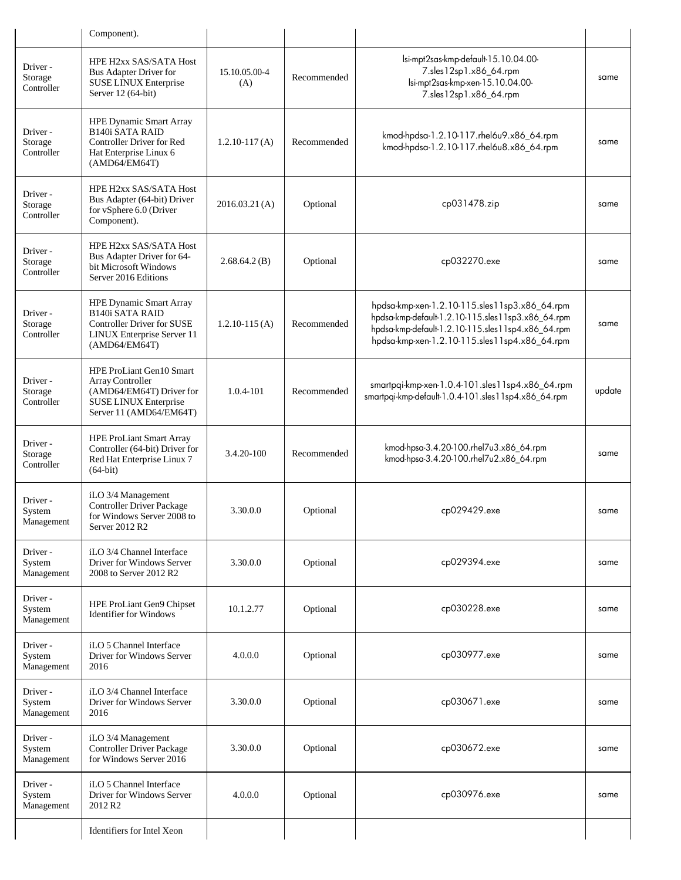|  | Component). |  |  |  |  |
|---|---|---|---|---|---|
| Driver - Storage Controller | HPE H2xx SAS/SATA Host Bus Adapter Driver for SUSE LINUX Enterprise Server 12 (64-bit) | 15.10.05.00-4 (A) | Recommended | lsi-mpt2sas-kmp-default-15.10.04.00-7.sles12sp1.x86_64.rpm lsi-mpt2sas-kmp-xen-15.10.04.00-7.sles12sp1.x86_64.rpm | same |
| Driver - Storage Controller | HPE Dynamic Smart Array B140i SATA RAID Controller Driver for Red Hat Enterprise Linux 6 (AMD64/EM64T) | 1.2.10-117 (A) | Recommended | kmod-hpdsa-1.2.10-117.rhel6u9.x86_64.rpm kmod-hpdsa-1.2.10-117.rhel6u8.x86_64.rpm | same |
| Driver - Storage Controller | HPE H2xx SAS/SATA Host Bus Adapter (64-bit) Driver for vSphere 6.0 (Driver Component). | 2016.03.21 (A) | Optional | cp031478.zip | same |
| Driver - Storage Controller | HPE H2xx SAS/SATA Host Bus Adapter Driver for 64-bit Microsoft Windows Server 2016 Editions | 2.68.64.2 (B) | Optional | cp032270.exe | same |
| Driver - Storage Controller | HPE Dynamic Smart Array B140i SATA RAID Controller Driver for SUSE LINUX Enterprise Server 11 (AMD64/EM64T) | 1.2.10-115 (A) | Recommended | hpdsa-kmp-xen-1.2.10-115.sles11sp3.x86_64.rpm hpdsa-kmp-default-1.2.10-115.sles11sp3.x86_64.rpm hpdsa-kmp-default-1.2.10-115.sles11sp4.x86_64.rpm hpdsa-kmp-xen-1.2.10-115.sles11sp4.x86_64.rpm | same |
| Driver - Storage Controller | HPE ProLiant Gen10 Smart Array Controller (AMD64/EM64T) Driver for SUSE LINUX Enterprise Server 11 (AMD64/EM64T) | 1.0.4-101 | Recommended | smartpqi-kmp-xen-1.0.4-101.sles11sp4.x86_64.rpm smartpqi-kmp-default-1.0.4-101.sles11sp4.x86_64.rpm | update |
| Driver - Storage Controller | HPE ProLiant Smart Array Controller (64-bit) Driver for Red Hat Enterprise Linux 7 (64-bit) | 3.4.20-100 | Recommended | kmod-hpsa-3.4.20-100.rhel7u3.x86_64.rpm kmod-hpsa-3.4.20-100.rhel7u2.x86_64.rpm | same |
| Driver - System Management | iLO 3/4 Management Controller Driver Package for Windows Server 2008 to Server 2012 R2 | 3.30.0.0 | Optional | cp029429.exe | same |
| Driver - System Management | iLO 3/4 Channel Interface Driver for Windows Server 2008 to Server 2012 R2 | 3.30.0.0 | Optional | cp029394.exe | same |
| Driver - System Management | HPE ProLiant Gen9 Chipset Identifier for Windows | 10.1.2.77 | Optional | cp030228.exe | same |
| Driver - System Management | iLO 5 Channel Interface Driver for Windows Server 2016 | 4.0.0.0 | Optional | cp030977.exe | same |
| Driver - System Management | iLO 3/4 Channel Interface Driver for Windows Server 2016 | 3.30.0.0 | Optional | cp030671.exe | same |
| Driver - System Management | iLO 3/4 Management Controller Driver Package for Windows Server 2016 | 3.30.0.0 | Optional | cp030672.exe | same |
| Driver - System Management | iLO 5 Channel Interface Driver for Windows Server 2012 R2 | 4.0.0.0 | Optional | cp030976.exe | same |
|  | Identifiers for Intel Xeon |  |  |  |  |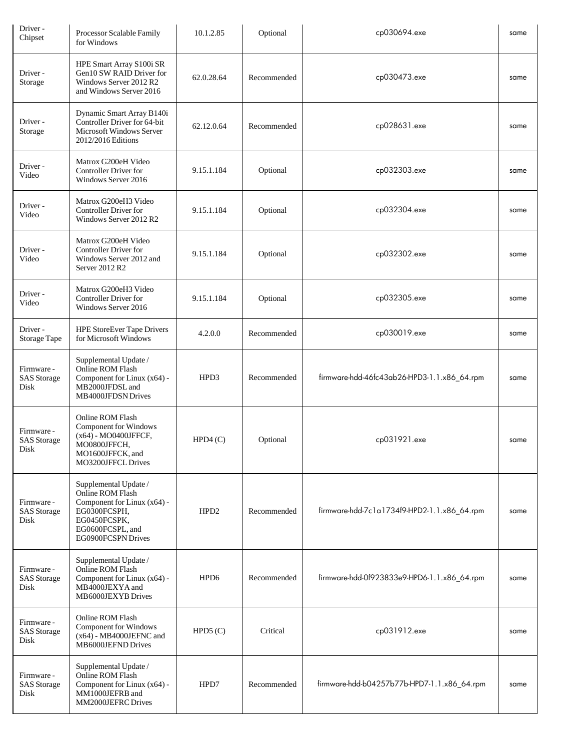| Driver - Chipset | Processor Scalable Family for Windows | 10.1.2.85 | Optional | cp030694.exe | same |
|---|---|---|---|---|---|
| Driver - Storage | HPE Smart Array S100i SR Gen10 SW RAID Driver for Windows Server 2012 R2 and Windows Server 2016 | 62.0.28.64 | Recommended | cp030473.exe | same |
| Driver - Storage | Dynamic Smart Array B140i Controller Driver for 64-bit Microsoft Windows Server 2012/2016 Editions | 62.12.0.64 | Recommended | cp028631.exe | same |
| Driver - Video | Matrox G200eH Video Controller Driver for Windows Server 2016 | 9.15.1.184 | Optional | cp032303.exe | same |
| Driver - Video | Matrox G200eH3 Video Controller Driver for Windows Server 2012 R2 | 9.15.1.184 | Optional | cp032304.exe | same |
| Driver - Video | Matrox G200eH Video Controller Driver for Windows Server 2012 and Server 2012 R2 | 9.15.1.184 | Optional | cp032302.exe | same |
| Driver - Video | Matrox G200eH3 Video Controller Driver for Windows Server 2016 | 9.15.1.184 | Optional | cp032305.exe | same |
| Driver - Storage Tape | HPE StoreEver Tape Drivers for Microsoft Windows | 4.2.0.0 | Recommended | cp030019.exe | same |
| Firmware - SAS Storage Disk | Supplemental Update / Online ROM Flash Component for Linux (x64) - MB2000JFDSL and MB4000JFDSN Drives | HPD3 | Recommended | firmware-hdd-46fc43ab26-HPD3-1.1.x86_64.rpm | same |
| Firmware - SAS Storage Disk | Online ROM Flash Component for Windows (x64) - MO0400JFFCF, MO0800JFFCH, MO1600JFFCK, and MO3200JFFCL Drives | HPD4 (C) | Optional | cp031921.exe | same |
| Firmware - SAS Storage Disk | Supplemental Update / Online ROM Flash Component for Linux (x64) - EG0300FCSPH, EG0450FCSPK, EG0600FCSPL, and EG0900FCSPN Drives | HPD2 | Recommended | firmware-hdd-7c1a1734f9-HPD2-1.1.x86_64.rpm | same |
| Firmware - SAS Storage Disk | Supplemental Update / Online ROM Flash Component for Linux (x64) - MB4000JEXYA and MB6000JEXYB Drives | HPD6 | Recommended | firmware-hdd-0f923833e9-HPD6-1.1.x86_64.rpm | same |
| Firmware - SAS Storage Disk | Online ROM Flash Component for Windows (x64) - MB4000JEFNC and MB6000JEFND Drives | HPD5 (C) | Critical | cp031912.exe | same |
| Firmware - SAS Storage Disk | Supplemental Update / Online ROM Flash Component for Linux (x64) - MM1000JEFRB and MM2000JEFRC Drives | HPD7 | Recommended | firmware-hdd-b04257b77b-HPD7-1.1.x86_64.rpm | same |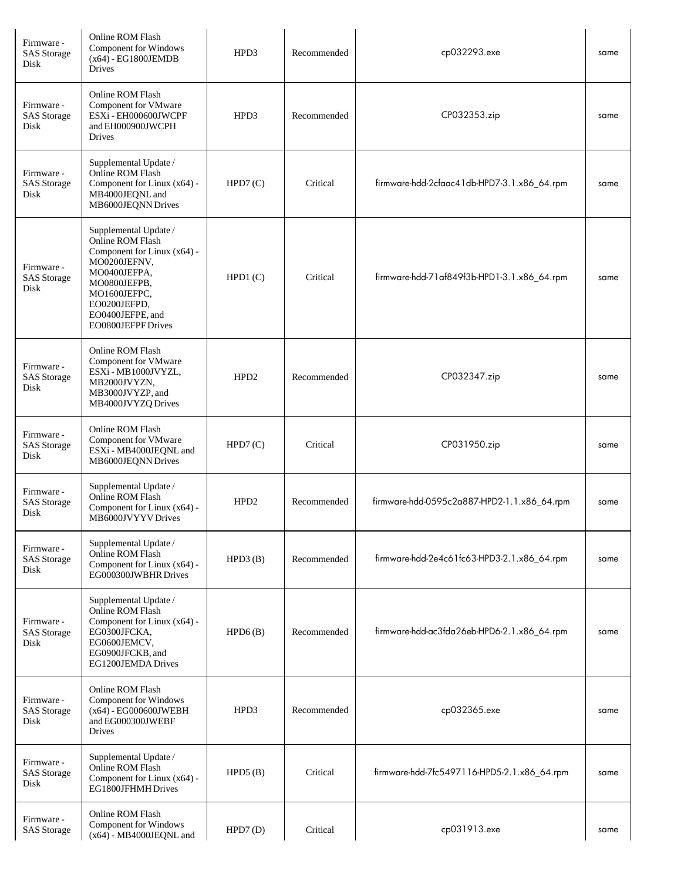| | | | | | |
|---|---|---|---|---|---|
| Firmware - SAS Storage Disk | Online ROM Flash Component for Windows (x64) - EG1800JEMDB Drives | HPD3 | Recommended | cp032293.exe | same |
| Firmware - SAS Storage Disk | Online ROM Flash Component for VMware ESXi - EH000600JWCPF and EH000900JWCPH Drives | HPD3 | Recommended | CP032353.zip | same |
| Firmware - SAS Storage Disk | Supplemental Update / Online ROM Flash Component for Linux (x64) - MB4000JEQNL and MB6000JEQNN Drives | HPD7 (C) | Critical | firmware-hdd-2cfaac41db-HPD7-3.1.x86_64.rpm | same |
| Firmware - SAS Storage Disk | Supplemental Update / Online ROM Flash Component for Linux (x64) - MO0200JEFNV, MO0400JEFPA, MO0800JEFPB, MO1600JEFPC, EO0200JEFPD, EO0400JEFPE, and EO0800JEFPF Drives | HPD1 (C) | Critical | firmware-hdd-71af849f3b-HPD1-3.1.x86_64.rpm | same |
| Firmware - SAS Storage Disk | Online ROM Flash Component for VMware ESXi - MB1000JVYZL, MB2000JVYZN, MB3000JVYZP, and MB4000JVYZQ Drives | HPD2 | Recommended | CP032347.zip | same |
| Firmware - SAS Storage Disk | Online ROM Flash Component for VMware ESXi - MB4000JEQNL and MB6000JEQNN Drives | HPD7 (C) | Critical | CP031950.zip | same |
| Firmware - SAS Storage Disk | Supplemental Update / Online ROM Flash Component for Linux (x64) - MB6000JVYYV Drives | HPD2 | Recommended | firmware-hdd-0595c2a887-HPD2-1.1.x86_64.rpm | same |
| Firmware - SAS Storage Disk | Supplemental Update / Online ROM Flash Component for Linux (x64) - EG000300JWBHR Drives | HPD3 (B) | Recommended | firmware-hdd-2e4c61fc63-HPD3-2.1.x86_64.rpm | same |
| Firmware - SAS Storage Disk | Supplemental Update / Online ROM Flash Component for Linux (x64) - EG0300JFCKA, EG0600JEMCV, EG0900JFCKB, and EG1200JEMDA Drives | HPD6 (B) | Recommended | firmware-hdd-ac3fda26eb-HPD6-2.1.x86_64.rpm | same |
| Firmware - SAS Storage Disk | Online ROM Flash Component for Windows (x64) - EG000600JWEBH and EG000300JWEBF Drives | HPD3 | Recommended | cp032365.exe | same |
| Firmware - SAS Storage Disk | Supplemental Update / Online ROM Flash Component for Linux (x64) - EG1800JFHMH Drives | HPD5 (B) | Critical | firmware-hdd-7fc5497116-HPD5-2.1.x86_64.rpm | same |
| Firmware - SAS Storage | Online ROM Flash Component for Windows (x64) - MB4000JEQNL and | HPD7 (D) | Critical | cp031913.exe | same |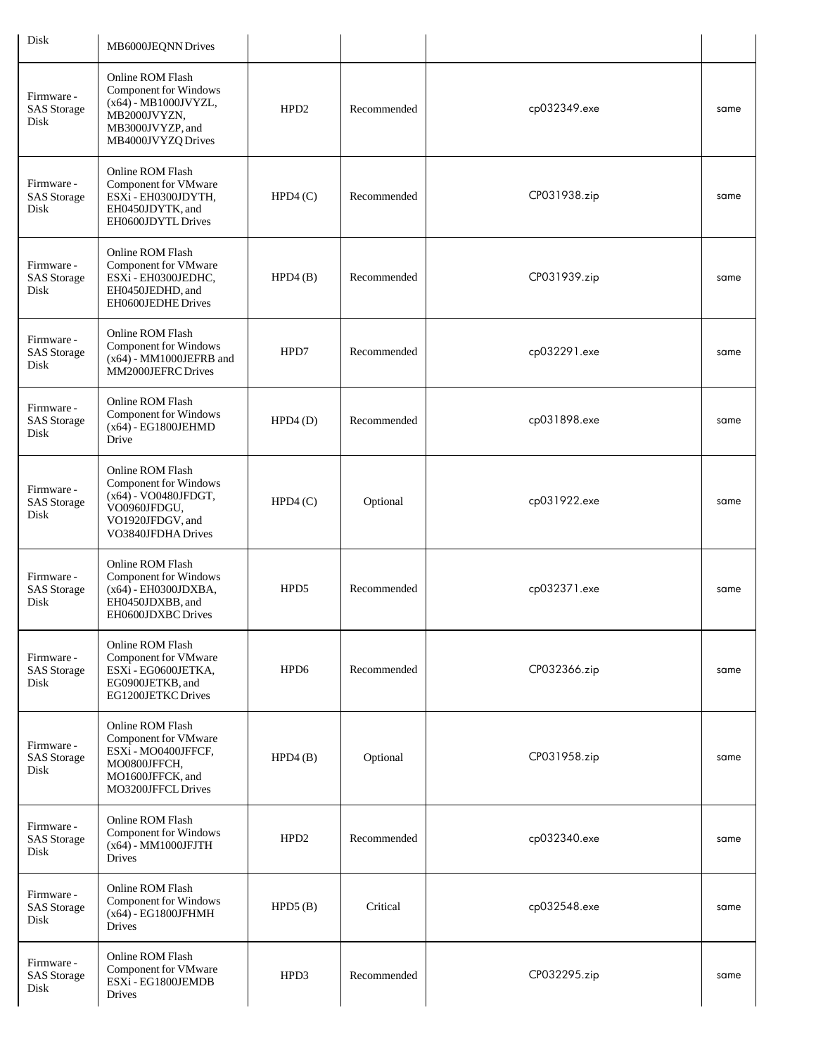| | | | | | |
|---|---|---|---|---|---|
| Disk | MB6000JEQNN Drives | | | | |
| Firmware - SAS Storage Disk | Online ROM Flash Component for Windows (x64) - MB1000JVYZL, MB2000JVYZN, MB3000JVYZP, and MB4000JVYZQ Drives | HPD2 | Recommended | cp032349.exe | same |
| Firmware - SAS Storage Disk | Online ROM Flash Component for VMware ESXi - EH0300JDYTH, EH0450JDYTK, and EH0600JDYTL Drives | HPD4 (C) | Recommended | CP031938.zip | same |
| Firmware - SAS Storage Disk | Online ROM Flash Component for VMware ESXi - EH0300JEDHC, EH0450JEDHD, and EH0600JEDHE Drives | HPD4 (B) | Recommended | CP031939.zip | same |
| Firmware - SAS Storage Disk | Online ROM Flash Component for Windows (x64) - MM1000JEFRB and MM2000JEFRC Drives | HPD7 | Recommended | cp032291.exe | same |
| Firmware - SAS Storage Disk | Online ROM Flash Component for Windows (x64) - EG1800JEHMD Drive | HPD4 (D) | Recommended | cp031898.exe | same |
| Firmware - SAS Storage Disk | Online ROM Flash Component for Windows (x64) - VO0480JFDGT, VO0960JFDGU, VO1920JFDGV, and VO3840JFDHA Drives | HPD4 (C) | Optional | cp031922.exe | same |
| Firmware - SAS Storage Disk | Online ROM Flash Component for Windows (x64) - EH0300JDXBA, EH0450JDXBB, and EH0600JDXBC Drives | HPD5 | Recommended | cp032371.exe | same |
| Firmware - SAS Storage Disk | Online ROM Flash Component for VMware ESXi - EG0600JETKA, EG0900JETKB, and EG1200JETKC Drives | HPD6 | Recommended | CP032366.zip | same |
| Firmware - SAS Storage Disk | Online ROM Flash Component for VMware ESXi - MO0400JFFCF, MO0800JFFCH, MO1600JFFCK, and MO3200JFFCL Drives | HPD4 (B) | Optional | CP031958.zip | same |
| Firmware - SAS Storage Disk | Online ROM Flash Component for Windows (x64) - MM1000JFJTH Drives | HPD2 | Recommended | cp032340.exe | same |
| Firmware - SAS Storage Disk | Online ROM Flash Component for Windows (x64) - EG1800JFHMH Drives | HPD5 (B) | Critical | cp032548.exe | same |
| Firmware - SAS Storage Disk | Online ROM Flash Component for VMware ESXi - EG1800JEMDB Drives | HPD3 | Recommended | CP032295.zip | same |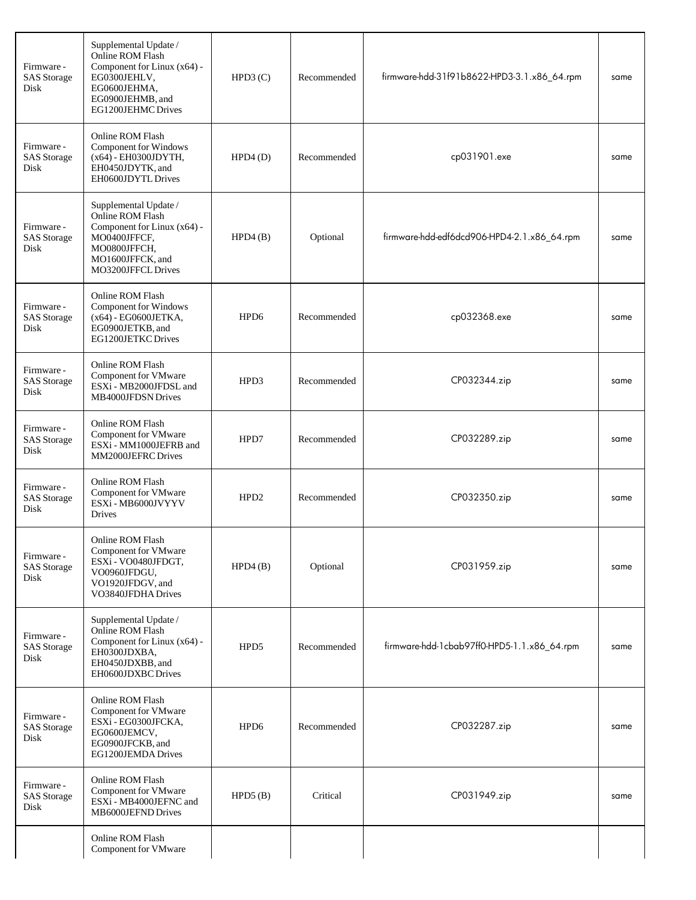| | | | | | |
|---|---|---|---|---|---|
| Firmware - SAS Storage Disk | Supplemental Update / Online ROM Flash Component for Linux (x64) - EG0300JEHLV, EG0600JEHMA, EG0900JEHMB, and EG1200JEHMC Drives | HPD3 (C) | Recommended | firmware-hdd-31f91b8622-HPD3-3.1.x86_64.rpm | same |
| Firmware - SAS Storage Disk | Online ROM Flash Component for Windows (x64) - EH0300JDYTH, EH0450JDYTK, and EH0600JDYTL Drives | HPD4 (D) | Recommended | cp031901.exe | same |
| Firmware - SAS Storage Disk | Supplemental Update / Online ROM Flash Component for Linux (x64) - MO0400JFFCF, MO0800JFFCH, MO1600JFFCK, and MO3200JFFCL Drives | HPD4 (B) | Optional | firmware-hdd-edf6dcd906-HPD4-2.1.x86_64.rpm | same |
| Firmware - SAS Storage Disk | Online ROM Flash Component for Windows (x64) - EG0600JETKA, EG0900JETKB, and EG1200JETKC Drives | HPD6 | Recommended | cp032368.exe | same |
| Firmware - SAS Storage Disk | Online ROM Flash Component for VMware ESXi - MB2000JFDSL and MB4000JFDSN Drives | HPD3 | Recommended | CP032344.zip | same |
| Firmware - SAS Storage Disk | Online ROM Flash Component for VMware ESXi - MM1000JEFRB and MM2000JEFRC Drives | HPD7 | Recommended | CP032289.zip | same |
| Firmware - SAS Storage Disk | Online ROM Flash Component for VMware ESXi - MB6000JVYYV Drives | HPD2 | Recommended | CP032350.zip | same |
| Firmware - SAS Storage Disk | Online ROM Flash Component for VMware ESXi - VO0480JFDGT, VO0960JFDGU, VO1920JFDGV, and VO3840JFDHA Drives | HPD4 (B) | Optional | CP031959.zip | same |
| Firmware - SAS Storage Disk | Supplemental Update / Online ROM Flash Component for Linux (x64) - EH0300JDXBA, EH0450JDXBB, and EH0600JDXBC Drives | HPD5 | Recommended | firmware-hdd-1cbab97ff0-HPD5-1.1.x86_64.rpm | same |
| Firmware - SAS Storage Disk | Online ROM Flash Component for VMware ESXi - EG0300JFCKA, EG0600JEMCV, EG0900JFCKB, and EG1200JEMDA Drives | HPD6 | Recommended | CP032287.zip | same |
| Firmware - SAS Storage Disk | Online ROM Flash Component for VMware ESXi - MB4000JEFNC and MB6000JEFND Drives | HPD5 (B) | Critical | CP031949.zip | same |
| | Online ROM Flash Component for VMware | | | | |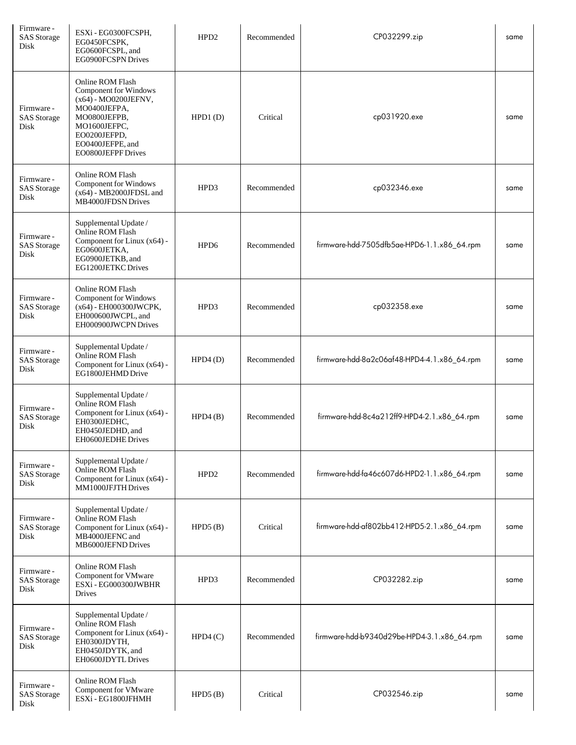| | | | | | |
|---|---|---|---|---|---|
| Firmware - SAS Storage Disk | ESXi - EG0300FCSPH, EG0450FCSPK, EG0600FCSPL, and EG0900FCSPN Drives | HPD2 | Recommended | CP032299.zip | same |
| Firmware - SAS Storage Disk | Online ROM Flash Component for Windows (x64) - MO0200JEFNV, MO0400JEFPA, MO0800JEFPB, MO1600JEFPC, EO0200JEFPD, EO0400JEFPE, and EO0800JEFPF Drives | HPD1 (D) | Critical | cp031920.exe | same |
| Firmware - SAS Storage Disk | Online ROM Flash Component for Windows (x64) - MB2000JFDSL and MB4000JFDSN Drives | HPD3 | Recommended | cp032346.exe | same |
| Firmware - SAS Storage Disk | Supplemental Update / Online ROM Flash Component for Linux (x64) - EG0600JETKA, EG0900JETKB, and EG1200JETKC Drives | HPD6 | Recommended | firmware-hdd-7505dfb5ae-HPD6-1.1.x86_64.rpm | same |
| Firmware - SAS Storage Disk | Online ROM Flash Component for Windows (x64) - EH000300JWCPK, EH000600JWCPL, and EH000900JWCPN Drives | HPD3 | Recommended | cp032358.exe | same |
| Firmware - SAS Storage Disk | Supplemental Update / Online ROM Flash Component for Linux (x64) - EG1800JEHMD Drive | HPD4 (D) | Recommended | firmware-hdd-8a2c06af48-HPD4-4.1.x86_64.rpm | same |
| Firmware - SAS Storage Disk | Supplemental Update / Online ROM Flash Component for Linux (x64) - EH0300JEDHC, EH0450JEDHD, and EH0600JEDHE Drives | HPD4 (B) | Recommended | firmware-hdd-8c4a212ff9-HPD4-2.1.x86_64.rpm | same |
| Firmware - SAS Storage Disk | Supplemental Update / Online ROM Flash Component for Linux (x64) - MM1000JFJTH Drives | HPD2 | Recommended | firmware-hdd-fa46c607d6-HPD2-1.1.x86_64.rpm | same |
| Firmware - SAS Storage Disk | Supplemental Update / Online ROM Flash Component for Linux (x64) - MB4000JEFNC and MB6000JEFND Drives | HPD5 (B) | Critical | firmware-hdd-af802bb412-HPD5-2.1.x86_64.rpm | same |
| Firmware - SAS Storage Disk | Online ROM Flash Component for VMware ESXi - EG000300JWBHR Drives | HPD3 | Recommended | CP032282.zip | same |
| Firmware - SAS Storage Disk | Supplemental Update / Online ROM Flash Component for Linux (x64) - EH0300JDYTH, EH0450JDYTK, and EH0600JDYTL Drives | HPD4 (C) | Recommended | firmware-hdd-b9340d29be-HPD4-3.1.x86_64.rpm | same |
| Firmware - SAS Storage Disk | Online ROM Flash Component for VMware ESXi - EG1800JFHMH | HPD5 (B) | Critical | CP032546.zip | same |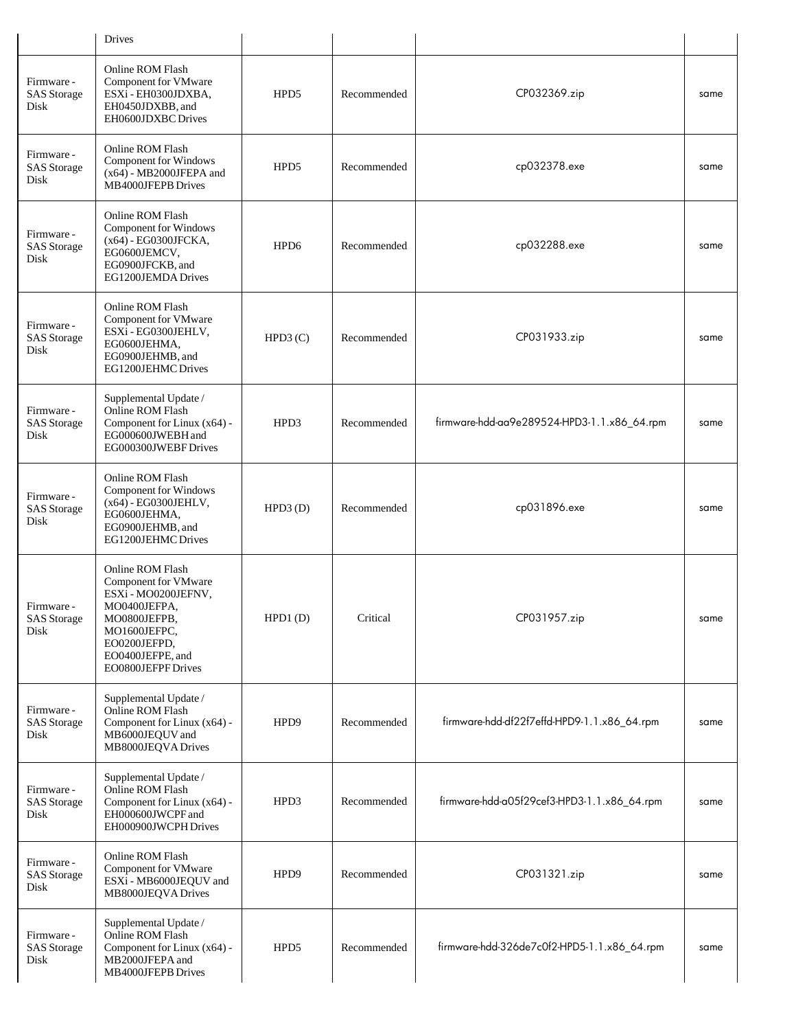| | Drives | | | | |
|---|---|---|---|---|---|
| Firmware - SAS Storage Disk | Online ROM Flash Component for VMware ESXi - EH0300JDXBA, EH0450JDXBB, and EH0600JDXBC Drives | HPD5 | Recommended | CP032369.zip | same |
| Firmware - SAS Storage Disk | Online ROM Flash Component for Windows (x64) - MB2000JFEPA and MB4000JFEPB Drives | HPD5 | Recommended | cp032378.exe | same |
| Firmware - SAS Storage Disk | Online ROM Flash Component for Windows (x64) - EG0300JFCKA, EG0600JEMCV, EG0900JFCKB, and EG1200JEMDA Drives | HPD6 | Recommended | cp032288.exe | same |
| Firmware - SAS Storage Disk | Online ROM Flash Component for VMware ESXi - EG0300JEHLV, EG0600JEHMA, EG0900JEHMB, and EG1200JEHMC Drives | HPD3 (C) | Recommended | CP031933.zip | same |
| Firmware - SAS Storage Disk | Supplemental Update / Online ROM Flash Component for Linux (x64) - EG000600JWEBH and EG000300JWEBF Drives | HPD3 | Recommended | firmware-hdd-aa9e289524-HPD3-1.1.x86_64.rpm | same |
| Firmware - SAS Storage Disk | Online ROM Flash Component for Windows (x64) - EG0300JEHLV, EG0600JEHMA, EG0900JEHMB, and EG1200JEHMC Drives | HPD3 (D) | Recommended | cp031896.exe | same |
| Firmware - SAS Storage Disk | Online ROM Flash Component for VMware ESXi - MO0200JEFNV, MO0400JEFPA, MO0800JEFPB, MO1600JEFPC, EO0200JEFPD, EO0400JEFPE, and EO0800JEFPF Drives | HPD1 (D) | Critical | CP031957.zip | same |
| Firmware - SAS Storage Disk | Supplemental Update / Online ROM Flash Component for Linux (x64) - MB6000JEQUV and MB8000JEQVA Drives | HPD9 | Recommended | firmware-hdd-df22f7effd-HPD9-1.1.x86_64.rpm | same |
| Firmware - SAS Storage Disk | Supplemental Update / Online ROM Flash Component for Linux (x64) - EH000600JWCPF and EH000900JWCPH Drives | HPD3 | Recommended | firmware-hdd-a05f29cef3-HPD3-1.1.x86_64.rpm | same |
| Firmware - SAS Storage Disk | Online ROM Flash Component for VMware ESXi - MB6000JEQUV and MB8000JEQVA Drives | HPD9 | Recommended | CP031321.zip | same |
| Firmware - SAS Storage Disk | Supplemental Update / Online ROM Flash Component for Linux (x64) - MB2000JFEPA and MB4000JFEPB Drives | HPD5 | Recommended | firmware-hdd-326de7c0f2-HPD5-1.1.x86_64.rpm | same |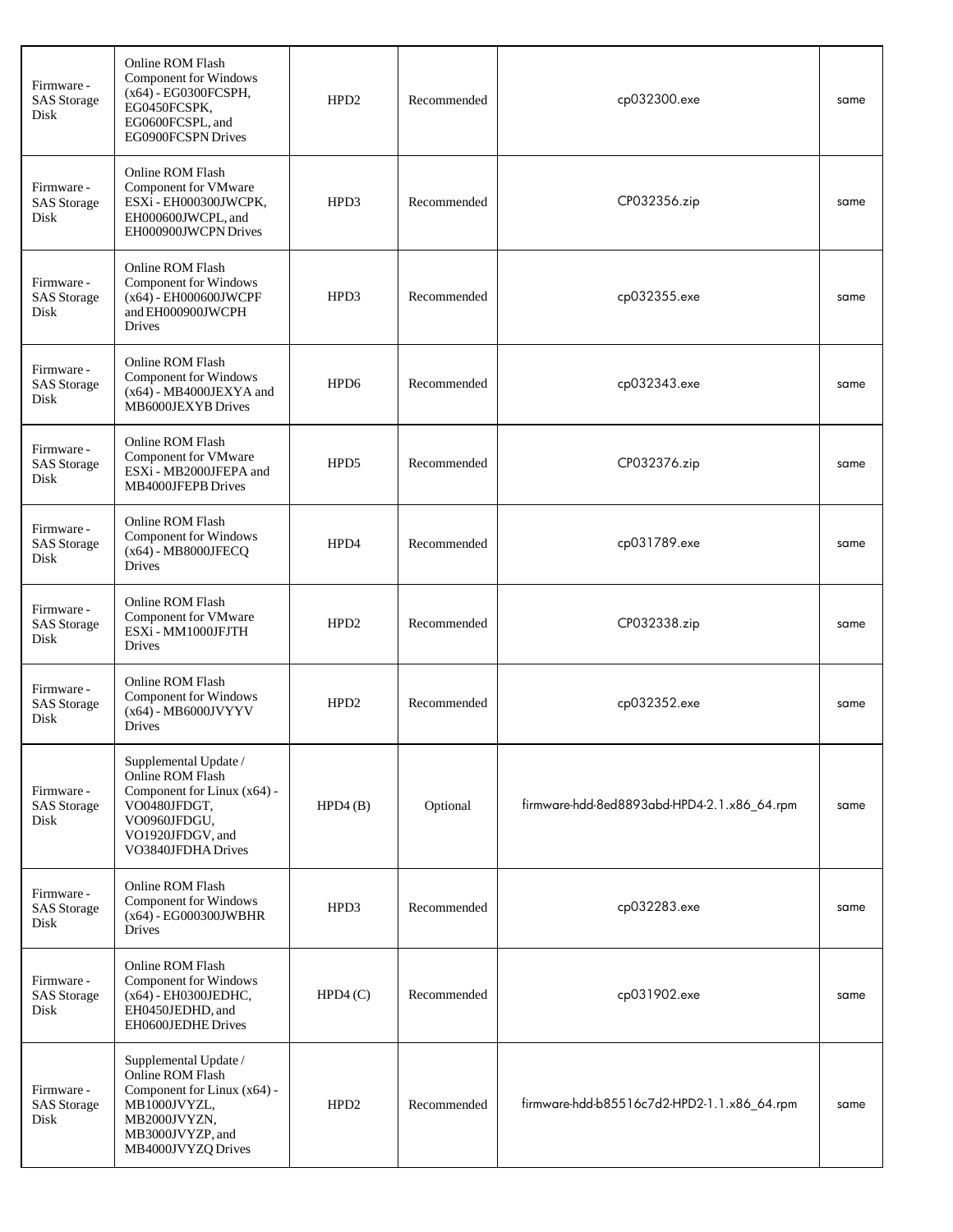| | | | | | |
|---|---|---|---|---|---|
| Firmware - SAS Storage Disk | Online ROM Flash Component for Windows (x64) - EG0300FCSPH, EG0450FCSPK, EG0600FCSPL, and EG0900FCSPN Drives | HPD2 | Recommended | cp032300.exe | same |
| Firmware - SAS Storage Disk | Online ROM Flash Component for VMware ESXi - EH000300JWCPK, EH000600JWCPL, and EH000900JWCPN Drives | HPD3 | Recommended | CP032356.zip | same |
| Firmware - SAS Storage Disk | Online ROM Flash Component for Windows (x64) - EH000600JWCPF and EH000900JWCPH Drives | HPD3 | Recommended | cp032355.exe | same |
| Firmware - SAS Storage Disk | Online ROM Flash Component for Windows (x64) - MB4000JEXYA and MB6000JEXYB Drives | HPD6 | Recommended | cp032343.exe | same |
| Firmware - SAS Storage Disk | Online ROM Flash Component for VMware ESXi - MB2000JFEPA and MB4000JFEPB Drives | HPD5 | Recommended | CP032376.zip | same |
| Firmware - SAS Storage Disk | Online ROM Flash Component for Windows (x64) - MB8000JFECQ Drives | HPD4 | Recommended | cp031789.exe | same |
| Firmware - SAS Storage Disk | Online ROM Flash Component for VMware ESXi - MM1000JFJTH Drives | HPD2 | Recommended | CP032338.zip | same |
| Firmware - SAS Storage Disk | Online ROM Flash Component for Windows (x64) - MB6000JVYYV Drives | HPD2 | Recommended | cp032352.exe | same |
| Firmware - SAS Storage Disk | Supplemental Update / Online ROM Flash Component for Linux (x64) - VO0480JFDGT, VO0960JFDGU, VO1920JFDGV, and VO3840JFDHA Drives | HPD4 (B) | Optional | firmware-hdd-8ed8893abd-HPD4-2.1.x86_64.rpm | same |
| Firmware - SAS Storage Disk | Online ROM Flash Component for Windows (x64) - EG000300JWBHR Drives | HPD3 | Recommended | cp032283.exe | same |
| Firmware - SAS Storage Disk | Online ROM Flash Component for Windows (x64) - EH0300JEDHC, EH0450JEDHD, and EH0600JEDHE Drives | HPD4 (C) | Recommended | cp031902.exe | same |
| Firmware - SAS Storage Disk | Supplemental Update / Online ROM Flash Component for Linux (x64) - MB1000JVYZL, MB2000JVYZN, MB3000JVYZP, and MB4000JVYZQ Drives | HPD2 | Recommended | firmware-hdd-b85516c7d2-HPD2-1.1.x86_64.rpm | same |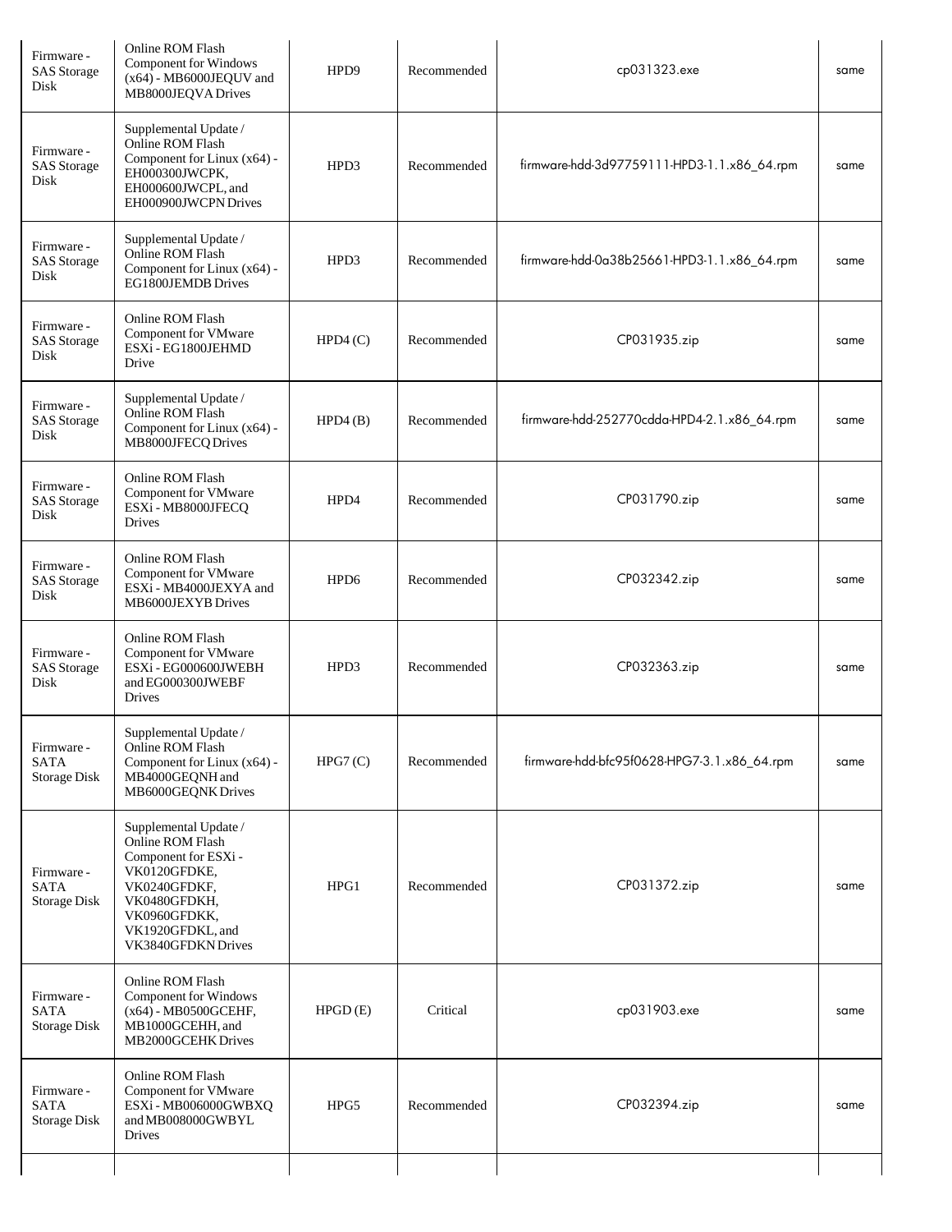| | | | | | |
|---|---|---|---|---|---|
| Firmware - SAS Storage Disk | Online ROM Flash Component for Windows (x64) - MB6000JEQUV and MB8000JEQVA Drives | HPD9 | Recommended | cp031323.exe | same |
| Firmware - SAS Storage Disk | Supplemental Update / Online ROM Flash Component for Linux (x64) - EH000300JWCPK, EH000600JWCPL, and EH000900JWCPN Drives | HPD3 | Recommended | firmware-hdd-3d97759111-HPD3-1.1.x86_64.rpm | same |
| Firmware - SAS Storage Disk | Supplemental Update / Online ROM Flash Component for Linux (x64) - EG1800JEMDB Drives | HPD3 | Recommended | firmware-hdd-0a38b25661-HPD3-1.1.x86_64.rpm | same |
| Firmware - SAS Storage Disk | Online ROM Flash Component for VMware ESXi - EG1800JEHMD Drive | HPD4 (C) | Recommended | CP031935.zip | same |
| Firmware - SAS Storage Disk | Supplemental Update / Online ROM Flash Component for Linux (x64) - MB8000JFECQ Drives | HPD4 (B) | Recommended | firmware-hdd-252770cdda-HPD4-2.1.x86_64.rpm | same |
| Firmware - SAS Storage Disk | Online ROM Flash Component for VMware ESXi - MB8000JFECQ Drives | HPD4 | Recommended | CP031790.zip | same |
| Firmware - SAS Storage Disk | Online ROM Flash Component for VMware ESXi - MB4000JEXYA and MB6000JEXYB Drives | HPD6 | Recommended | CP032342.zip | same |
| Firmware - SAS Storage Disk | Online ROM Flash Component for VMware ESXi - EG000600JWEBH and EG000300JWEBF Drives | HPD3 | Recommended | CP032363.zip | same |
| Firmware - SATA Storage Disk | Supplemental Update / Online ROM Flash Component for Linux (x64) - MB4000GEQNH and MB6000GEQNK Drives | HPG7 (C) | Recommended | firmware-hdd-bfc95f0628-HPG7-3.1.x86_64.rpm | same |
| Firmware - SATA Storage Disk | Supplemental Update / Online ROM Flash Component for ESXi - VK0120GFDKE, VK0240GFDKF, VK0480GFDKH, VK0960GFDKK, VK1920GFDKL, and VK3840GFDKN Drives | HPG1 | Recommended | CP031372.zip | same |
| Firmware - SATA Storage Disk | Online ROM Flash Component for Windows (x64) - MB0500GCEHF, MB1000GCEHH, and MB2000GCEHK Drives | HPGD (E) | Critical | cp031903.exe | same |
| Firmware - SATA Storage Disk | Online ROM Flash Component for VMware ESXi - MB006000GWBXQ and MB008000GWBYL Drives | HPG5 | Recommended | CP032394.zip | same |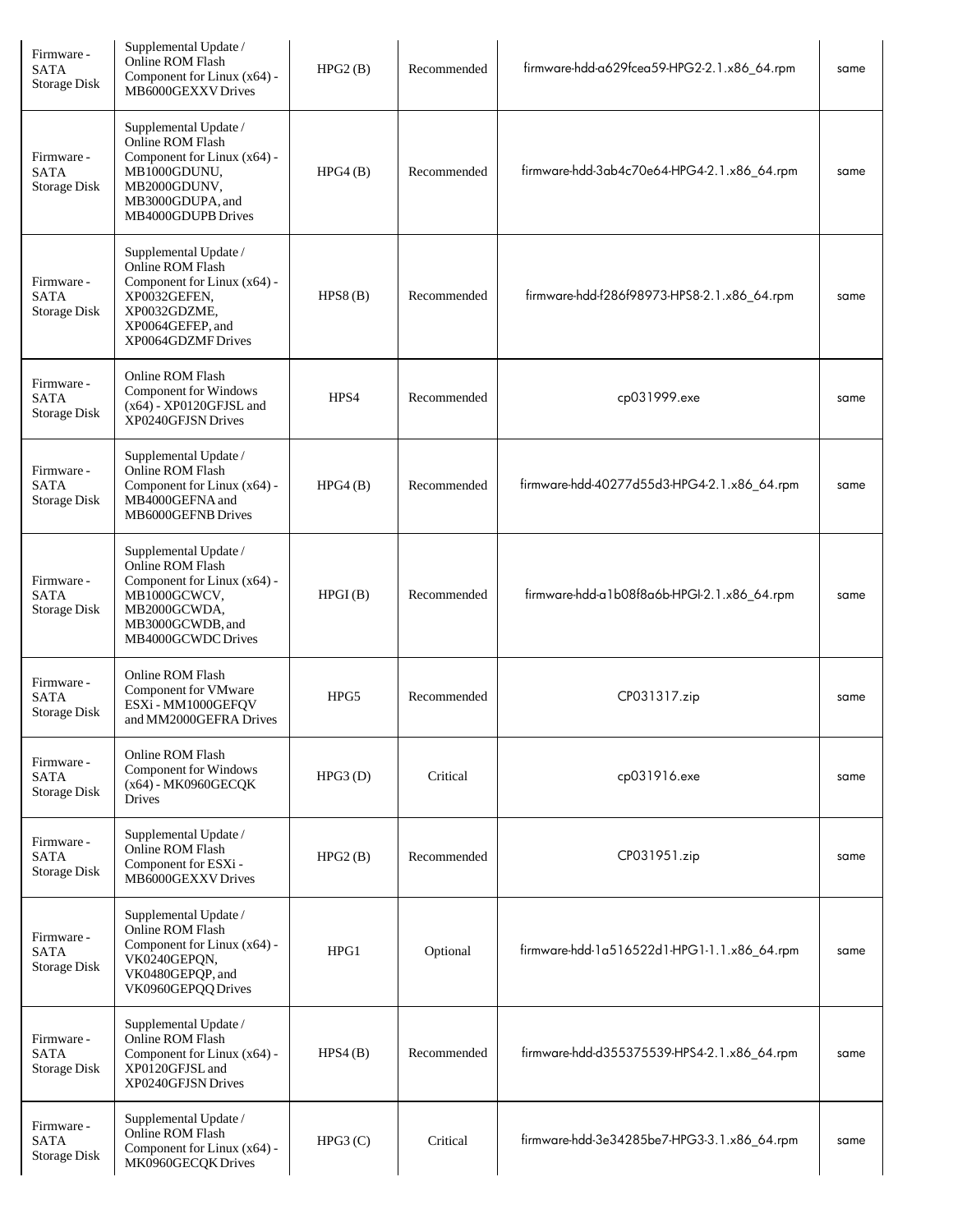| | | | | | |
|---|---|---|---|---|---|
| Firmware - SATA Storage Disk | Supplemental Update / Online ROM Flash Component for Linux (x64) - MB6000GEXXV Drives | HPG2 (B) | Recommended | firmware-hdd-a629fcea59-HPG2-2.1.x86_64.rpm | same |
| Firmware - SATA Storage Disk | Supplemental Update / Online ROM Flash Component for Linux (x64) - MB1000GDUNU, MB2000GDUNV, MB3000GDUPA, and MB4000GDUPB Drives | HPG4 (B) | Recommended | firmware-hdd-3ab4c70e64-HPG4-2.1.x86_64.rpm | same |
| Firmware - SATA Storage Disk | Supplemental Update / Online ROM Flash Component for Linux (x64) - XP0032GEFEN, XP0032GDZME, XP0064GEFEP, and XP0064GDZMF Drives | HPS8 (B) | Recommended | firmware-hdd-f286f98973-HPS8-2.1.x86_64.rpm | same |
| Firmware - SATA Storage Disk | Online ROM Flash Component for Windows (x64) - XP0120GFJSL and XP0240GFJSN Drives | HPS4 | Recommended | cp031999.exe | same |
| Firmware - SATA Storage Disk | Supplemental Update / Online ROM Flash Component for Linux (x64) - MB4000GEFNA and MB6000GEFNB Drives | HPG4 (B) | Recommended | firmware-hdd-40277d55d3-HPG4-2.1.x86_64.rpm | same |
| Firmware - SATA Storage Disk | Supplemental Update / Online ROM Flash Component for Linux (x64) - MB1000GCWCV, MB2000GCWDA, MB3000GCWDB, and MB4000GCWDC Drives | HPGI (B) | Recommended | firmware-hdd-a1b08f8a6b-HPGI-2.1.x86_64.rpm | same |
| Firmware - SATA Storage Disk | Online ROM Flash Component for VMware ESXi - MM1000GEFQV and MM2000GEFRA Drives | HPG5 | Recommended | CP031317.zip | same |
| Firmware - SATA Storage Disk | Online ROM Flash Component for Windows (x64) - MK0960GECQK Drives | HPG3 (D) | Critical | cp031916.exe | same |
| Firmware - SATA Storage Disk | Supplemental Update / Online ROM Flash Component for ESXi - MB6000GEXXV Drives | HPG2 (B) | Recommended | CP031951.zip | same |
| Firmware - SATA Storage Disk | Supplemental Update / Online ROM Flash Component for Linux (x64) - VK0240GEPQN, VK0480GEPQP, and VK0960GEPQQ Drives | HPG1 | Optional | firmware-hdd-1a516522d1-HPG1-1.1.x86_64.rpm | same |
| Firmware - SATA Storage Disk | Supplemental Update / Online ROM Flash Component for Linux (x64) - XP0120GFJSL and XP0240GFJSN Drives | HPS4 (B) | Recommended | firmware-hdd-d355375539-HPS4-2.1.x86_64.rpm | same |
| Firmware - SATA Storage Disk | Supplemental Update / Online ROM Flash Component for Linux (x64) - MK0960GECQK Drives | HPG3 (C) | Critical | firmware-hdd-3e34285be7-HPG3-3.1.x86_64.rpm | same |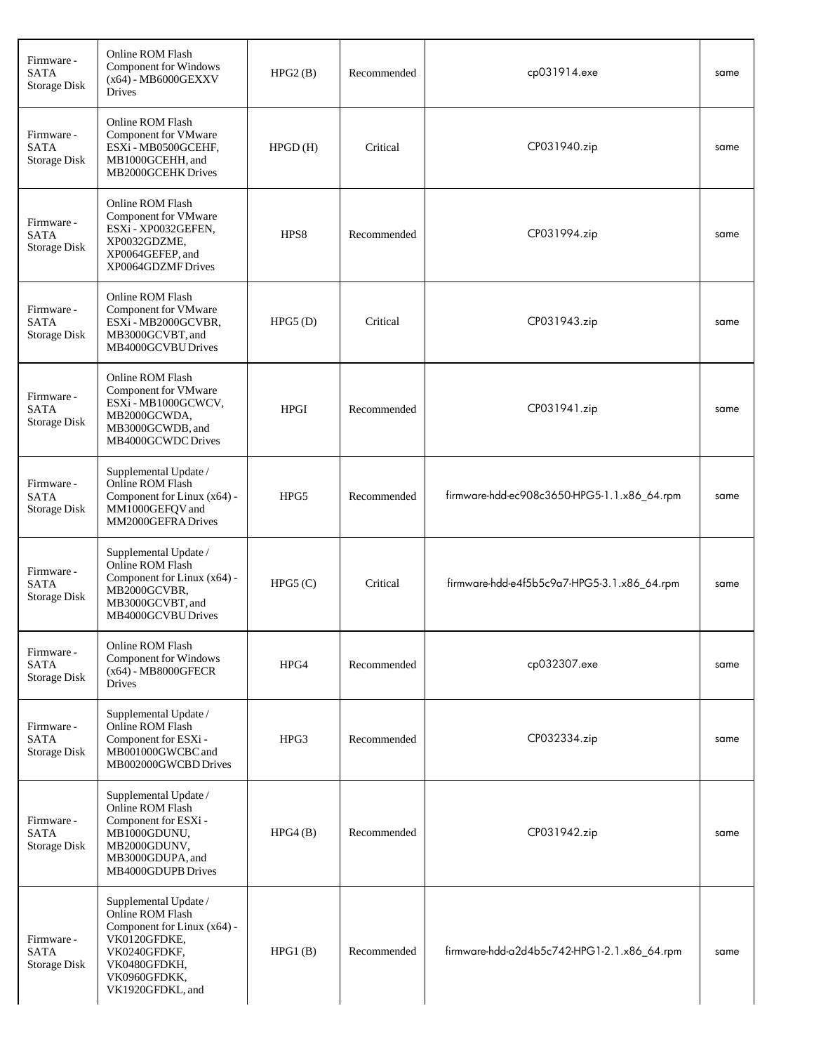| | | | | | |
|---|---|---|---|---|---|
| Firmware - SATA Storage Disk | Online ROM Flash Component for Windows (x64) - MB6000GEXXV Drives | HPG2 (B) | Recommended | cp031914.exe | same |
| Firmware - SATA Storage Disk | Online ROM Flash Component for VMware ESXi - MB0500GCEHF, MB1000GCEHH, and MB2000GCEHK Drives | HPGD (H) | Critical | CP031940.zip | same |
| Firmware - SATA Storage Disk | Online ROM Flash Component for VMware ESXi - XP0032GEFEN, XP0032GDZME, XP0064GEFEP, and XP0064GDZMF Drives | HPS8 | Recommended | CP031994.zip | same |
| Firmware - SATA Storage Disk | Online ROM Flash Component for VMware ESXi - MB2000GCVBR, MB3000GCVBT, and MB4000GCVBU Drives | HPG5 (D) | Critical | CP031943.zip | same |
| Firmware - SATA Storage Disk | Online ROM Flash Component for VMware ESXi - MB1000GCWCV, MB2000GCWDA, MB3000GCWDB, and MB4000GCWDC Drives | HPGI | Recommended | CP031941.zip | same |
| Firmware - SATA Storage Disk | Supplemental Update / Online ROM Flash Component for Linux (x64) - MM1000GEFQV and MM2000GEFRA Drives | HPG5 | Recommended | firmware-hdd-ec908c3650-HPG5-1.1.x86_64.rpm | same |
| Firmware - SATA Storage Disk | Supplemental Update / Online ROM Flash Component for Linux (x64) - MB2000GCVBR, MB3000GCVBT, and MB4000GCVBU Drives | HPG5 (C) | Critical | firmware-hdd-e4f5b5c9a7-HPG5-3.1.x86_64.rpm | same |
| Firmware - SATA Storage Disk | Online ROM Flash Component for Windows (x64) - MB8000GFECR Drives | HPG4 | Recommended | cp032307.exe | same |
| Firmware - SATA Storage Disk | Supplemental Update / Online ROM Flash Component for ESXi - MB001000GWCBC and MB002000GWCBD Drives | HPG3 | Recommended | CP032334.zip | same |
| Firmware - SATA Storage Disk | Supplemental Update / Online ROM Flash Component for ESXi - MB1000GDUNU, MB2000GDUNV, MB3000GDUPA, and MB4000GDUPB Drives | HPG4 (B) | Recommended | CP031942.zip | same |
| Firmware - SATA Storage Disk | Supplemental Update / Online ROM Flash Component for Linux (x64) - VK0120GFDKE, VK0240GFDKF, VK0480GFDKH, VK0960GFDKK, VK1920GFDKL, and | HPG1 (B) | Recommended | firmware-hdd-a2d4b5c742-HPG1-2.1.x86_64.rpm | same |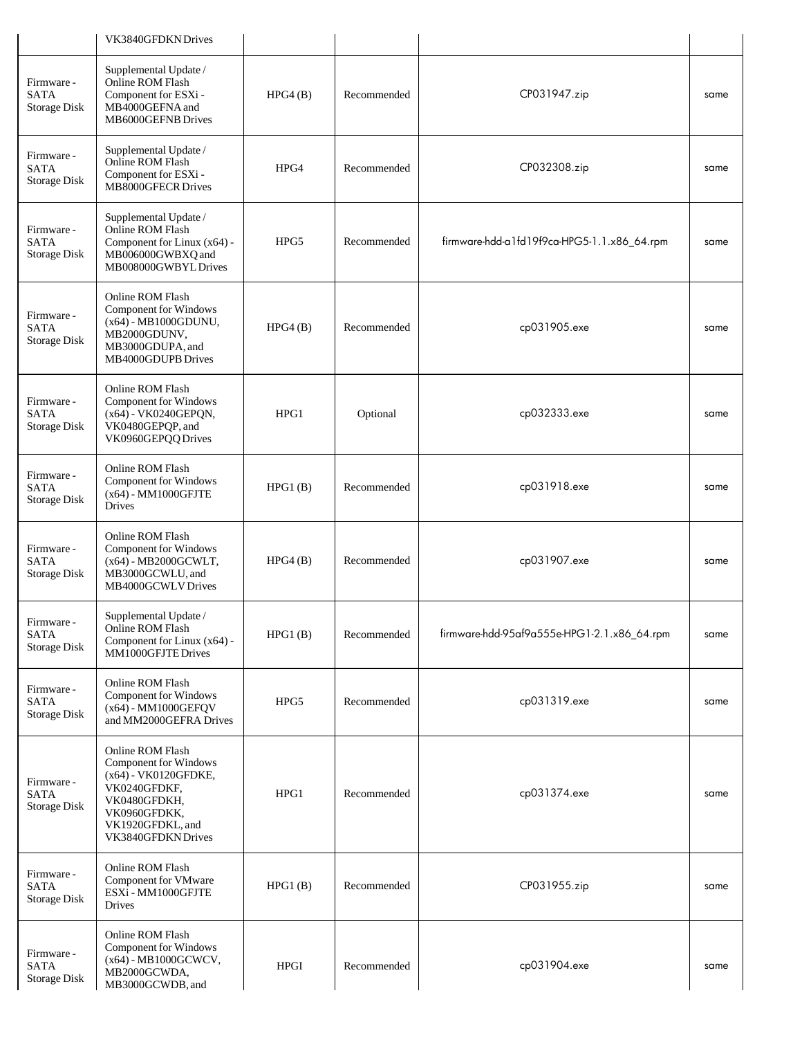| | | | | | |
|---|---|---|---|---|---|
| | VK3840GFDKN Drives | | | | |
| Firmware - SATA Storage Disk | Supplemental Update / Online ROM Flash Component for ESXi - MB4000GEFNA and MB6000GEFNB Drives | HPG4 (B) | Recommended | CP031947.zip | same |
| Firmware - SATA Storage Disk | Supplemental Update / Online ROM Flash Component for ESXi - MB8000GFECR Drives | HPG4 | Recommended | CP032308.zip | same |
| Firmware - SATA Storage Disk | Supplemental Update / Online ROM Flash Component for Linux (x64) - MB006000GWBXQ and MB008000GWBYL Drives | HPG5 | Recommended | firmware-hdd-a1fd19f9ca-HPG5-1.1.x86_64.rpm | same |
| Firmware - SATA Storage Disk | Online ROM Flash Component for Windows (x64) - MB1000GDUNU, MB2000GDUNV, MB3000GDUPA, and MB4000GDUPB Drives | HPG4 (B) | Recommended | cp031905.exe | same |
| Firmware - SATA Storage Disk | Online ROM Flash Component for Windows (x64) - VK0240GEPQN, VK0480GEPQP, and VK0960GEPQQ Drives | HPG1 | Optional | cp032333.exe | same |
| Firmware - SATA Storage Disk | Online ROM Flash Component for Windows (x64) - MM1000GFJTE Drives | HPG1 (B) | Recommended | cp031918.exe | same |
| Firmware - SATA Storage Disk | Online ROM Flash Component for Windows (x64) - MB2000GCWLT, MB3000GCWLU, and MB4000GCWLV Drives | HPG4 (B) | Recommended | cp031907.exe | same |
| Firmware - SATA Storage Disk | Supplemental Update / Online ROM Flash Component for Linux (x64) - MM1000GFJTE Drives | HPG1 (B) | Recommended | firmware-hdd-95af9a555e-HPG1-2.1.x86_64.rpm | same |
| Firmware - SATA Storage Disk | Online ROM Flash Component for Windows (x64) - MM1000GEFQV and MM2000GEFRA Drives | HPG5 | Recommended | cp031319.exe | same |
| Firmware - SATA Storage Disk | Online ROM Flash Component for Windows (x64) - VK0120GFDKE, VK0240GFDKF, VK0480GFDKH, VK0960GFDKK, VK1920GFDKL, and VK3840GFDKN Drives | HPG1 | Recommended | cp031374.exe | same |
| Firmware - SATA Storage Disk | Online ROM Flash Component for VMware ESXi - MM1000GFJTE Drives | HPG1 (B) | Recommended | CP031955.zip | same |
| Firmware - SATA Storage Disk | Online ROM Flash Component for Windows (x64) - MB1000GCWCV, MB2000GCWDA, MB3000GCWDB, and | HPGI | Recommended | cp031904.exe | same |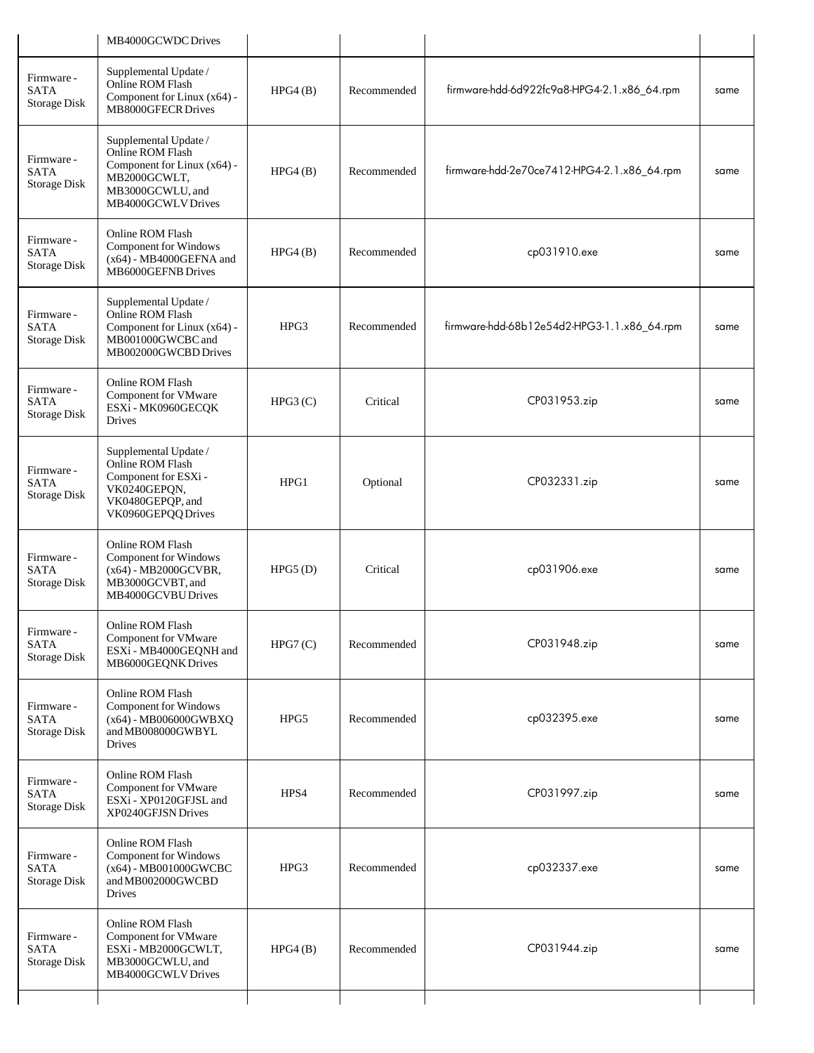| | MB4000GCWDC Drives | | | | |
|---|---|---|---|---|---|
| Firmware - SATA Storage Disk | Supplemental Update / Online ROM Flash Component for Linux (x64) - MB8000GFECR Drives | HPG4 (B) | Recommended | firmware-hdd-6d922fc9a8-HPG4-2.1.x86_64.rpm | same |
| Firmware - SATA Storage Disk | Supplemental Update / Online ROM Flash Component for Linux (x64) - MB2000GCWLT, MB3000GCWLU, and MB4000GCWLV Drives | HPG4 (B) | Recommended | firmware-hdd-2e70ce7412-HPG4-2.1.x86_64.rpm | same |
| Firmware - SATA Storage Disk | Online ROM Flash Component for Windows (x64) - MB4000GEFNA and MB6000GEFNB Drives | HPG4 (B) | Recommended | cp031910.exe | same |
| Firmware - SATA Storage Disk | Supplemental Update / Online ROM Flash Component for Linux (x64) - MB001000GWCBC and MB002000GWCBD Drives | HPG3 | Recommended | firmware-hdd-68b12e54d2-HPG3-1.1.x86_64.rpm | same |
| Firmware - SATA Storage Disk | Online ROM Flash Component for VMware ESXi - MK0960GECQK Drives | HPG3 (C) | Critical | CP031953.zip | same |
| Firmware - SATA Storage Disk | Supplemental Update / Online ROM Flash Component for ESXi - VK0240GEPQN, VK0480GEPQP, and VK0960GEPQQ Drives | HPG1 | Optional | CP032331.zip | same |
| Firmware - SATA Storage Disk | Online ROM Flash Component for Windows (x64) - MB2000GCVBR, MB3000GCVBT, and MB4000GCVBU Drives | HPG5 (D) | Critical | cp031906.exe | same |
| Firmware - SATA Storage Disk | Online ROM Flash Component for VMware ESXi - MB4000GEQNH and MB6000GEQNK Drives | HPG7 (C) | Recommended | CP031948.zip | same |
| Firmware - SATA Storage Disk | Online ROM Flash Component for Windows (x64) - MB006000GWBXQ and MB008000GWBYL Drives | HPG5 | Recommended | cp032395.exe | same |
| Firmware - SATA Storage Disk | Online ROM Flash Component for VMware ESXi - XP0120GFJSL and XP0240GFJSN Drives | HPS4 | Recommended | CP031997.zip | same |
| Firmware - SATA Storage Disk | Online ROM Flash Component for Windows (x64) - MB001000GWCBC and MB002000GWCBD Drives | HPG3 | Recommended | cp032337.exe | same |
| Firmware - SATA Storage Disk | Online ROM Flash Component for VMware ESXi - MB2000GCWLT, MB3000GCWLU, and MB4000GCWLV Drives | HPG4 (B) | Recommended | CP031944.zip | same |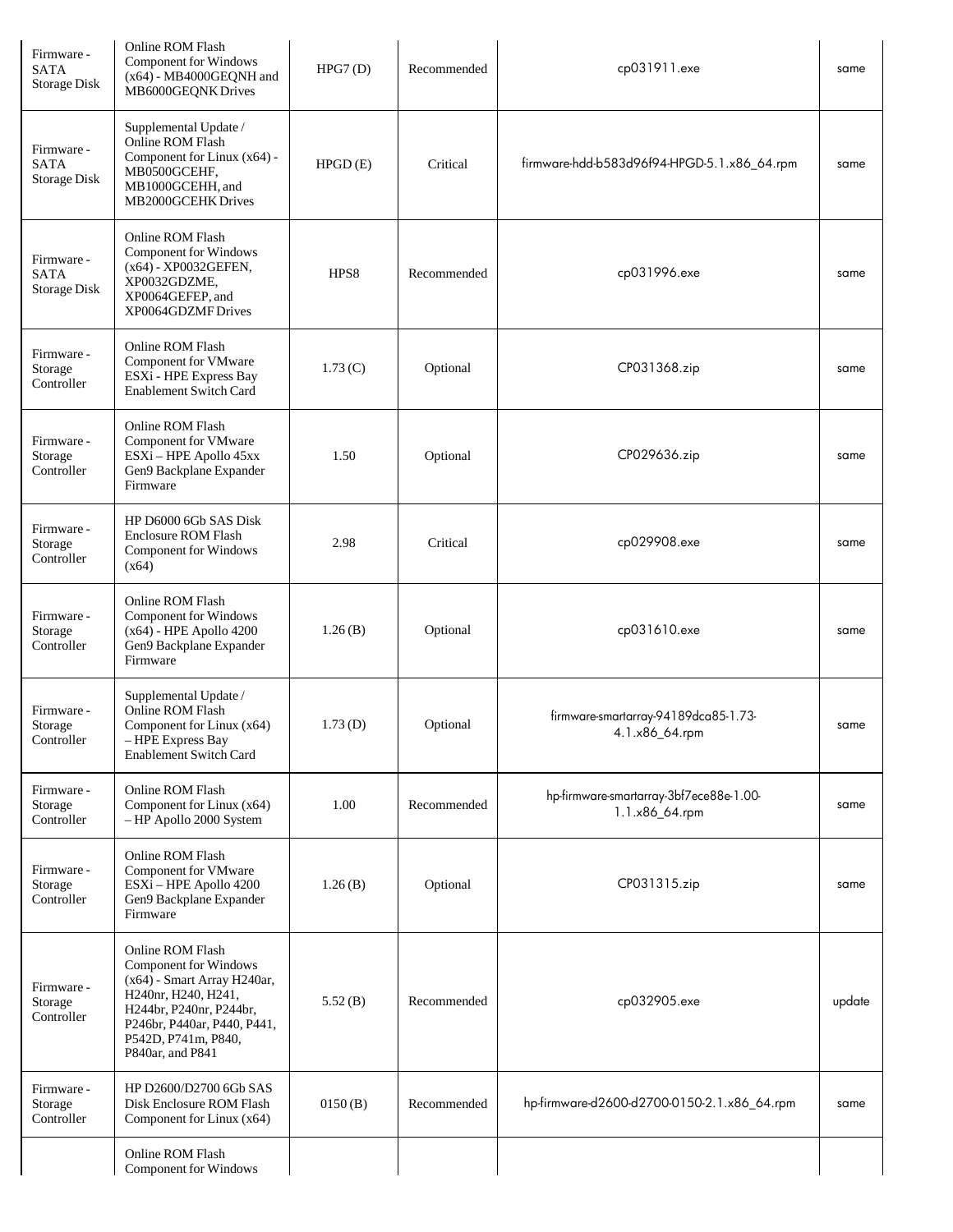| Firmware - SATA Storage Disk | Online ROM Flash Component for Windows (x64) - MB4000GEQNH and MB6000GEQNK Drives | HPG7 (D) | Recommended | cp031911.exe | same |
|---|---|---|---|---|---|
| Firmware - SATA Storage Disk | Supplemental Update / Online ROM Flash Component for Linux (x64) - MB0500GCEHF, MB1000GCEHH, and MB2000GCEHK Drives | HPGD (E) | Critical | firmware-hdd-b583d96f94-HPGD-5.1.x86_64.rpm | same |
| Firmware - SATA Storage Disk | Online ROM Flash Component for Windows (x64) - XP0032GEFEN, XP0032GDZME, XP0064GEFEP, and XP0064GDZMF Drives | HPS8 | Recommended | cp031996.exe | same |
| Firmware - Storage Controller | Online ROM Flash Component for VMware ESXi - HPE Express Bay Enablement Switch Card | 1.73 (C) | Optional | CP031368.zip | same |
| Firmware - Storage Controller | Online ROM Flash Component for VMware ESXi – HPE Apollo 45xx Gen9 Backplane Expander Firmware | 1.50 | Optional | CP029636.zip | same |
| Firmware - Storage Controller | HP D6000 6Gb SAS Disk Enclosure ROM Flash Component for Windows (x64) | 2.98 | Critical | cp029908.exe | same |
| Firmware - Storage Controller | Online ROM Flash Component for Windows (x64) - HPE Apollo 4200 Gen9 Backplane Expander Firmware | 1.26 (B) | Optional | cp031610.exe | same |
| Firmware - Storage Controller | Supplemental Update / Online ROM Flash Component for Linux (x64) – HPE Express Bay Enablement Switch Card | 1.73 (D) | Optional | firmware-smartarray-94189dca85-1.73-4.1.x86_64.rpm | same |
| Firmware - Storage Controller | Online ROM Flash Component for Linux (x64) – HP Apollo 2000 System | 1.00 | Recommended | hp-firmware-smartarray-3bf7ece88e-1.00-1.1.x86_64.rpm | same |
| Firmware - Storage Controller | Online ROM Flash Component for VMware ESXi – HPE Apollo 4200 Gen9 Backplane Expander Firmware | 1.26 (B) | Optional | CP031315.zip | same |
| Firmware - Storage Controller | Online ROM Flash Component for Windows (x64) - Smart Array H240ar, H240nr, H240, H241, H244br, P240nr, P244br, P246br, P440ar, P440, P441, P542D, P741m, P840, P840ar, and P841 | 5.52 (B) | Recommended | cp032905.exe | update |
| Firmware - Storage Controller | HP D2600/D2700 6Gb SAS Disk Enclosure ROM Flash Component for Linux (x64) | 0150 (B) | Recommended | hp-firmware-d2600-d2700-0150-2.1.x86_64.rpm | same |
| | Online ROM Flash Component for Windows | | | | |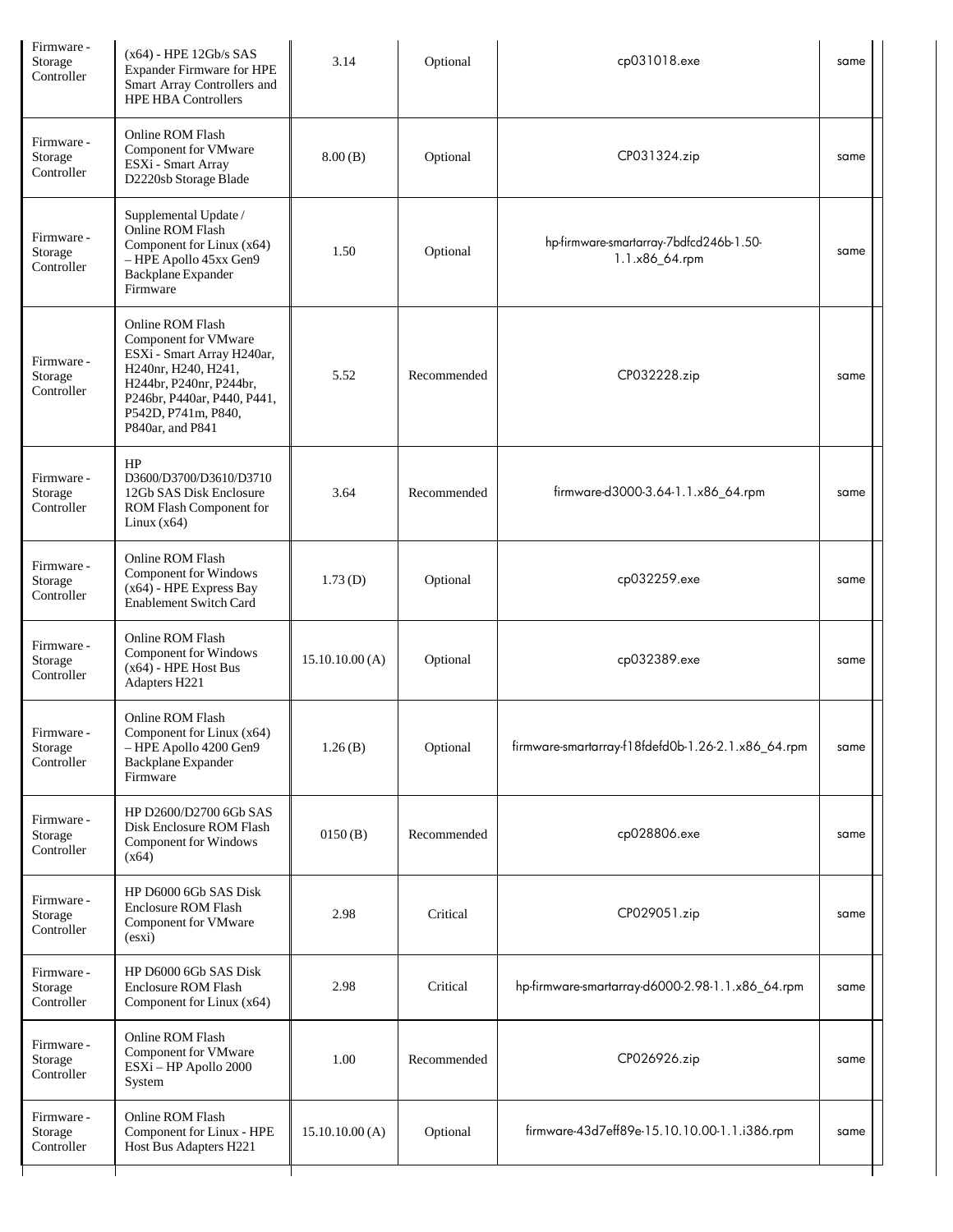| | | | | | |
|---|---|---|---|---|---|
| Firmware - Storage Controller | (x64) - HPE 12Gb/s SAS Expander Firmware for HPE Smart Array Controllers and HPE HBA Controllers | 3.14 | Optional | cp031018.exe | same |
| Firmware - Storage Controller | Online ROM Flash Component for VMware ESXi - Smart Array D2220sb Storage Blade | 8.00 (B) | Optional | CP031324.zip | same |
| Firmware - Storage Controller | Supplemental Update / Online ROM Flash Component for Linux (x64) – HPE Apollo 45xx Gen9 Backplane Expander Firmware | 1.50 | Optional | hp-firmware-smartarray-7bdfcd246b-1.50-1.1.x86_64.rpm | same |
| Firmware - Storage Controller | Online ROM Flash Component for VMware ESXi - Smart Array H240ar, H240nr, H240, H241, H244br, P240nr, P244br, P246br, P440ar, P440, P441, P542D, P741m, P840, P840ar, and P841 | 5.52 | Recommended | CP032228.zip | same |
| Firmware - Storage Controller | HP D3600/D3700/D3610/D3710 12Gb SAS Disk Enclosure ROM Flash Component for Linux (x64) | 3.64 | Recommended | firmware-d3000-3.64-1.1.x86_64.rpm | same |
| Firmware - Storage Controller | Online ROM Flash Component for Windows (x64) - HPE Express Bay Enablement Switch Card | 1.73 (D) | Optional | cp032259.exe | same |
| Firmware - Storage Controller | Online ROM Flash Component for Windows (x64) - HPE Host Bus Adapters H221 | 15.10.10.00 (A) | Optional | cp032389.exe | same |
| Firmware - Storage Controller | Online ROM Flash Component for Linux (x64) – HPE Apollo 4200 Gen9 Backplane Expander Firmware | 1.26 (B) | Optional | firmware-smartarray-f18fdefd0b-1.26-2.1.x86_64.rpm | same |
| Firmware - Storage Controller | HP D2600/D2700 6Gb SAS Disk Enclosure ROM Flash Component for Windows (x64) | 0150 (B) | Recommended | cp028806.exe | same |
| Firmware - Storage Controller | HP D6000 6Gb SAS Disk Enclosure ROM Flash Component for VMware (esxi) | 2.98 | Critical | CP029051.zip | same |
| Firmware - Storage Controller | HP D6000 6Gb SAS Disk Enclosure ROM Flash Component for Linux (x64) | 2.98 | Critical | hp-firmware-smartarray-d6000-2.98-1.1.x86_64.rpm | same |
| Firmware - Storage Controller | Online ROM Flash Component for VMware ESXi – HP Apollo 2000 System | 1.00 | Recommended | CP026926.zip | same |
| Firmware - Storage Controller | Online ROM Flash Component for Linux - HPE Host Bus Adapters H221 | 15.10.10.00 (A) | Optional | firmware-43d7eff89e-15.10.10.00-1.1.i386.rpm | same |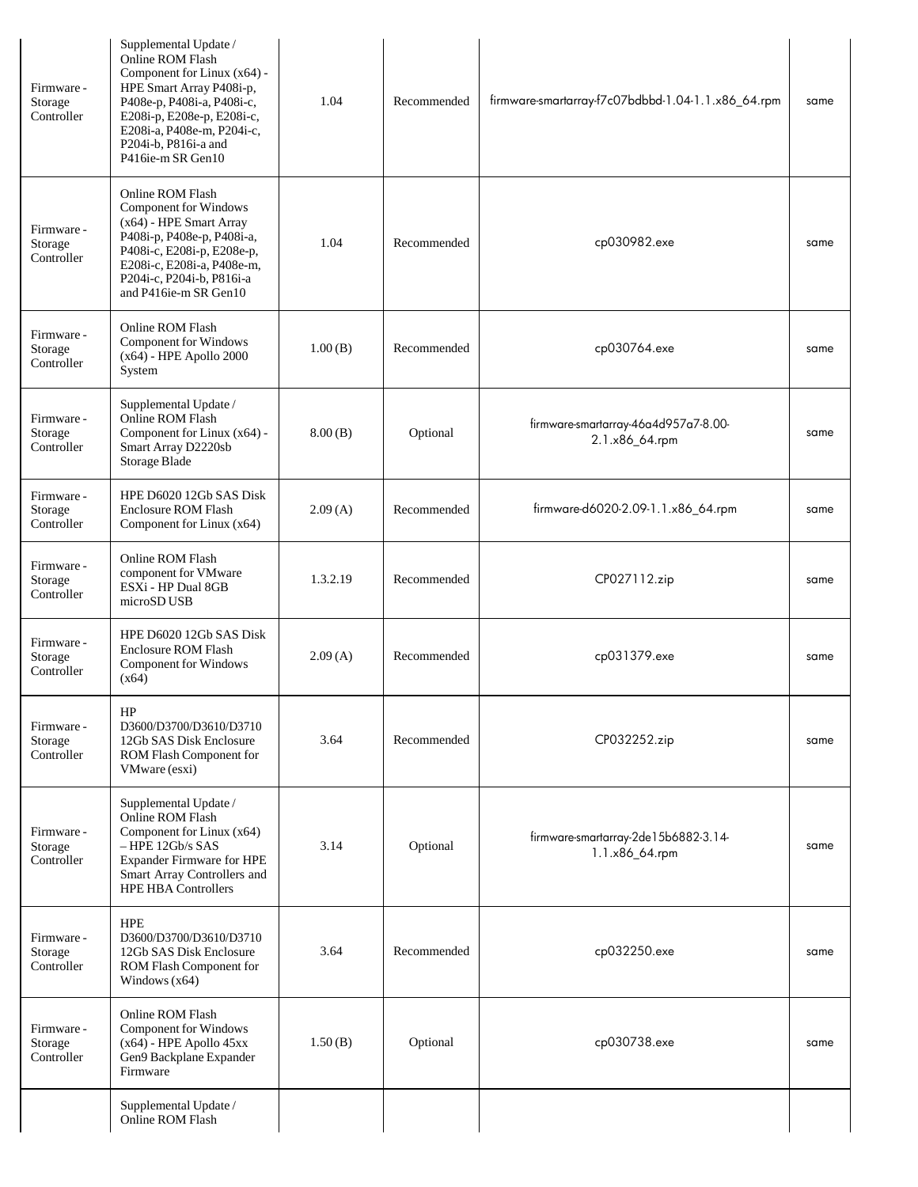| | | | | | |
|---|---|---|---|---|---|
| Firmware - Storage Controller | Supplemental Update / Online ROM Flash Component for Linux (x64) - HPE Smart Array P408i-p, P408e-p, P408i-a, P408i-c, E208i-p, E208e-p, E208i-c, E208i-a, P408e-m, P204i-c, P204i-b, P816i-a and P416ie-m SR Gen10 | 1.04 | Recommended | firmware-smartarray-f7c07bdbbd-1.04-1.1.x86_64.rpm | same |
| Firmware - Storage Controller | Online ROM Flash Component for Windows (x64) - HPE Smart Array P408i-p, P408e-p, P408i-a, P408i-c, E208i-p, E208e-p, E208i-c, E208i-a, P408e-m, P204i-c, P204i-b, P816i-a and P416ie-m SR Gen10 | 1.04 | Recommended | cp030982.exe | same |
| Firmware - Storage Controller | Online ROM Flash Component for Windows (x64) - HPE Apollo 2000 System | 1.00 (B) | Recommended | cp030764.exe | same |
| Firmware - Storage Controller | Supplemental Update / Online ROM Flash Component for Linux (x64) - Smart Array D2220sb Storage Blade | 8.00 (B) | Optional | firmware-smartarray-46a4d957a7-8.00-2.1.x86_64.rpm | same |
| Firmware - Storage Controller | HPE D6020 12Gb SAS Disk Enclosure ROM Flash Component for Linux (x64) | 2.09 (A) | Recommended | firmware-d6020-2.09-1.1.x86_64.rpm | same |
| Firmware - Storage Controller | Online ROM Flash component for VMware ESXi - HP Dual 8GB microSD USB | 1.3.2.19 | Recommended | CP027112.zip | same |
| Firmware - Storage Controller | HPE D6020 12Gb SAS Disk Enclosure ROM Flash Component for Windows (x64) | 2.09 (A) | Recommended | cp031379.exe | same |
| Firmware - Storage Controller | HP D3600/D3700/D3610/D3710 12Gb SAS Disk Enclosure ROM Flash Component for VMware (esxi) | 3.64 | Recommended | CP032252.zip | same |
| Firmware - Storage Controller | Supplemental Update / Online ROM Flash Component for Linux (x64) – HPE 12Gb/s SAS Expander Firmware for HPE Smart Array Controllers and HPE HBA Controllers | 3.14 | Optional | firmware-smartarray-2de15b6882-3.14-1.1.x86_64.rpm | same |
| Firmware - Storage Controller | HPE D3600/D3700/D3610/D3710 12Gb SAS Disk Enclosure ROM Flash Component for Windows (x64) | 3.64 | Recommended | cp032250.exe | same |
| Firmware - Storage Controller | Online ROM Flash Component for Windows (x64) - HPE Apollo 45xx Gen9 Backplane Expander Firmware | 1.50 (B) | Optional | cp030738.exe | same |
| | Supplemental Update / Online ROM Flash | | | | |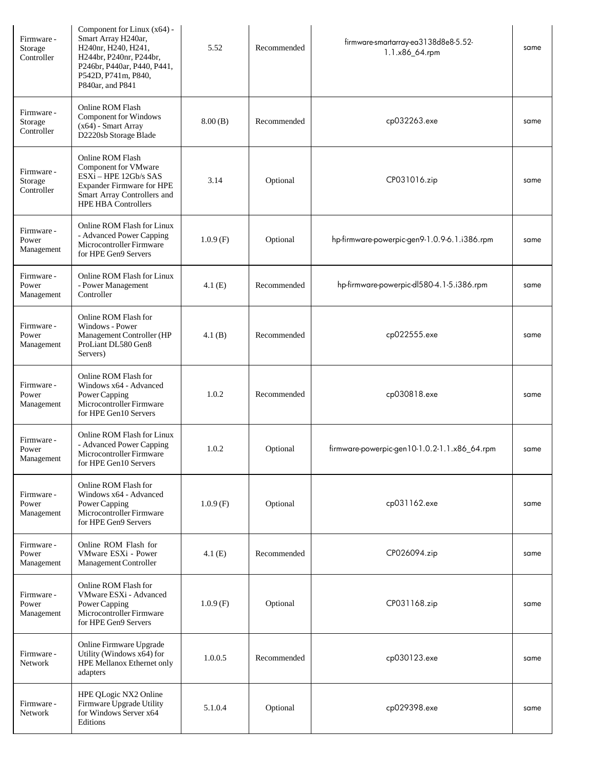| Firmware - Storage Controller | Component for Linux (x64) - Smart Array H240ar, H240nr, H240, H241, H244br, P240nr, P244br, P246br, P440ar, P440, P441, P542D, P741m, P840, P840ar, and P841 | 5.52 | Recommended | firmware-smartarray-ea3138d8e8-5.52-1.1.x86_64.rpm | same |
|---|---|---|---|---|---|
| Firmware - Storage Controller | Online ROM Flash Component for Windows (x64) - Smart Array D2220sb Storage Blade | 8.00 (B) | Recommended | cp032263.exe | same |
| Firmware - Storage Controller | Online ROM Flash Component for VMware ESXi – HPE 12Gb/s SAS Expander Firmware for HPE Smart Array Controllers and HPE HBA Controllers | 3.14 | Optional | CP031016.zip | same |
| Firmware - Power Management | Online ROM Flash for Linux - Advanced Power Capping Microcontroller Firmware for HPE Gen9 Servers | 1.0.9 (F) | Optional | hp-firmware-powerpic-gen9-1.0.9-6.1.i386.rpm | same |
| Firmware - Power Management | Online ROM Flash for Linux - Power Management Controller | 4.1 (E) | Recommended | hp-firmware-powerpic-dl580-4.1-5.i386.rpm | same |
| Firmware - Power Management | Online ROM Flash for Windows - Power Management Controller (HP ProLiant DL580 Gen8 Servers) | 4.1 (B) | Recommended | cp022555.exe | same |
| Firmware - Power Management | Online ROM Flash for Windows x64 - Advanced Power Capping Microcontroller Firmware for HPE Gen10 Servers | 1.0.2 | Recommended | cp030818.exe | same |
| Firmware - Power Management | Online ROM Flash for Linux - Advanced Power Capping Microcontroller Firmware for HPE Gen10 Servers | 1.0.2 | Optional | firmware-powerpic-gen10-1.0.2-1.1.x86_64.rpm | same |
| Firmware - Power Management | Online ROM Flash for Windows x64 - Advanced Power Capping Microcontroller Firmware for HPE Gen9 Servers | 1.0.9 (F) | Optional | cp031162.exe | same |
| Firmware - Power Management | Online ROM Flash for VMware ESXi - Power Management Controller | 4.1 (E) | Recommended | CP026094.zip | same |
| Firmware - Power Management | Online ROM Flash for VMware ESXi - Advanced Power Capping Microcontroller Firmware for HPE Gen9 Servers | 1.0.9 (F) | Optional | CP031168.zip | same |
| Firmware - Network | Online Firmware Upgrade Utility (Windows x64) for HPE Mellanox Ethernet only adapters | 1.0.0.5 | Recommended | cp030123.exe | same |
| Firmware - Network | HPE QLogic NX2 Online Firmware Upgrade Utility for Windows Server x64 Editions | 5.1.0.4 | Optional | cp029398.exe | same |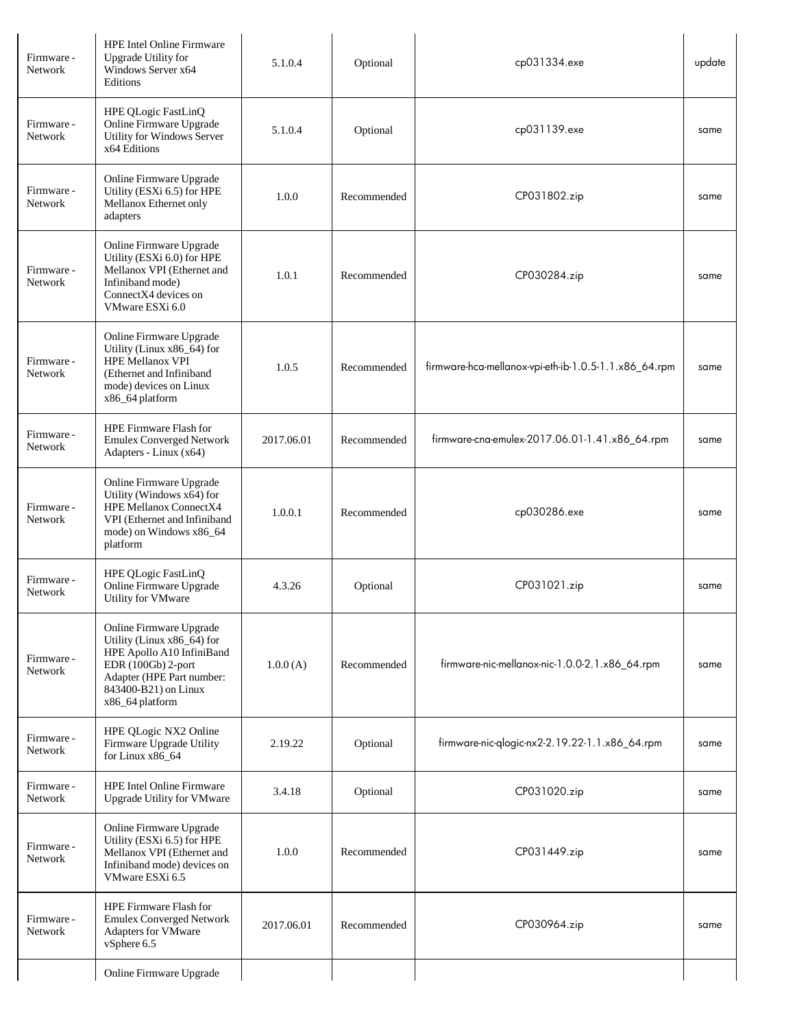| | | | | | |
|---|---|---|---|---|---|
| Firmware - Network | HPE Intel Online Firmware Upgrade Utility for Windows Server x64 Editions | 5.1.0.4 | Optional | cp031334.exe | update |
| Firmware - Network | HPE QLogic FastLinQ Online Firmware Upgrade Utility for Windows Server x64 Editions | 5.1.0.4 | Optional | cp031139.exe | same |
| Firmware - Network | Online Firmware Upgrade Utility (ESXi 6.5) for HPE Mellanox Ethernet only adapters | 1.0.0 | Recommended | CP031802.zip | same |
| Firmware - Network | Online Firmware Upgrade Utility (ESXi 6.0) for HPE Mellanox VPI (Ethernet and Infiniband mode) ConnectX4 devices on VMware ESXi 6.0 | 1.0.1 | Recommended | CP030284.zip | same |
| Firmware - Network | Online Firmware Upgrade Utility (Linux x86_64) for HPE Mellanox VPI (Ethernet and Infiniband mode) devices on Linux x86_64 platform | 1.0.5 | Recommended | firmware-hca-mellanox-vpi-eth-ib-1.0.5-1.1.x86_64.rpm | same |
| Firmware - Network | HPE Firmware Flash for Emulex Converged Network Adapters - Linux (x64) | 2017.06.01 | Recommended | firmware-cna-emulex-2017.06.01-1.41.x86_64.rpm | same |
| Firmware - Network | Online Firmware Upgrade Utility (Windows x64) for HPE Mellanox ConnectX4 VPI (Ethernet and Infiniband mode) on Windows x86_64 platform | 1.0.0.1 | Recommended | cp030286.exe | same |
| Firmware - Network | HPE QLogic FastLinQ Online Firmware Upgrade Utility for VMware | 4.3.26 | Optional | CP031021.zip | same |
| Firmware - Network | Online Firmware Upgrade Utility (Linux x86_64) for HPE Apollo A10 InfiniBand EDR (100Gb) 2-port Adapter (HPE Part number: 843400-B21) on Linux x86_64 platform | 1.0.0 (A) | Recommended | firmware-nic-mellanox-nic-1.0.0-2.1.x86_64.rpm | same |
| Firmware - Network | HPE QLogic NX2 Online Firmware Upgrade Utility for Linux x86_64 | 2.19.22 | Optional | firmware-nic-qlogic-nx2-2.19.22-1.1.x86_64.rpm | same |
| Firmware - Network | HPE Intel Online Firmware Upgrade Utility for VMware | 3.4.18 | Optional | CP031020.zip | same |
| Firmware - Network | Online Firmware Upgrade Utility (ESXi 6.5) for HPE Mellanox VPI (Ethernet and Infiniband mode) devices on VMware ESXi 6.5 | 1.0.0 | Recommended | CP031449.zip | same |
| Firmware - Network | HPE Firmware Flash for Emulex Converged Network Adapters for VMware vSphere 6.5 | 2017.06.01 | Recommended | CP030964.zip | same |
| | Online Firmware Upgrade | | | | |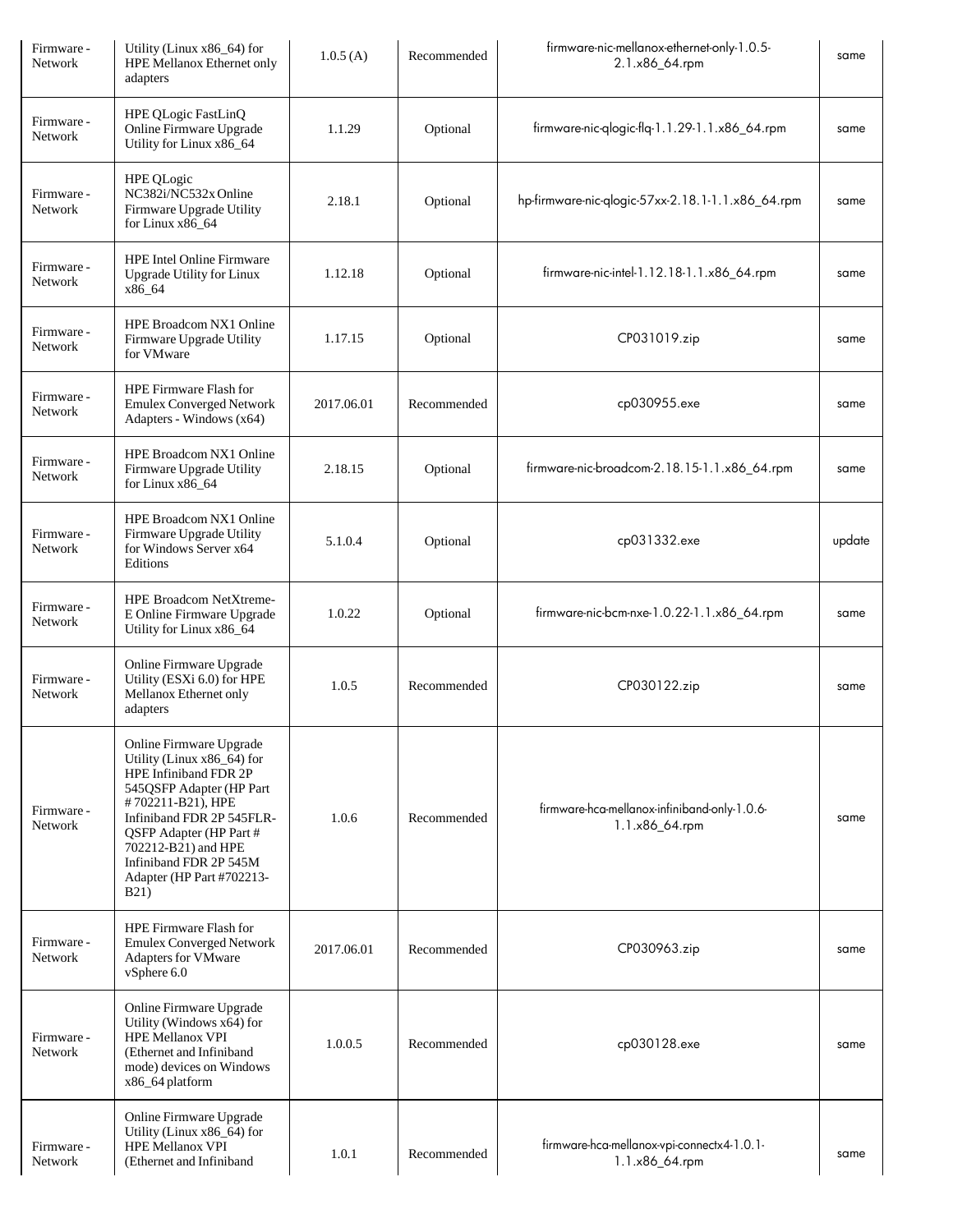| Firmware - Network | Utility (Linux x86_64) for HPE Mellanox Ethernet only adapters | 1.0.5 (A) | Recommended | firmware-nic-mellanox-ethernet-only-1.0.5-2.1.x86_64.rpm | same |
|---|---|---|---|---|---|
| Firmware - Network | HPE QLogic FastLinQ Online Firmware Upgrade Utility for Linux x86_64 | 1.1.29 | Optional | firmware-nic-qlogic-flq-1.1.29-1.1.x86_64.rpm | same |
| Firmware - Network | HPE QLogic NC382i/NC532x Online Firmware Upgrade Utility for Linux x86_64 | 2.18.1 | Optional | hp-firmware-nic-qlogic-57xx-2.18.1-1.1.x86_64.rpm | same |
| Firmware - Network | HPE Intel Online Firmware Upgrade Utility for Linux x86_64 | 1.12.18 | Optional | firmware-nic-intel-1.12.18-1.1.x86_64.rpm | same |
| Firmware - Network | HPE Broadcom NX1 Online Firmware Upgrade Utility for VMware | 1.17.15 | Optional | CP031019.zip | same |
| Firmware - Network | HPE Firmware Flash for Emulex Converged Network Adapters - Windows (x64) | 2017.06.01 | Recommended | cp030955.exe | same |
| Firmware - Network | HPE Broadcom NX1 Online Firmware Upgrade Utility for Linux x86_64 | 2.18.15 | Optional | firmware-nic-broadcom-2.18.15-1.1.x86_64.rpm | same |
| Firmware - Network | HPE Broadcom NX1 Online Firmware Upgrade Utility for Windows Server x64 Editions | 5.1.0.4 | Optional | cp031332.exe | update |
| Firmware - Network | HPE Broadcom NetXtreme-E Online Firmware Upgrade Utility for Linux x86_64 | 1.0.22 | Optional | firmware-nic-bcm-nxe-1.0.22-1.1.x86_64.rpm | same |
| Firmware - Network | Online Firmware Upgrade Utility (ESXi 6.0) for HPE Mellanox Ethernet only adapters | 1.0.5 | Recommended | CP030122.zip | same |
| Firmware - Network | Online Firmware Upgrade Utility (Linux x86_64) for HPE Infiniband FDR 2P 545QSFP Adapter (HP Part # 702211-B21), HPE Infiniband FDR 2P 545FLR-QSFP Adapter (HP Part # 702212-B21) and HPE Infiniband FDR 2P 545M Adapter (HP Part #702213-B21) | 1.0.6 | Recommended | firmware-hca-mellanox-infiniband-only-1.0.6-1.1.x86_64.rpm | same |
| Firmware - Network | HPE Firmware Flash for Emulex Converged Network Adapters for VMware vSphere 6.0 | 2017.06.01 | Recommended | CP030963.zip | same |
| Firmware - Network | Online Firmware Upgrade Utility (Windows x64) for HPE Mellanox VPI (Ethernet and Infiniband mode) devices on Windows x86_64 platform | 1.0.0.5 | Recommended | cp030128.exe | same |
| Firmware - Network | Online Firmware Upgrade Utility (Linux x86_64) for HPE Mellanox VPI (Ethernet and Infiniband | 1.0.1 | Recommended | firmware-hca-mellanox-vpi-connectx4-1.0.1-1.1.x86_64.rpm | same |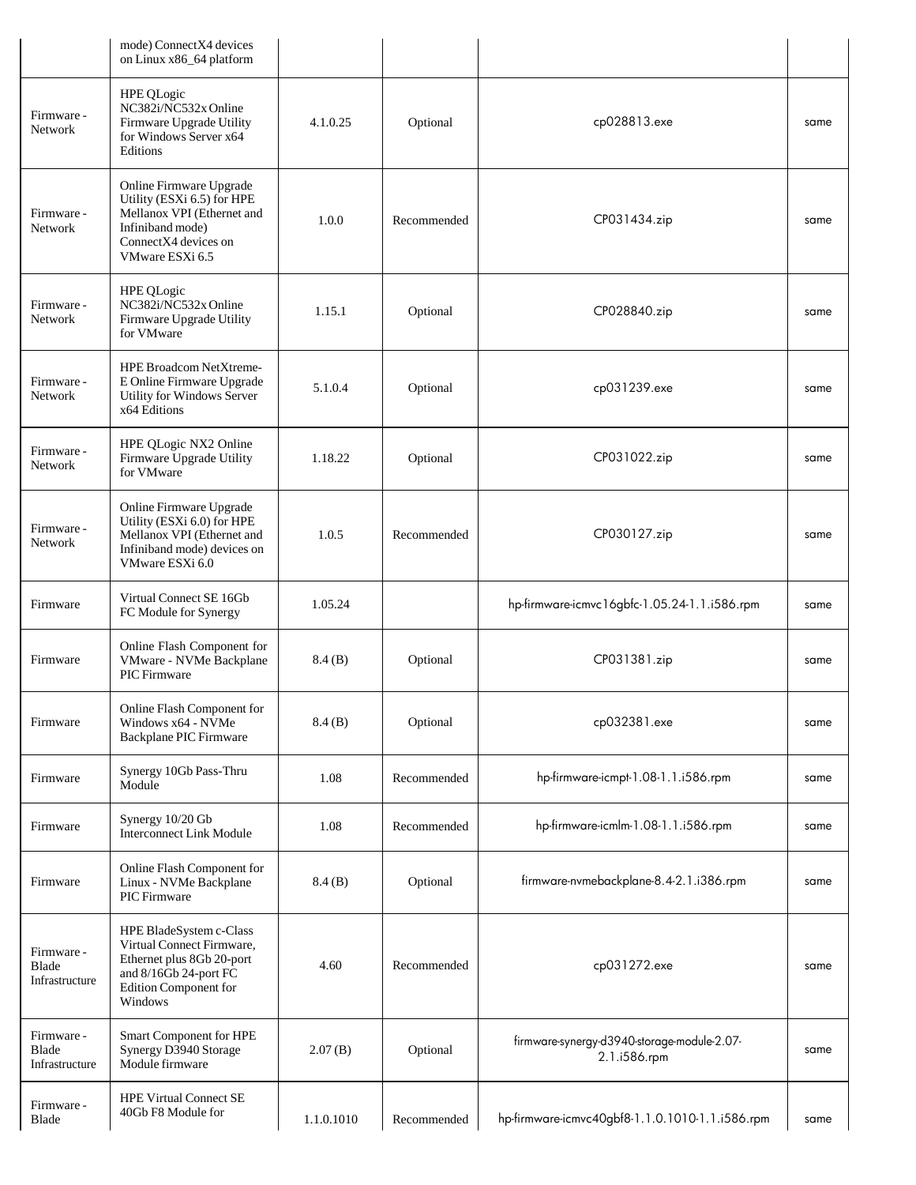| | mode) ConnectX4 devices on Linux x86_64 platform | | | | |
|---|---|---|---|---|---|
| Firmware - Network | HPE QLogic NC382i/NC532x Online Firmware Upgrade Utility for Windows Server x64 Editions | 4.1.0.25 | Optional | cp028813.exe | same |
| Firmware - Network | Online Firmware Upgrade Utility (ESXi 6.5) for HPE Mellanox VPI (Ethernet and Infiniband mode) ConnectX4 devices on VMware ESXi 6.5 | 1.0.0 | Recommended | CP031434.zip | same |
| Firmware - Network | HPE QLogic NC382i/NC532x Online Firmware Upgrade Utility for VMware | 1.15.1 | Optional | CP028840.zip | same |
| Firmware - Network | HPE Broadcom NetXtreme-E Online Firmware Upgrade Utility for Windows Server x64 Editions | 5.1.0.4 | Optional | cp031239.exe | same |
| Firmware - Network | HPE QLogic NX2 Online Firmware Upgrade Utility for VMware | 1.18.22 | Optional | CP031022.zip | same |
| Firmware - Network | Online Firmware Upgrade Utility (ESXi 6.0) for HPE Mellanox VPI (Ethernet and Infiniband mode) devices on VMware ESXi 6.0 | 1.0.5 | Recommended | CP030127.zip | same |
| Firmware | Virtual Connect SE 16Gb FC Module for Synergy | 1.05.24 | | hp-firmware-icmvc16gbfc-1.05.24-1.1.i586.rpm | same |
| Firmware | Online Flash Component for VMware - NVMe Backplane PIC Firmware | 8.4 (B) | Optional | CP031381.zip | same |
| Firmware | Online Flash Component for Windows x64 - NVMe Backplane PIC Firmware | 8.4 (B) | Optional | cp032381.exe | same |
| Firmware | Synergy 10Gb Pass-Thru Module | 1.08 | Recommended | hp-firmware-icmpt-1.08-1.1.i586.rpm | same |
| Firmware | Synergy 10/20 Gb Interconnect Link Module | 1.08 | Recommended | hp-firmware-icmlm-1.08-1.1.i586.rpm | same |
| Firmware | Online Flash Component for Linux - NVMe Backplane PIC Firmware | 8.4 (B) | Optional | firmware-nvmebackplane-8.4-2.1.i386.rpm | same |
| Firmware - Blade Infrastructure | HPE BladeSystem c-Class Virtual Connect Firmware, Ethernet plus 8Gb 20-port and 8/16Gb 24-port FC Edition Component for Windows | 4.60 | Recommended | cp031272.exe | same |
| Firmware - Blade Infrastructure | Smart Component for HPE Synergy D3940 Storage Module firmware | 2.07 (B) | Optional | firmware-synergy-d3940-storage-module-2.07-2.1.i586.rpm | same |
| Firmware - Blade | HPE Virtual Connect SE 40Gb F8 Module for | 1.1.0.1010 | Recommended | hp-firmware-icmvc40gbf8-1.1.0.1010-1.1.i586.rpm | same |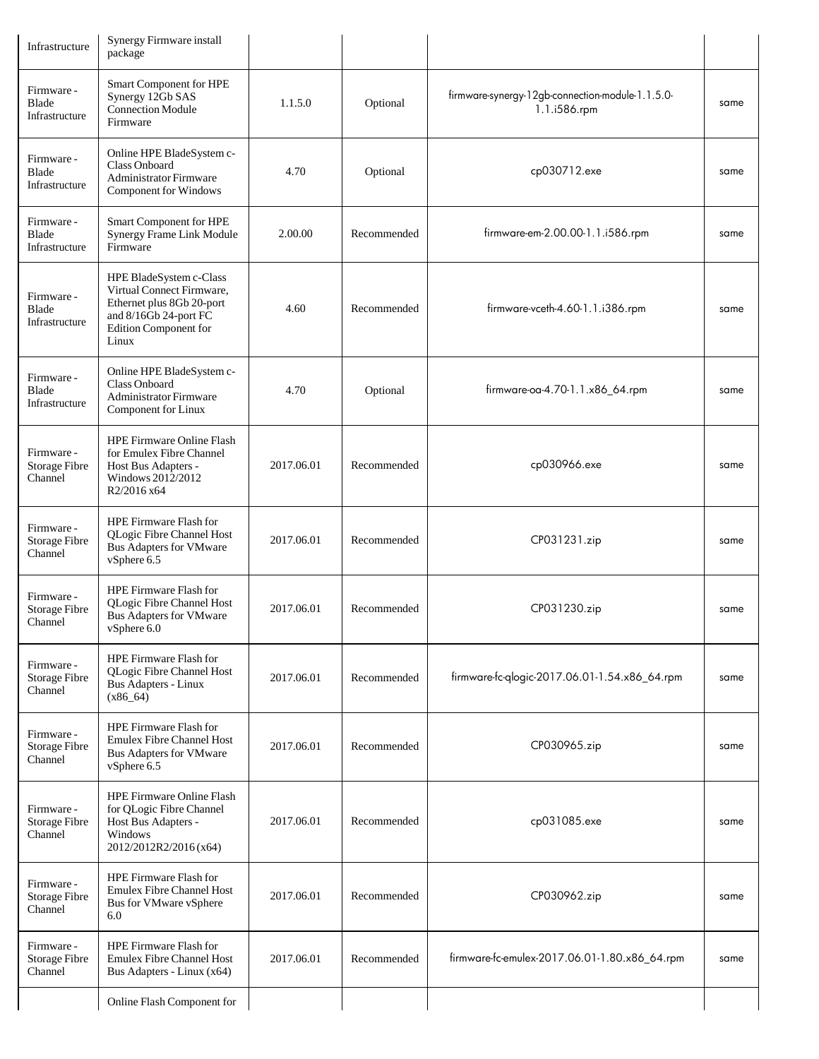| | | | | | |
|---|---|---|---|---|---|
| Infrastructure | Synergy Firmware install package | | | | |
| Firmware - Blade Infrastructure | Smart Component for HPE Synergy 12Gb SAS Connection Module Firmware | 1.1.5.0 | Optional | firmware-synergy-12gb-connection-module-1.1.5.0-1.1.i586.rpm | same |
| Firmware - Blade Infrastructure | Online HPE BladeSystem c-Class Onboard Administrator Firmware Component for Windows | 4.70 | Optional | cp030712.exe | same |
| Firmware - Blade Infrastructure | Smart Component for HPE Synergy Frame Link Module Firmware | 2.00.00 | Recommended | firmware-em-2.00.00-1.1.i586.rpm | same |
| Firmware - Blade Infrastructure | HPE BladeSystem c-Class Virtual Connect Firmware, Ethernet plus 8Gb 20-port and 8/16Gb 24-port FC Edition Component for Linux | 4.60 | Recommended | firmware-vceth-4.60-1.1.i386.rpm | same |
| Firmware - Blade Infrastructure | Online HPE BladeSystem c-Class Onboard Administrator Firmware Component for Linux | 4.70 | Optional | firmware-oa-4.70-1.1.x86_64.rpm | same |
| Firmware - Storage Fibre Channel | HPE Firmware Online Flash for Emulex Fibre Channel Host Bus Adapters - Windows 2012/2012 R2/2016 x64 | 2017.06.01 | Recommended | cp030966.exe | same |
| Firmware - Storage Fibre Channel | HPE Firmware Flash for QLogic Fibre Channel Host Bus Adapters for VMware vSphere 6.5 | 2017.06.01 | Recommended | CP031231.zip | same |
| Firmware - Storage Fibre Channel | HPE Firmware Flash for QLogic Fibre Channel Host Bus Adapters for VMware vSphere 6.0 | 2017.06.01 | Recommended | CP031230.zip | same |
| Firmware - Storage Fibre Channel | HPE Firmware Flash for QLogic Fibre Channel Host Bus Adapters - Linux (x86_64) | 2017.06.01 | Recommended | firmware-fc-qlogic-2017.06.01-1.54.x86_64.rpm | same |
| Firmware - Storage Fibre Channel | HPE Firmware Flash for Emulex Fibre Channel Host Bus Adapters for VMware vSphere 6.5 | 2017.06.01 | Recommended | CP030965.zip | same |
| Firmware - Storage Fibre Channel | HPE Firmware Online Flash for QLogic Fibre Channel Host Bus Adapters - Windows 2012/2012R2/2016 (x64) | 2017.06.01 | Recommended | cp031085.exe | same |
| Firmware - Storage Fibre Channel | HPE Firmware Flash for Emulex Fibre Channel Host Bus for VMware vSphere 6.0 | 2017.06.01 | Recommended | CP030962.zip | same |
| Firmware - Storage Fibre Channel | HPE Firmware Flash for Emulex Fibre Channel Host Bus Adapters - Linux (x64) | 2017.06.01 | Recommended | firmware-fc-emulex-2017.06.01-1.80.x86_64.rpm | same |
| | Online Flash Component for | | | | |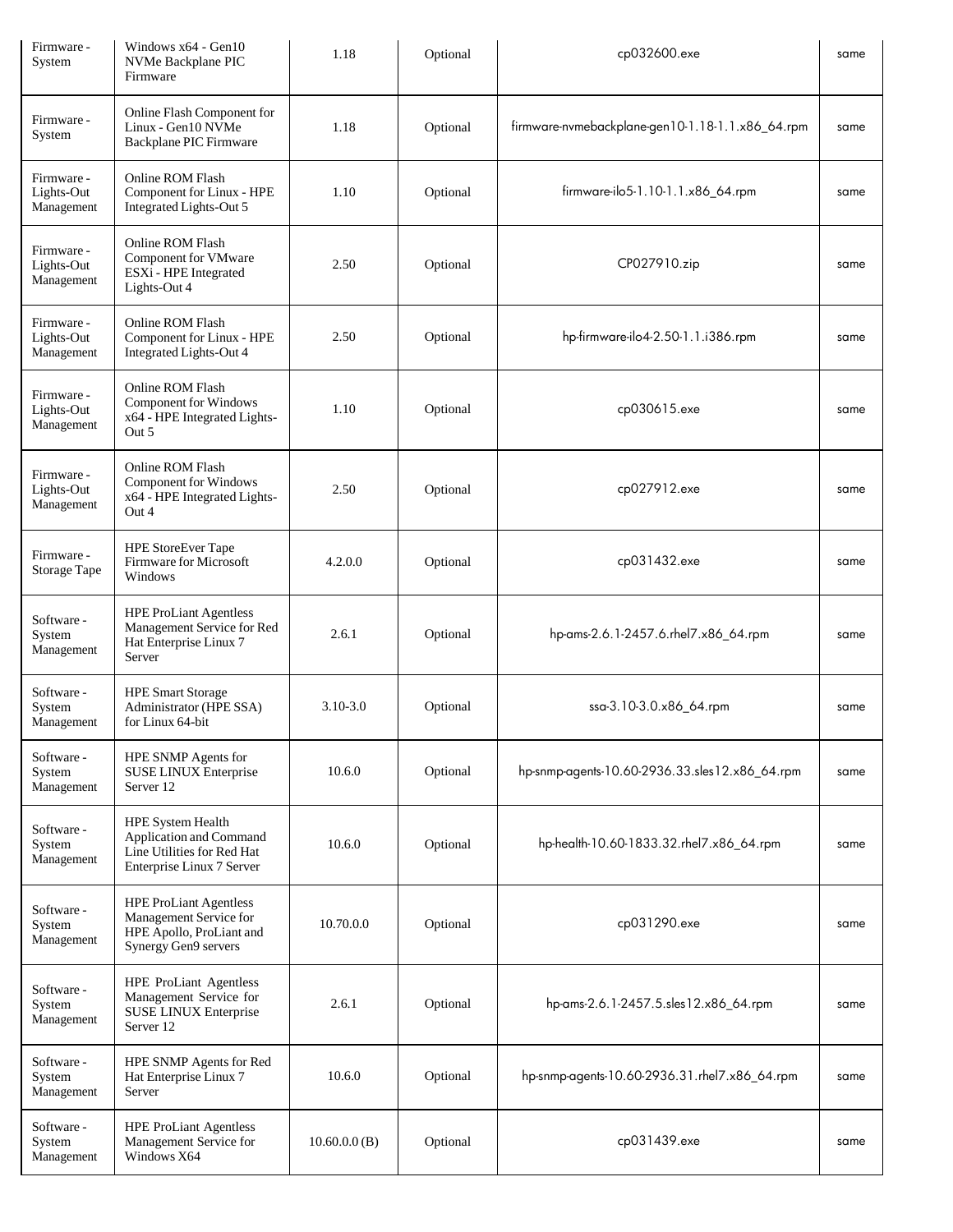| | | | | | |
|---|---|---|---|---|---|
| Firmware - System | Windows x64 - Gen10 NVMe Backplane PIC Firmware | 1.18 | Optional | cp032600.exe | same |
| Firmware - System | Online Flash Component for Linux - Gen10 NVMe Backplane PIC Firmware | 1.18 | Optional | firmware-nvmebackplane-gen10-1.18-1.1.x86_64.rpm | same |
| Firmware - Lights-Out Management | Online ROM Flash Component for Linux - HPE Integrated Lights-Out 5 | 1.10 | Optional | firmware-ilo5-1.10-1.1.x86_64.rpm | same |
| Firmware - Lights-Out Management | Online ROM Flash Component for VMware ESXi - HPE Integrated Lights-Out 4 | 2.50 | Optional | CP027910.zip | same |
| Firmware - Lights-Out Management | Online ROM Flash Component for Linux - HPE Integrated Lights-Out 4 | 2.50 | Optional | hp-firmware-ilo4-2.50-1.1.i386.rpm | same |
| Firmware - Lights-Out Management | Online ROM Flash Component for Windows x64 - HPE Integrated Lights-Out 5 | 1.10 | Optional | cp030615.exe | same |
| Firmware - Lights-Out Management | Online ROM Flash Component for Windows x64 - HPE Integrated Lights-Out 4 | 2.50 | Optional | cp027912.exe | same |
| Firmware - Storage Tape | HPE StoreEver Tape Firmware for Microsoft Windows | 4.2.0.0 | Optional | cp031432.exe | same |
| Software - System Management | HPE ProLiant Agentless Management Service for Red Hat Enterprise Linux 7 Server | 2.6.1 | Optional | hp-ams-2.6.1-2457.6.rhel7.x86_64.rpm | same |
| Software - System Management | HPE Smart Storage Administrator (HPE SSA) for Linux 64-bit | 3.10-3.0 | Optional | ssa-3.10-3.0.x86_64.rpm | same |
| Software - System Management | HPE SNMP Agents for SUSE LINUX Enterprise Server 12 | 10.6.0 | Optional | hp-snmp-agents-10.60-2936.33.sles12.x86_64.rpm | same |
| Software - System Management | HPE System Health Application and Command Line Utilities for Red Hat Enterprise Linux 7 Server | 10.6.0 | Optional | hp-health-10.60-1833.32.rhel7.x86_64.rpm | same |
| Software - System Management | HPE ProLiant Agentless Management Service for HPE Apollo, ProLiant and Synergy Gen9 servers | 10.70.0.0 | Optional | cp031290.exe | same |
| Software - System Management | HPE ProLiant Agentless Management Service for SUSE LINUX Enterprise Server 12 | 2.6.1 | Optional | hp-ams-2.6.1-2457.5.sles12.x86_64.rpm | same |
| Software - System Management | HPE SNMP Agents for Red Hat Enterprise Linux 7 Server | 10.6.0 | Optional | hp-snmp-agents-10.60-2936.31.rhel7.x86_64.rpm | same |
| Software - System Management | HPE ProLiant Agentless Management Service for Windows X64 | 10.60.0.0 (B) | Optional | cp031439.exe | same |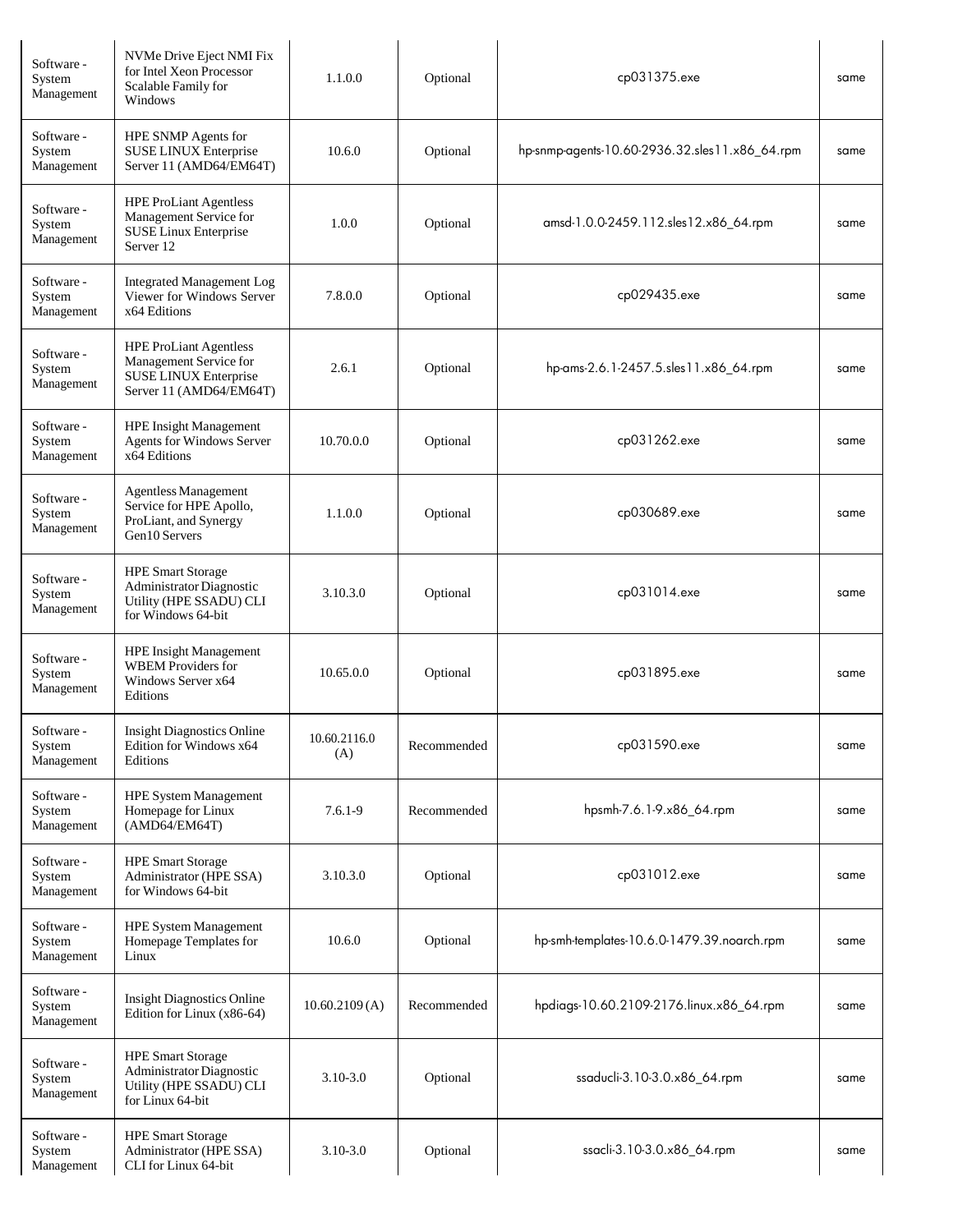| Software - System Management | NVMe Drive Eject NMI Fix for Intel Xeon Processor Scalable Family for Windows | 1.1.0.0 | Optional | cp031375.exe | same |
|---|---|---|---|---|---|
| Software - System Management | HPE SNMP Agents for SUSE LINUX Enterprise Server 11 (AMD64/EM64T) | 10.6.0 | Optional | hp-snmp-agents-10.60-2936.32.sles11.x86_64.rpm | same |
| Software - System Management | HPE ProLiant Agentless Management Service for SUSE Linux Enterprise Server 12 | 1.0.0 | Optional | amsd-1.0.0-2459.112.sles12.x86_64.rpm | same |
| Software - System Management | Integrated Management Log Viewer for Windows Server x64 Editions | 7.8.0.0 | Optional | cp029435.exe | same |
| Software - System Management | HPE ProLiant Agentless Management Service for SUSE LINUX Enterprise Server 11 (AMD64/EM64T) | 2.6.1 | Optional | hp-ams-2.6.1-2457.5.sles11.x86_64.rpm | same |
| Software - System Management | HPE Insight Management Agents for Windows Server x64 Editions | 10.70.0.0 | Optional | cp031262.exe | same |
| Software - System Management | Agentless Management Service for HPE Apollo, ProLiant, and Synergy Gen10 Servers | 1.1.0.0 | Optional | cp030689.exe | same |
| Software - System Management | HPE Smart Storage Administrator Diagnostic Utility (HPE SSADU) CLI for Windows 64-bit | 3.10.3.0 | Optional | cp031014.exe | same |
| Software - System Management | HPE Insight Management WBEM Providers for Windows Server x64 Editions | 10.65.0.0 | Optional | cp031895.exe | same |
| Software - System Management | Insight Diagnostics Online Edition for Windows x64 Editions | 10.60.2116.0 (A) | Recommended | cp031590.exe | same |
| Software - System Management | HPE System Management Homepage for Linux (AMD64/EM64T) | 7.6.1-9 | Recommended | hpsmh-7.6.1-9.x86_64.rpm | same |
| Software - System Management | HPE Smart Storage Administrator (HPE SSA) for Windows 64-bit | 3.10.3.0 | Optional | cp031012.exe | same |
| Software - System Management | HPE System Management Homepage Templates for Linux | 10.6.0 | Optional | hp-smh-templates-10.6.0-1479.39.noarch.rpm | same |
| Software - System Management | Insight Diagnostics Online Edition for Linux (x86-64) | 10.60.2109 (A) | Recommended | hpdiags-10.60.2109-2176.linux.x86_64.rpm | same |
| Software - System Management | HPE Smart Storage Administrator Diagnostic Utility (HPE SSADU) CLI for Linux 64-bit | 3.10-3.0 | Optional | ssaducli-3.10-3.0.x86_64.rpm | same |
| Software - System Management | HPE Smart Storage Administrator (HPE SSA) CLI for Linux 64-bit | 3.10-3.0 | Optional | ssacli-3.10-3.0.x86_64.rpm | same |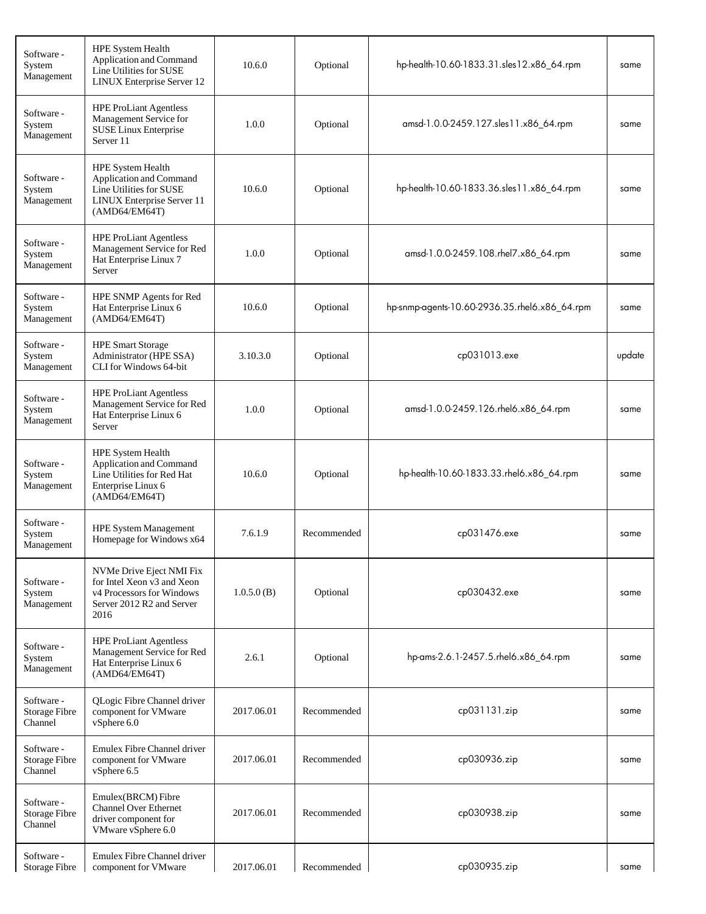| Software - System Management | HPE System Health Application and Command Line Utilities for SUSE LINUX Enterprise Server 12 | 10.6.0 | Optional | hp-health-10.60-1833.31.sles12.x86_64.rpm | same |
|---|---|---|---|---|---|
| Software - System Management | HPE ProLiant Agentless Management Service for SUSE Linux Enterprise Server 11 | 1.0.0 | Optional | amsd-1.0.0-2459.127.sles11.x86_64.rpm | same |
| Software - System Management | HPE System Health Application and Command Line Utilities for SUSE LINUX Enterprise Server 11 (AMD64/EM64T) | 10.6.0 | Optional | hp-health-10.60-1833.36.sles11.x86_64.rpm | same |
| Software - System Management | HPE ProLiant Agentless Management Service for Red Hat Enterprise Linux 7 Server | 1.0.0 | Optional | amsd-1.0.0-2459.108.rhel7.x86_64.rpm | same |
| Software - System Management | HPE SNMP Agents for Red Hat Enterprise Linux 6 (AMD64/EM64T) | 10.6.0 | Optional | hp-snmp-agents-10.60-2936.35.rhel6.x86_64.rpm | same |
| Software - System Management | HPE Smart Storage Administrator (HPE SSA) CLI for Windows 64-bit | 3.10.3.0 | Optional | cp031013.exe | update |
| Software - System Management | HPE ProLiant Agentless Management Service for Red Hat Enterprise Linux 6 Server | 1.0.0 | Optional | amsd-1.0.0-2459.126.rhel6.x86_64.rpm | same |
| Software - System Management | HPE System Health Application and Command Line Utilities for Red Hat Enterprise Linux 6 (AMD64/EM64T) | 10.6.0 | Optional | hp-health-10.60-1833.33.rhel6.x86_64.rpm | same |
| Software - System Management | HPE System Management Homepage for Windows x64 | 7.6.1.9 | Recommended | cp031476.exe | same |
| Software - System Management | NVMe Drive Eject NMI Fix for Intel Xeon v3 and Xeon v4 Processors for Windows Server 2012 R2 and Server 2016 | 1.0.5.0 (B) | Optional | cp030432.exe | same |
| Software - System Management | HPE ProLiant Agentless Management Service for Red Hat Enterprise Linux 6 (AMD64/EM64T) | 2.6.1 | Optional | hp-ams-2.6.1-2457.5.rhel6.x86_64.rpm | same |
| Software - Storage Fibre Channel | QLogic Fibre Channel driver component for VMware vSphere 6.0 | 2017.06.01 | Recommended | cp031131.zip | same |
| Software - Storage Fibre Channel | Emulex Fibre Channel driver component for VMware vSphere 6.5 | 2017.06.01 | Recommended | cp030936.zip | same |
| Software - Storage Fibre Channel | Emulex(BRCM) Fibre Channel Over Ethernet driver component for VMware vSphere 6.0 | 2017.06.01 | Recommended | cp030938.zip | same |
| Software - Storage Fibre | Emulex Fibre Channel driver component for VMware | 2017.06.01 | Recommended | cp030935.zip | same |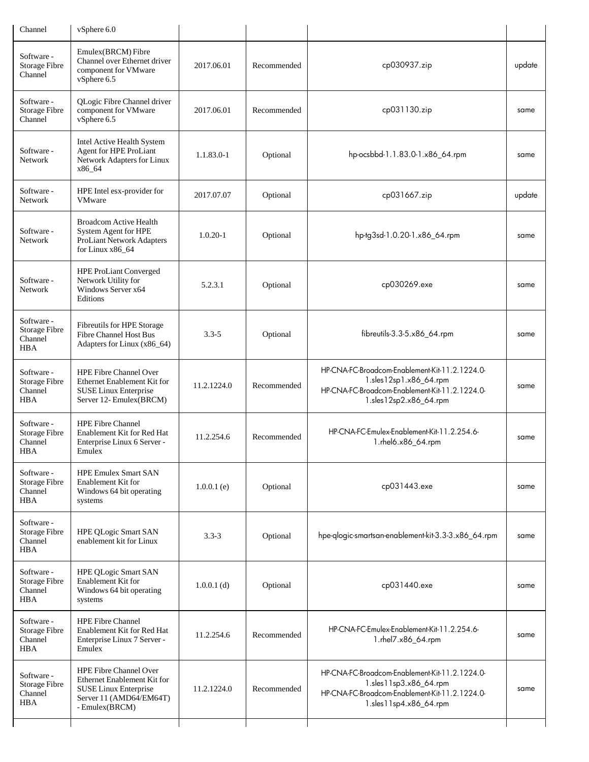| | | | | | |
|---|---|---|---|---|---|
| Channel | vSphere 6.0 | | | | |
| Software - Storage Fibre Channel | Emulex(BRCM) Fibre Channel over Ethernet driver component for VMware vSphere 6.5 | 2017.06.01 | Recommended | cp030937.zip | update |
| Software - Storage Fibre Channel | QLogic Fibre Channel driver component for VMware vSphere 6.5 | 2017.06.01 | Recommended | cp031130.zip | same |
| Software - Network | Intel Active Health System Agent for HPE ProLiant Network Adapters for Linux x86_64 | 1.1.83.0-1 | Optional | hp-ocsbbd-1.1.83.0-1.x86_64.rpm | same |
| Software - Network | HPE Intel esx-provider for VMware | 2017.07.07 | Optional | cp031667.zip | update |
| Software - Network | Broadcom Active Health System Agent for HPE ProLiant Network Adapters for Linux x86_64 | 1.0.20-1 | Optional | hp-tg3sd-1.0.20-1.x86_64.rpm | same |
| Software - Network | HPE ProLiant Converged Network Utility for Windows Server x64 Editions | 5.2.3.1 | Optional | cp030269.exe | same |
| Software - Storage Fibre Channel HBA | Fibreutils for HPE Storage Fibre Channel Host Bus Adapters for Linux (x86_64) | 3.3-5 | Optional | fibreutils-3.3-5.x86_64.rpm | same |
| Software - Storage Fibre Channel HBA | HPE Fibre Channel Over Ethernet Enablement Kit for SUSE Linux Enterprise Server 12- Emulex(BRCM) | 11.2.1224.0 | Recommended | HP-CNA-FC-Broadcom-Enablement-Kit-11.2.1224.0-1.sles12sp1.x86_64.rpm HP-CNA-FC-Broadcom-Enablement-Kit-11.2.1224.0-1.sles12sp2.x86_64.rpm | same |
| Software - Storage Fibre Channel HBA | HPE Fibre Channel Enablement Kit for Red Hat Enterprise Linux 6 Server - Emulex | 11.2.254.6 | Recommended | HP-CNA-FC-Emulex-Enablement-Kit-11.2.254.6-1.rhel6.x86_64.rpm | same |
| Software - Storage Fibre Channel HBA | HPE Emulex Smart SAN Enablement Kit for Windows 64 bit operating systems | 1.0.0.1 (e) | Optional | cp031443.exe | same |
| Software - Storage Fibre Channel HBA | HPE QLogic Smart SAN enablement kit for Linux | 3.3-3 | Optional | hpe-qlogic-smartsan-enablement-kit-3.3-3.x86_64.rpm | same |
| Software - Storage Fibre Channel HBA | HPE QLogic Smart SAN Enablement Kit for Windows 64 bit operating systems | 1.0.0.1 (d) | Optional | cp031440.exe | same |
| Software - Storage Fibre Channel HBA | HPE Fibre Channel Enablement Kit for Red Hat Enterprise Linux 7 Server - Emulex | 11.2.254.6 | Recommended | HP-CNA-FC-Emulex-Enablement-Kit-11.2.254.6-1.rhel7.x86_64.rpm | same |
| Software - Storage Fibre Channel HBA | HPE Fibre Channel Over Ethernet Enablement Kit for SUSE Linux Enterprise Server 11 (AMD64/EM64T) - Emulex(BRCM) | 11.2.1224.0 | Recommended | HP-CNA-FC-Broadcom-Enablement-Kit-11.2.1224.0-1.sles11sp3.x86_64.rpm HP-CNA-FC-Broadcom-Enablement-Kit-11.2.1224.0-1.sles11sp4.x86_64.rpm | same |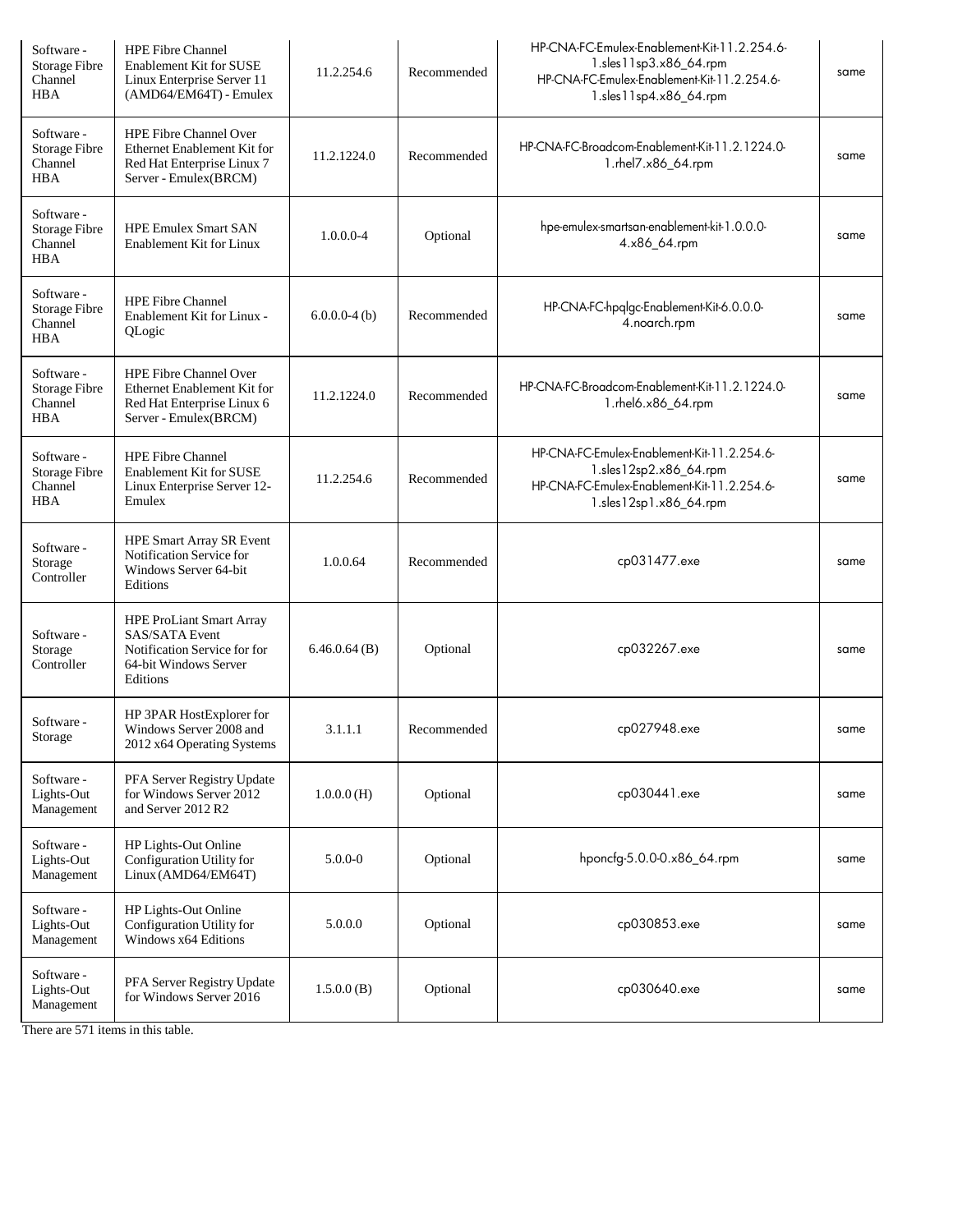| | | | | | |
|---|---|---|---|---|---|
| Software - Storage Fibre Channel HBA | HPE Fibre Channel Enablement Kit for SUSE Linux Enterprise Server 11 (AMD64/EM64T) - Emulex | 11.2.254.6 | Recommended | HP-CNA-FC-Emulex-Enablement-Kit-11.2.254.6-1.sles11sp3.x86_64.rpm HP-CNA-FC-Emulex-Enablement-Kit-11.2.254.6-1.sles11sp4.x86_64.rpm | same |
| Software - Storage Fibre Channel HBA | HPE Fibre Channel Over Ethernet Enablement Kit for Red Hat Enterprise Linux 7 Server - Emulex(BRCM) | 11.2.1224.0 | Recommended | HP-CNA-FC-Broadcom-Enablement-Kit-11.2.1224.0-1.rhel7.x86_64.rpm | same |
| Software - Storage Fibre Channel HBA | HPE Emulex Smart SAN Enablement Kit for Linux | 1.0.0.0-4 | Optional | hpe-emulex-smartsan-enablement-kit-1.0.0.0-4.x86_64.rpm | same |
| Software - Storage Fibre Channel HBA | HPE Fibre Channel Enablement Kit for Linux - QLogic | 6.0.0.0-4 (b) | Recommended | HP-CNA-FC-hpqlgc-Enablement-Kit-6.0.0.0-4.noarch.rpm | same |
| Software - Storage Fibre Channel HBA | HPE Fibre Channel Over Ethernet Enablement Kit for Red Hat Enterprise Linux 6 Server - Emulex(BRCM) | 11.2.1224.0 | Recommended | HP-CNA-FC-Broadcom-Enablement-Kit-11.2.1224.0-1.rhel6.x86_64.rpm | same |
| Software - Storage Fibre Channel HBA | HPE Fibre Channel Enablement Kit for SUSE Linux Enterprise Server 12- Emulex | 11.2.254.6 | Recommended | HP-CNA-FC-Emulex-Enablement-Kit-11.2.254.6-1.sles12sp2.x86_64.rpm HP-CNA-FC-Emulex-Enablement-Kit-11.2.254.6-1.sles12sp1.x86_64.rpm | same |
| Software - Storage Controller | HPE Smart Array SR Event Notification Service for Windows Server 64-bit Editions | 1.0.0.64 | Recommended | cp031477.exe | same |
| Software - Storage Controller | HPE ProLiant Smart Array SAS/SATA Event Notification Service for for 64-bit Windows Server Editions | 6.46.0.64 (B) | Optional | cp032267.exe | same |
| Software - Storage | HP 3PAR HostExplorer for Windows Server 2008 and 2012 x64 Operating Systems | 3.1.1.1 | Recommended | cp027948.exe | same |
| Software - Lights-Out Management | PFA Server Registry Update for Windows Server 2012 and Server 2012 R2 | 1.0.0.0 (H) | Optional | cp030441.exe | same |
| Software - Lights-Out Management | HP Lights-Out Online Configuration Utility for Linux (AMD64/EM64T) | 5.0.0-0 | Optional | hponcfg-5.0.0-0.x86_64.rpm | same |
| Software - Lights-Out Management | HP Lights-Out Online Configuration Utility for Windows x64 Editions | 5.0.0.0 | Optional | cp030853.exe | same |
| Software - Lights-Out Management | PFA Server Registry Update for Windows Server 2016 | 1.5.0.0 (B) | Optional | cp030640.exe | same |

There are 571 items in this table.